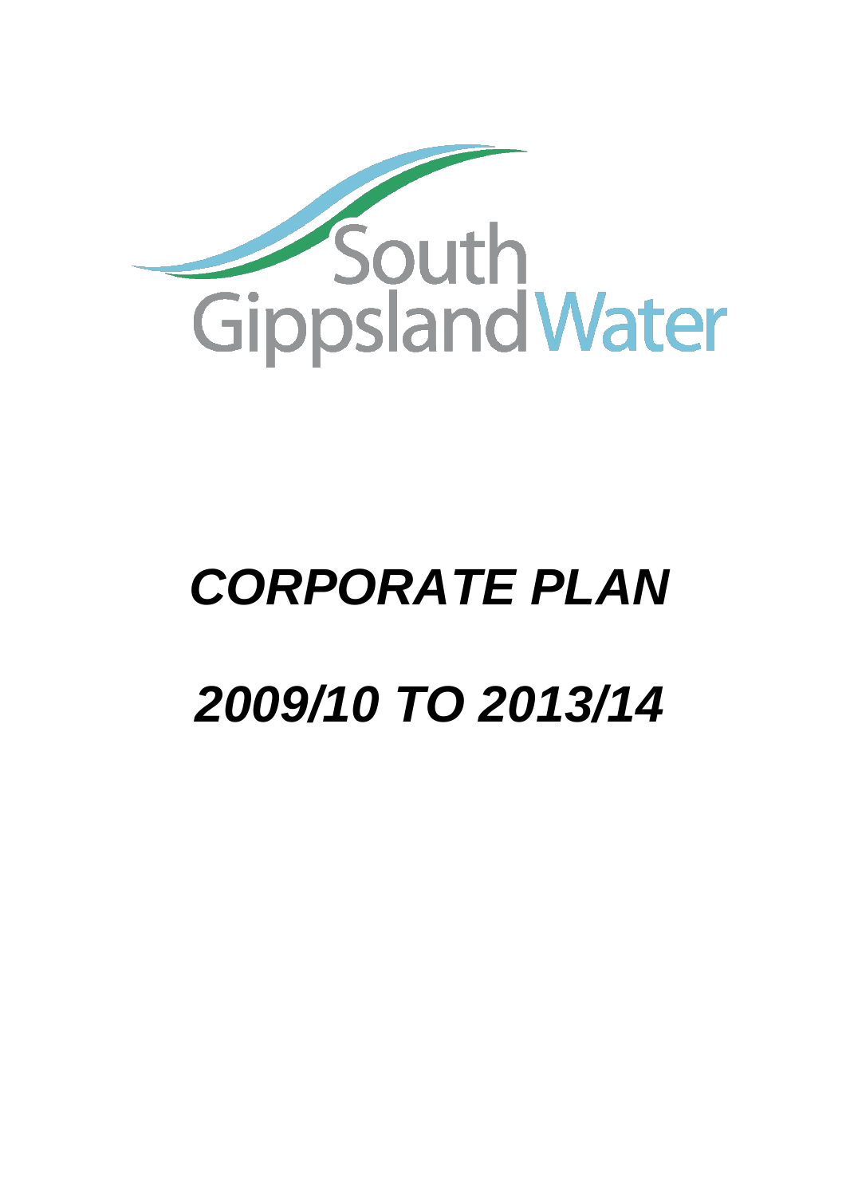South Gippsland Water

# *CORPORATE PLAN*

# *2009/10 TO 2013/14*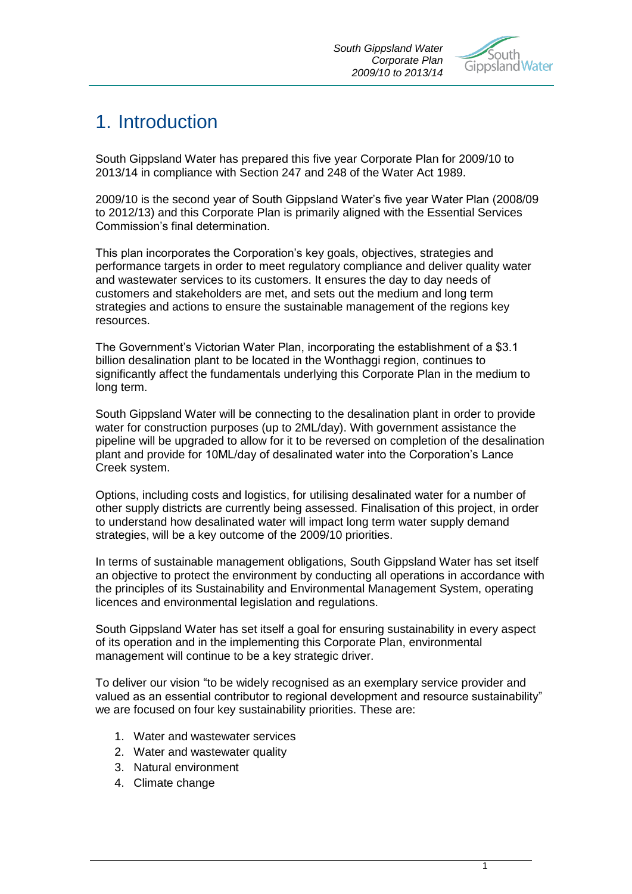# 1. Introduction

South Gippsland Water has prepared this five year Corporate Plan for 2009/10 to 2013/14 in compliance with Section 247 and 248 of the Water Act 1989.

2009/10 is the second year of South Gippsland Water's five year Water Plan (2008/09 to 2012/13) and this Corporate Plan is primarily aligned with the Essential Services Commission's final determination.

This plan incorporates the Corporation's key goals, objectives, strategies and performance targets in order to meet regulatory compliance and deliver quality water and wastewater services to its customers. It ensures the day to day needs of customers and stakeholders are met, and sets out the medium and long term strategies and actions to ensure the sustainable management of the regions key resources.

The Government's Victorian Water Plan, incorporating the establishment of a $3.1 billion desalination plant to be located in the Wonthaggi region, continues to significantly affect the fundamentals underlying this Corporate Plan in the medium to long term.

South Gippsland Water will be connecting to the desalination plant in order to provide water for construction purposes (up to 2ML/day). With government assistance the pipeline will be upgraded to allow for it to be reversed on completion of the desalination plant and provide for 10ML/day of desalinated water into the Corporation's Lance Creek system.

Options, including costs and logistics, for utilising desalinated water for a number of other supply districts are currently being assessed. Finalisation of this project, in order to understand how desalinated water will impact long term water supply demand strategies, will be a key outcome of the 2009/10 priorities.

In terms of sustainable management obligations, South Gippsland Water has set itself an objective to protect the environment by conducting all operations in accordance with the principles of its Sustainability and Environmental Management System, operating licences and environmental legislation and regulations.

South Gippsland Water has set itself a goal for ensuring sustainability in every aspect of its operation and in the implementing this Corporate Plan, environmental management will continue to be a key strategic driver.

To deliver our vision "to be widely recognised as an exemplary service provider and valued as an essential contributor to regional development and resource sustainability" we are focused on four key sustainability priorities. These are:

1. Water and wastewater services
2. Water and wastewater quality
3. Natural environment
4. Climate change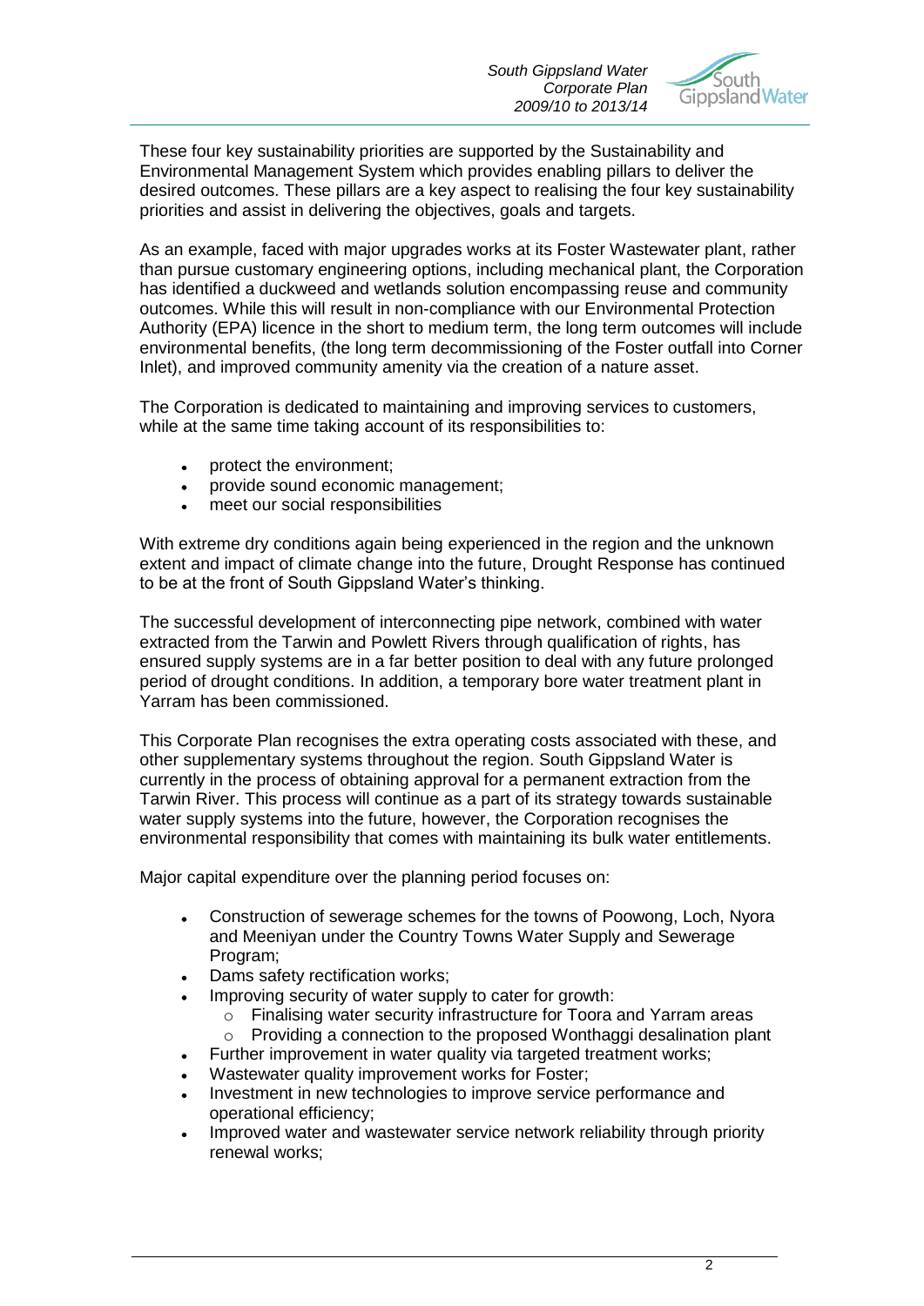These four key sustainability priorities are supported by the Sustainability and Environmental Management System which provides enabling pillars to deliver the desired outcomes. These pillars are a key aspect to realising the four key sustainability priorities and assist in delivering the objectives, goals and targets.

As an example, faced with major upgrades works at its Foster Wastewater plant, rather than pursue customary engineering options, including mechanical plant, the Corporation has identified a duckweed and wetlands solution encompassing reuse and community outcomes. While this will result in non-compliance with our Environmental Protection Authority (EPA) licence in the short to medium term, the long term outcomes will include environmental benefits, (the long term decommissioning of the Foster outfall into Corner Inlet), and improved community amenity via the creation of a nature asset.

The Corporation is dedicated to maintaining and improving services to customers, while at the same time taking account of its responsibilities to:

- protect the environment;
- provide sound economic management;
- meet our social responsibilities

With extreme dry conditions again being experienced in the region and the unknown extent and impact of climate change into the future, Drought Response has continued to be at the front of South Gippsland Water's thinking.

The successful development of interconnecting pipe network, combined with water extracted from the Tarwin and Powlett Rivers through qualification of rights, has ensured supply systems are in a far better position to deal with any future prolonged period of drought conditions. In addition, a temporary bore water treatment plant in Yarram has been commissioned.

This Corporate Plan recognises the extra operating costs associated with these, and other supplementary systems throughout the region. South Gippsland Water is currently in the process of obtaining approval for a permanent extraction from the Tarwin River. This process will continue as a part of its strategy towards sustainable water supply systems into the future, however, the Corporation recognises the environmental responsibility that comes with maintaining its bulk water entitlements.

Major capital expenditure over the planning period focuses on:

- Construction of sewerage schemes for the towns of Poowong, Loch, Nyora and Meeniyan under the Country Towns Water Supply and Sewerage Program;
- Dams safety rectification works;
- Improving security of water supply to cater for growth:
  - Finalising water security infrastructure for Toora and Yarram areas
  - Providing a connection to the proposed Wonthaggi desalination plant
- Further improvement in water quality via targeted treatment works;
- Wastewater quality improvement works for Foster;
- Investment in new technologies to improve service performance and operational efficiency;
- Improved water and wastewater service network reliability through priority renewal works;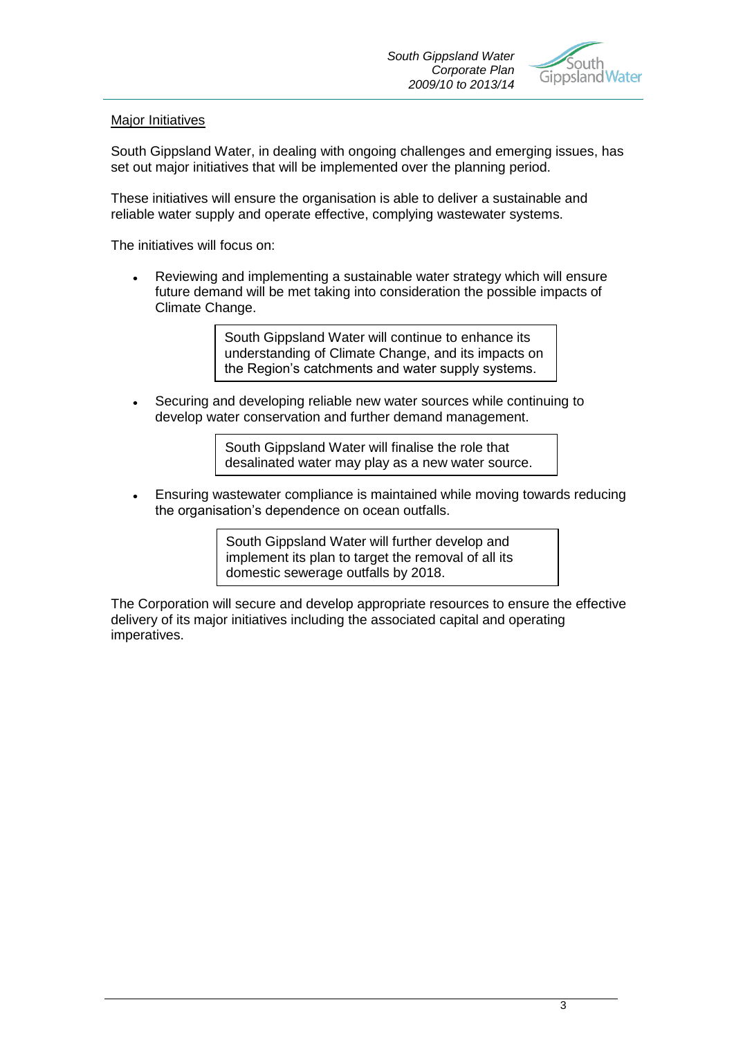## Major Initiatives

South Gippsland Water, in dealing with ongoing challenges and emerging issues, has set out major initiatives that will be implemented over the planning period.

These initiatives will ensure the organisation is able to deliver a sustainable and reliable water supply and operate effective, complying wastewater systems.

The initiatives will focus on:

- Reviewing and implementing a sustainable water strategy which will ensure future demand will be met taking into consideration the possible impacts of Climate Change.

> South Gippsland Water will continue to enhance its understanding of Climate Change, and its impacts on the Region's catchments and water supply systems.

- Securing and developing reliable new water sources while continuing to develop water conservation and further demand management.

> South Gippsland Water will finalise the role that desalinated water may play as a new water source.

- Ensuring wastewater compliance is maintained while moving towards reducing the organisation's dependence on ocean outfalls.

> South Gippsland Water will further develop and implement its plan to target the removal of all its domestic sewerage outfalls by 2018.

The Corporation will secure and develop appropriate resources to ensure the effective delivery of its major initiatives including the associated capital and operating imperatives.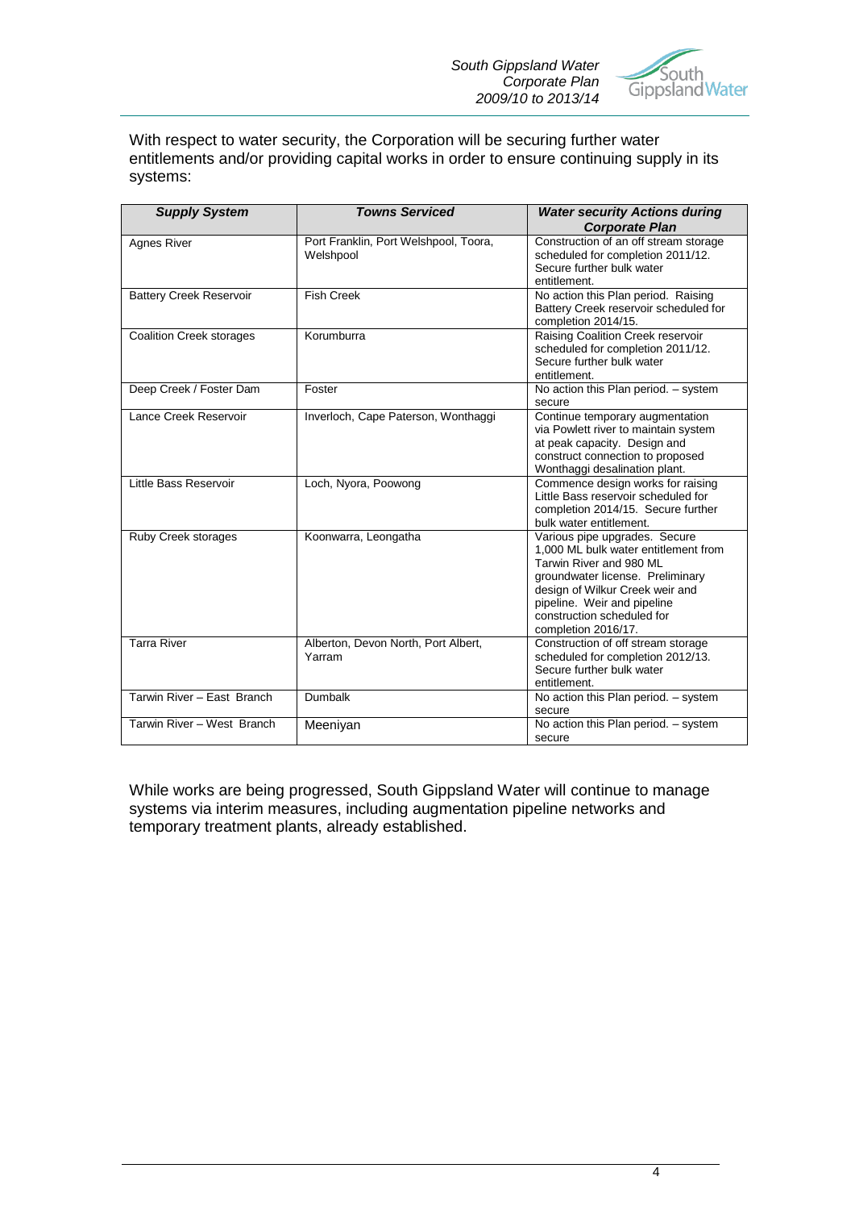With respect to water security, the Corporation will be securing further water entitlements and/or providing capital works in order to ensure continuing supply in its systems:

| ***Supply System*** | ***Towns Serviced*** | ***Water security Actions during Corporate Plan*** |
|---|---|---|
| Agnes River | Port Franklin, Port Welshpool, Toora, Welshpool | Construction of an off stream storage scheduled for completion 2011/12. Secure further bulk water entitlement. |
| Battery Creek Reservoir | Fish Creek | No action this Plan period. Raising Battery Creek reservoir scheduled for completion 2014/15. |
| Coalition Creek storages | Korumburra | Raising Coalition Creek reservoir scheduled for completion 2011/12. Secure further bulk water entitlement. |
| Deep Creek / Foster Dam | Foster | No action this Plan period. – system secure |
| Lance Creek Reservoir | Inverloch, Cape Paterson, Wonthaggi | Continue temporary augmentation via Powlett river to maintain system at peak capacity. Design and construct connection to proposed Wonthaggi desalination plant. |
| Little Bass Reservoir | Loch, Nyora, Poowong | Commence design works for raising Little Bass reservoir scheduled for completion 2014/15. Secure further bulk water entitlement. |
| Ruby Creek storages | Koonwarra, Leongatha | Various pipe upgrades. Secure 1,000 ML bulk water entitlement from Tarwin River and 980 ML groundwater license. Preliminary design of Wilkur Creek weir and pipeline. Weir and pipeline construction scheduled for completion 2016/17. |
| Tarra River | Alberton, Devon North, Port Albert, Yarram | Construction of off stream storage scheduled for completion 2012/13. Secure further bulk water entitlement. |
| Tarwin River – East Branch | Dumbalk | No action this Plan period. – system secure |
| Tarwin River – West Branch | Meeniyan | No action this Plan period. – system secure |

While works are being progressed, South Gippsland Water will continue to manage systems via interim measures, including augmentation pipeline networks and temporary treatment plants, already established.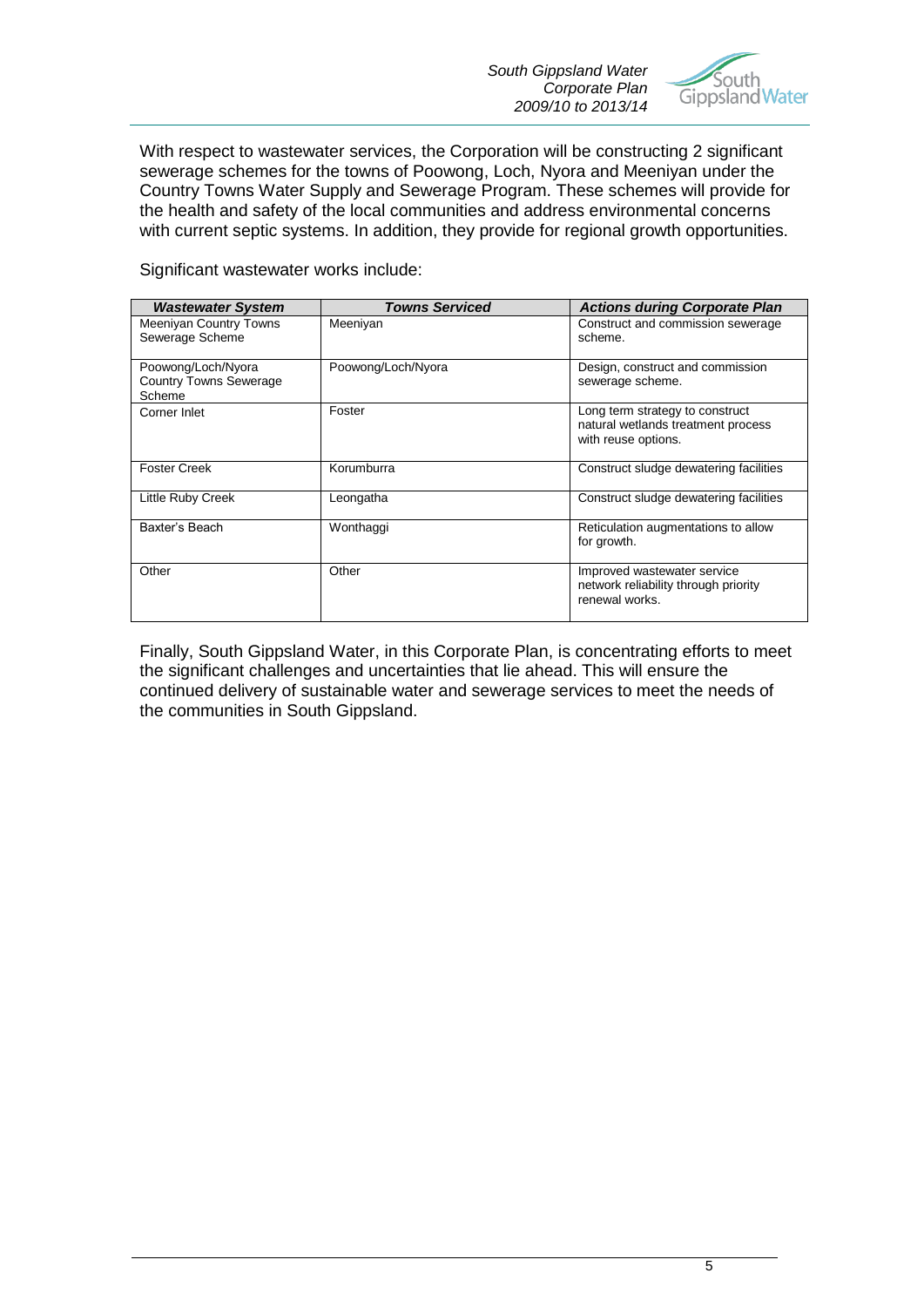With respect to wastewater services, the Corporation will be constructing 2 significant sewerage schemes for the towns of Poowong, Loch, Nyora and Meeniyan under the Country Towns Water Supply and Sewerage Program. These schemes will provide for the health and safety of the local communities and address environmental concerns with current septic systems. In addition, they provide for regional growth opportunities.

Significant wastewater works include:

| ***Wastewater System*** | ***Towns Serviced*** | ***Actions during Corporate Plan*** |
|---|---|---|
| Meeniyan Country Towns Sewerage Scheme | Meeniyan | Construct and commission sewerage scheme. |
| Poowong/Loch/Nyora Country Towns Sewerage Scheme | Poowong/Loch/Nyora | Design, construct and commission sewerage scheme. |
| Corner Inlet | Foster | Long term strategy to construct natural wetlands treatment process with reuse options. |
| Foster Creek | Korumburra | Construct sludge dewatering facilities |
| Little Ruby Creek | Leongatha | Construct sludge dewatering facilities |
| Baxter's Beach | Wonthaggi | Reticulation augmentations to allow for growth. |
| Other | Other | Improved wastewater service network reliability through priority renewal works. |

Finally, South Gippsland Water, in this Corporate Plan, is concentrating efforts to meet the significant challenges and uncertainties that lie ahead. This will ensure the continued delivery of sustainable water and sewerage services to meet the needs of the communities in South Gippsland.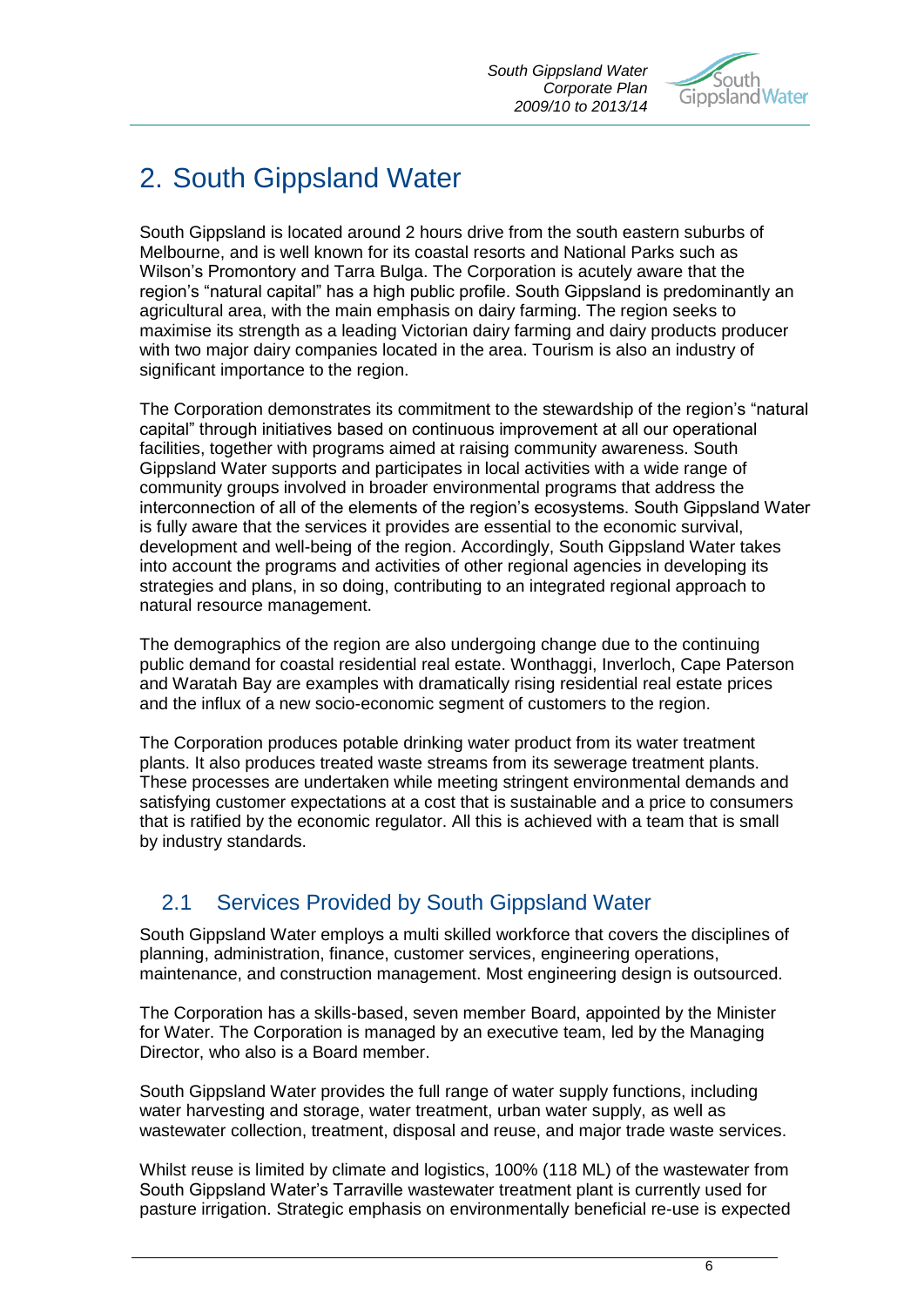# 2. South Gippsland Water

South Gippsland is located around 2 hours drive from the south eastern suburbs of Melbourne, and is well known for its coastal resorts and National Parks such as Wilson's Promontory and Tarra Bulga. The Corporation is acutely aware that the region's "natural capital" has a high public profile. South Gippsland is predominantly an agricultural area, with the main emphasis on dairy farming. The region seeks to maximise its strength as a leading Victorian dairy farming and dairy products producer with two major dairy companies located in the area. Tourism is also an industry of significant importance to the region.

The Corporation demonstrates its commitment to the stewardship of the region's "natural capital" through initiatives based on continuous improvement at all our operational facilities, together with programs aimed at raising community awareness. South Gippsland Water supports and participates in local activities with a wide range of community groups involved in broader environmental programs that address the interconnection of all of the elements of the region's ecosystems. South Gippsland Water is fully aware that the services it provides are essential to the economic survival, development and well-being of the region. Accordingly, South Gippsland Water takes into account the programs and activities of other regional agencies in developing its strategies and plans, in so doing, contributing to an integrated regional approach to natural resource management.

The demographics of the region are also undergoing change due to the continuing public demand for coastal residential real estate. Wonthaggi, Inverloch, Cape Paterson and Waratah Bay are examples with dramatically rising residential real estate prices and the influx of a new socio-economic segment of customers to the region.

The Corporation produces potable drinking water product from its water treatment plants. It also produces treated waste streams from its sewerage treatment plants. These processes are undertaken while meeting stringent environmental demands and satisfying customer expectations at a cost that is sustainable and a price to consumers that is ratified by the economic regulator. All this is achieved with a team that is small by industry standards.

## 2.1 Services Provided by South Gippsland Water

South Gippsland Water employs a multi skilled workforce that covers the disciplines of planning, administration, finance, customer services, engineering operations, maintenance, and construction management. Most engineering design is outsourced.

The Corporation has a skills-based, seven member Board, appointed by the Minister for Water. The Corporation is managed by an executive team, led by the Managing Director, who also is a Board member.

South Gippsland Water provides the full range of water supply functions, including water harvesting and storage, water treatment, urban water supply, as well as wastewater collection, treatment, disposal and reuse, and major trade waste services.

Whilst reuse is limited by climate and logistics, 100% (118 ML) of the wastewater from South Gippsland Water's Tarraville wastewater treatment plant is currently used for pasture irrigation. Strategic emphasis on environmentally beneficial re-use is expected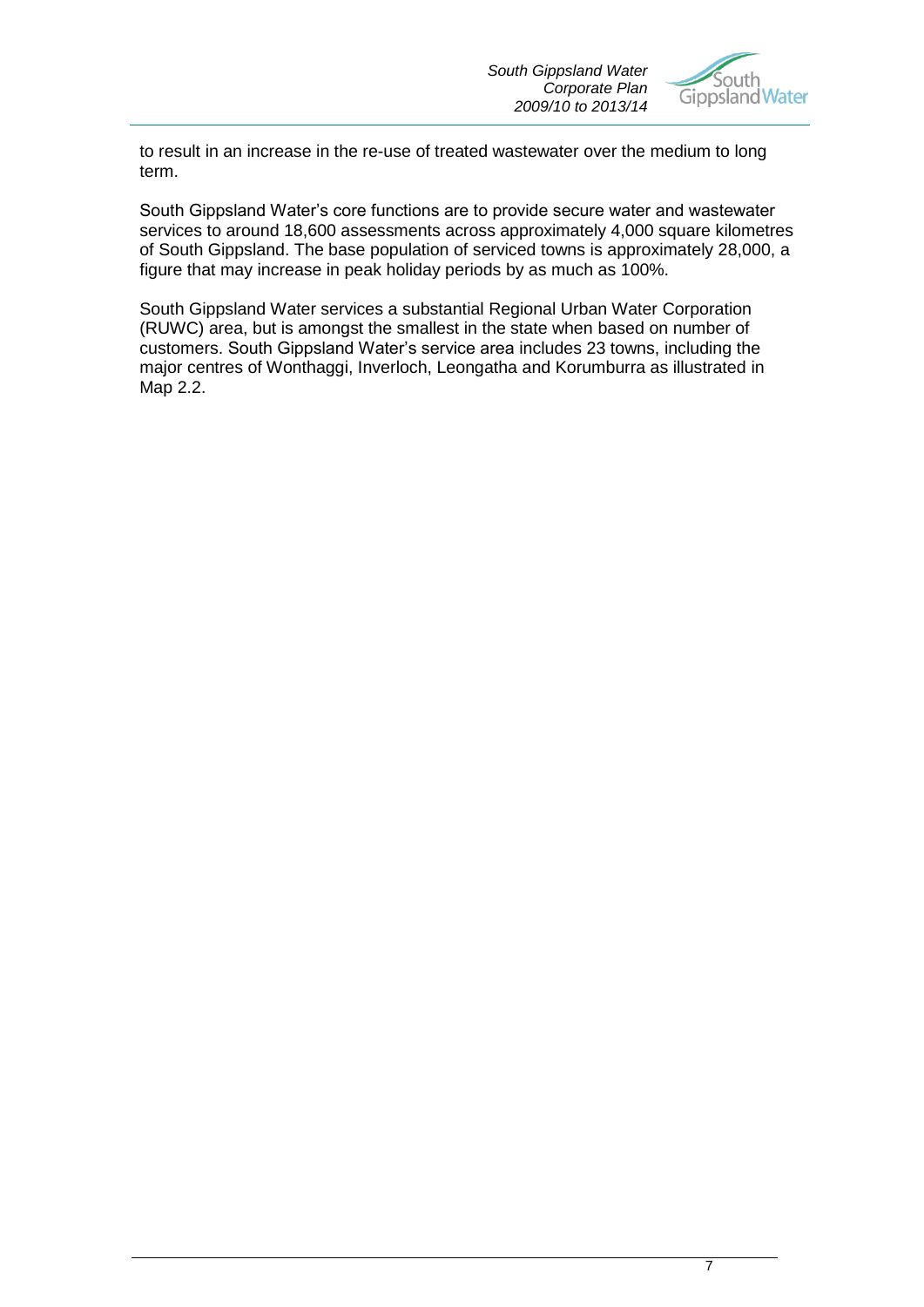to result in an increase in the re-use of treated wastewater over the medium to long term.

South Gippsland Water's core functions are to provide secure water and wastewater services to around 18,600 assessments across approximately 4,000 square kilometres of South Gippsland. The base population of serviced towns is approximately 28,000, a figure that may increase in peak holiday periods by as much as 100%.

South Gippsland Water services a substantial Regional Urban Water Corporation (RUWC) area, but is amongst the smallest in the state when based on number of customers. South Gippsland Water's service area includes 23 towns, including the major centres of Wonthaggi, Inverloch, Leongatha and Korumburra as illustrated in Map 2.2.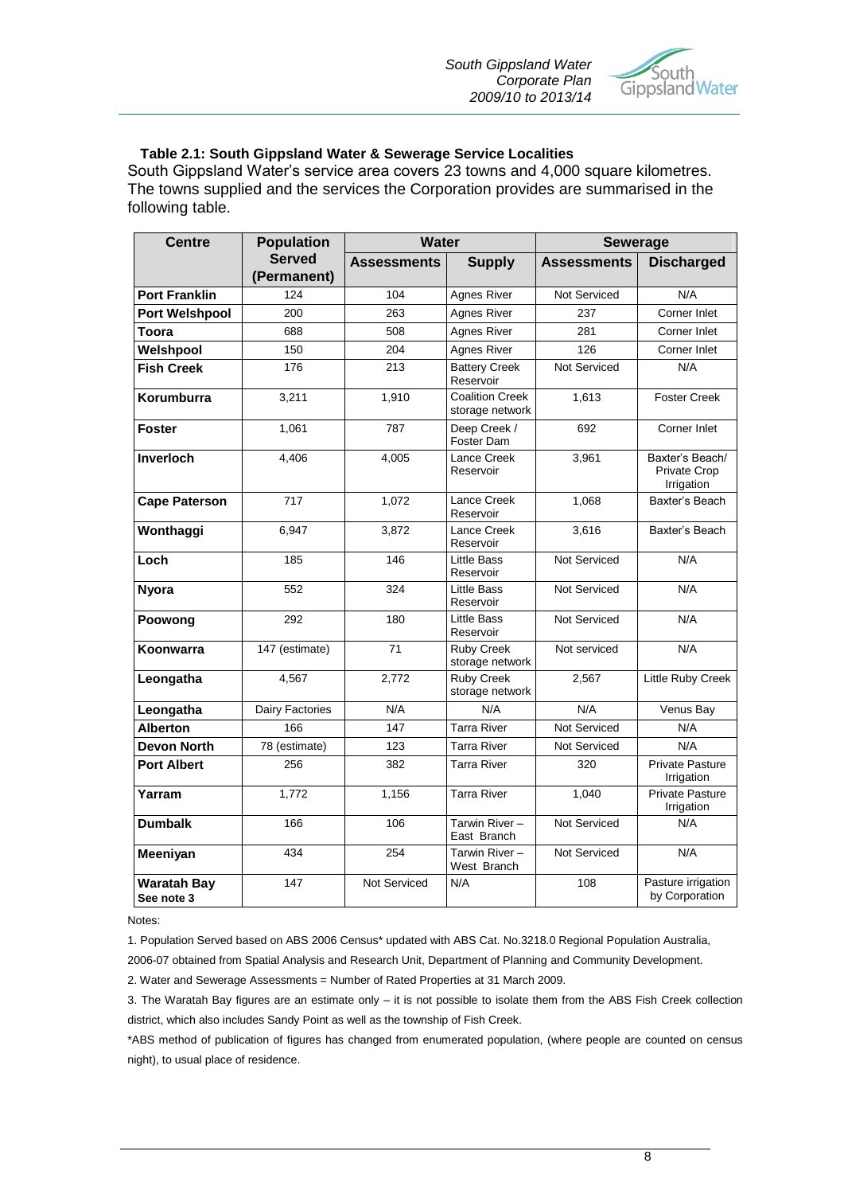**Table 2.1: South Gippsland Water & Sewerage Service Localities**

South Gippsland Water's service area covers 23 towns and 4,000 square kilometres. The towns supplied and the services the Corporation provides are summarised in the following table.

| Centre | Population Served (Permanent) | Water | | Sewerage | |
|---|---|---|---|---|---|
| | | Assessments | Supply | Assessments | Discharged |
| **Port Franklin** | 124 | 104 | Agnes River | Not Serviced | N/A |
| **Port Welshpool** | 200 | 263 | Agnes River | 237 | Corner Inlet |
| **Toora** | 688 | 508 | Agnes River | 281 | Corner Inlet |
| **Welshpool** | 150 | 204 | Agnes River | 126 | Corner Inlet |
| **Fish Creek** | 176 | 213 | Battery Creek Reservoir | Not Serviced | N/A |
| **Korumburra** | 3,211 | 1,910 | Coalition Creek storage network | 1,613 | Foster Creek |
| **Foster** | 1,061 | 787 | Deep Creek / Foster Dam | 692 | Corner Inlet |
| **Inverloch** | 4,406 | 4,005 | Lance Creek Reservoir | 3,961 | Baxter's Beach/ Private Crop Irrigation |
| **Cape Paterson** | 717 | 1,072 | Lance Creek Reservoir | 1,068 | Baxter's Beach |
| **Wonthaggi** | 6,947 | 3,872 | Lance Creek Reservoir | 3,616 | Baxter's Beach |
| **Loch** | 185 | 146 | Little Bass Reservoir | Not Serviced | N/A |
| **Nyora** | 552 | 324 | Little Bass Reservoir | Not Serviced | N/A |
| **Poowong** | 292 | 180 | Little Bass Reservoir | Not Serviced | N/A |
| **Koonwarra** | 147 (estimate) | 71 | Ruby Creek storage network | Not serviced | N/A |
| **Leongatha** | 4,567 | 2,772 | Ruby Creek storage network | 2,567 | Little Ruby Creek |
| **Leongatha** | Dairy Factories | N/A | N/A | N/A | Venus Bay |
| **Alberton** | 166 | 147 | Tarra River | Not Serviced | N/A |
| **Devon North** | 78 (estimate) | 123 | Tarra River | Not Serviced | N/A |
| **Port Albert** | 256 | 382 | Tarra River | 320 | Private Pasture Irrigation |
| **Yarram** | 1,772 | 1,156 | Tarra River | 1,040 | Private Pasture Irrigation |
| **Dumbalk** | 166 | 106 | Tarwin River – East Branch | Not Serviced | N/A |
| **Meeniyan** | 434 | 254 | Tarwin River – West Branch | Not Serviced | N/A |
| **Waratah Bay** See note 3 | 147 | Not Serviced | N/A | 108 | Pasture irrigation by Corporation |

Notes:

1. Population Served based on ABS 2006 Census* updated with ABS Cat. No.3218.0 Regional Population Australia, 2006-07 obtained from Spatial Analysis and Research Unit, Department of Planning and Community Development.

2. Water and Sewerage Assessments = Number of Rated Properties at 31 March 2009.

3. The Waratah Bay figures are an estimate only – it is not possible to isolate them from the ABS Fish Creek collection district, which also includes Sandy Point as well as the township of Fish Creek.

*ABS method of publication of figures has changed from enumerated population, (where people are counted on census night), to usual place of residence.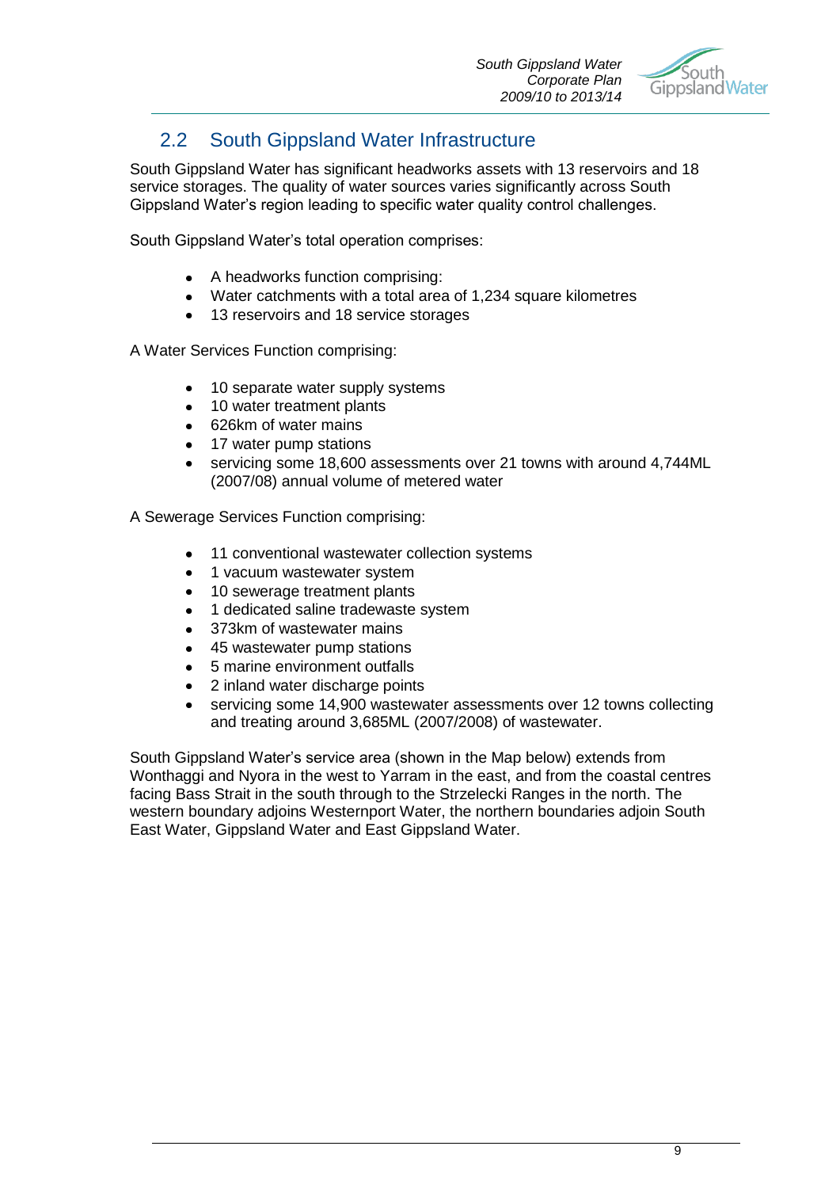## 2.2 South Gippsland Water Infrastructure

South Gippsland Water has significant headworks assets with 13 reservoirs and 18 service storages. The quality of water sources varies significantly across South Gippsland Water's region leading to specific water quality control challenges.

South Gippsland Water's total operation comprises:

- A headworks function comprising:
- Water catchments with a total area of 1,234 square kilometres
- 13 reservoirs and 18 service storages

A Water Services Function comprising:

- 10 separate water supply systems
- 10 water treatment plants
- 626km of water mains
- 17 water pump stations
- servicing some 18,600 assessments over 21 towns with around 4,744ML (2007/08) annual volume of metered water

A Sewerage Services Function comprising:

- 11 conventional wastewater collection systems
- 1 vacuum wastewater system
- 10 sewerage treatment plants
- 1 dedicated saline tradewaste system
- 373km of wastewater mains
- 45 wastewater pump stations
- 5 marine environment outfalls
- 2 inland water discharge points
- servicing some 14,900 wastewater assessments over 12 towns collecting and treating around 3,685ML (2007/2008) of wastewater.

South Gippsland Water's service area (shown in the Map below) extends from Wonthaggi and Nyora in the west to Yarram in the east, and from the coastal centres facing Bass Strait in the south through to the Strzelecki Ranges in the north. The western boundary adjoins Westernport Water, the northern boundaries adjoin South East Water, Gippsland Water and East Gippsland Water.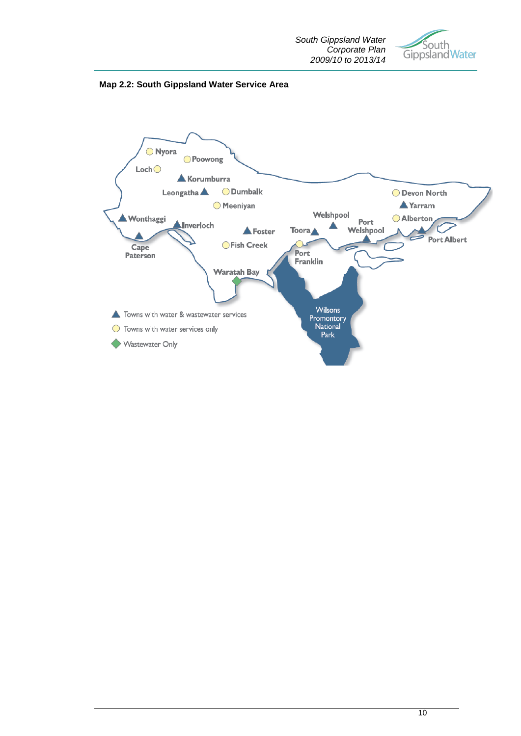**Map 2.2: South Gippsland Water Service Area**

Nyora
Poowong
Loch
Korumburra
Leongatha
Dumbalk
Meeniyan
Wonthaggi
Inverloch
Foster
Fish Creek
Cape Paterson
Waratah Bay
Welshpool
Toora
Port Welshpool
Port Franklin
Devon North
Yarram
Alberton
Port Albert
Wilsons Promontory National Park

- Towns with water & wastewater services
- Towns with water services only
- Wastewater Only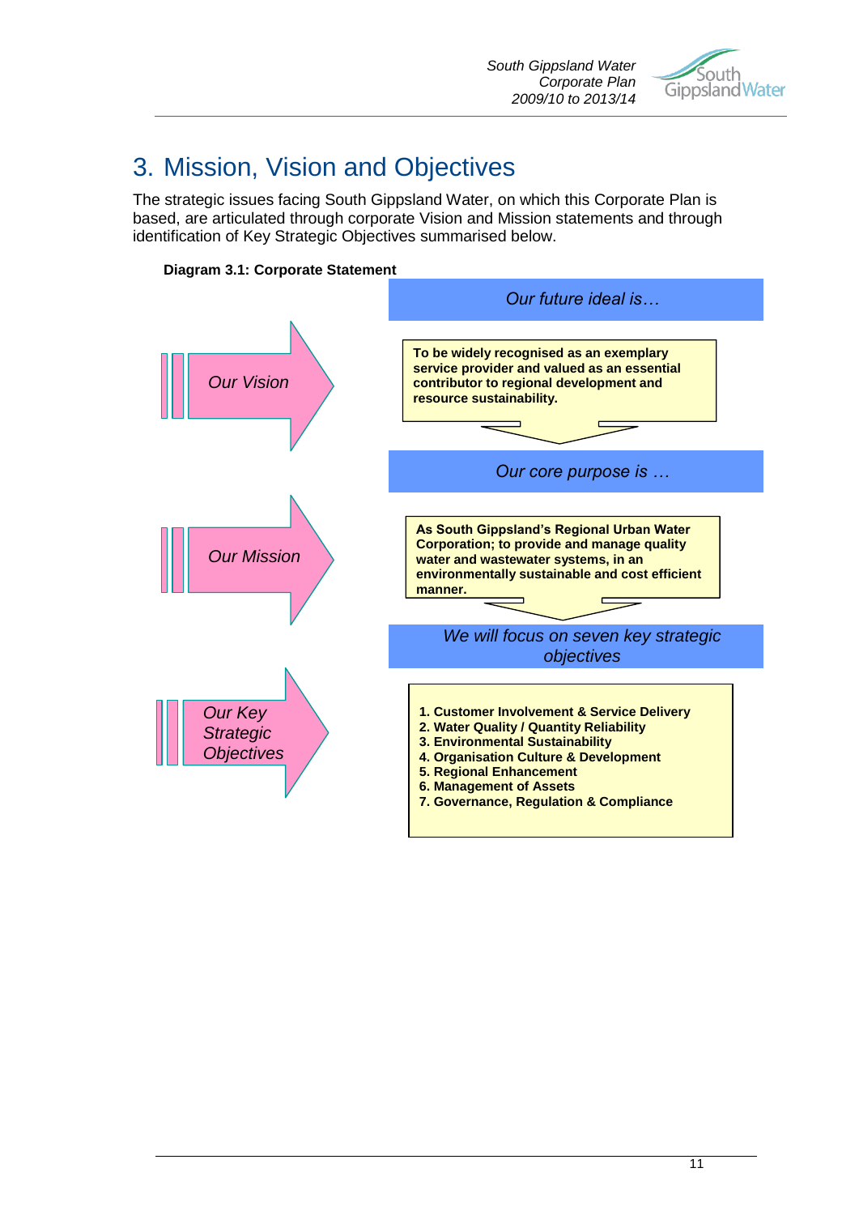# 3. Mission, Vision and Objectives

The strategic issues facing South Gippsland Water, on which this Corporate Plan is based, are articulated through corporate Vision and Mission statements and through identification of Key Strategic Objectives summarised below.

**Diagram 3.1: Corporate Statement**

*Our future ideal is…*

*Our Vision*

**To be widely recognised as an exemplary service provider and valued as an essential contributor to regional development and resource sustainability.**

*Our core purpose is …*

*Our Mission*

**As South Gippsland's Regional Urban Water Corporation; to provide and manage quality water and wastewater systems, in an environmentally sustainable and cost efficient manner.**

*We will focus on seven key strategic objectives*

*Our Key Strategic Objectives*

1. **Customer Involvement & Service Delivery**
2. **Water Quality / Quantity Reliability**
3. **Environmental Sustainability**
4. **Organisation Culture & Development**
5. **Regional Enhancement**
6. **Management of Assets**
7. **Governance, Regulation & Compliance**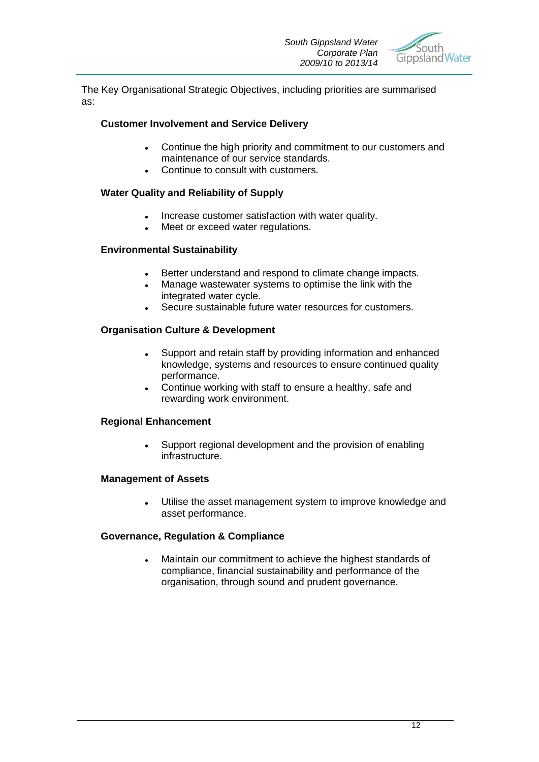The Key Organisational Strategic Objectives, including priorities are summarised as:

**Customer Involvement and Service Delivery**

- Continue the high priority and commitment to our customers and maintenance of our service standards.
- Continue to consult with customers.

**Water Quality and Reliability of Supply**

- Increase customer satisfaction with water quality.
- Meet or exceed water regulations.

**Environmental Sustainability**

- Better understand and respond to climate change impacts.
- Manage wastewater systems to optimise the link with the integrated water cycle.
- Secure sustainable future water resources for customers.

**Organisation Culture & Development**

- Support and retain staff by providing information and enhanced knowledge, systems and resources to ensure continued quality performance.
- Continue working with staff to ensure a healthy, safe and rewarding work environment.

**Regional Enhancement**

- Support regional development and the provision of enabling infrastructure.

**Management of Assets**

- Utilise the asset management system to improve knowledge and asset performance.

**Governance, Regulation & Compliance**

- Maintain our commitment to achieve the highest standards of compliance, financial sustainability and performance of the organisation, through sound and prudent governance.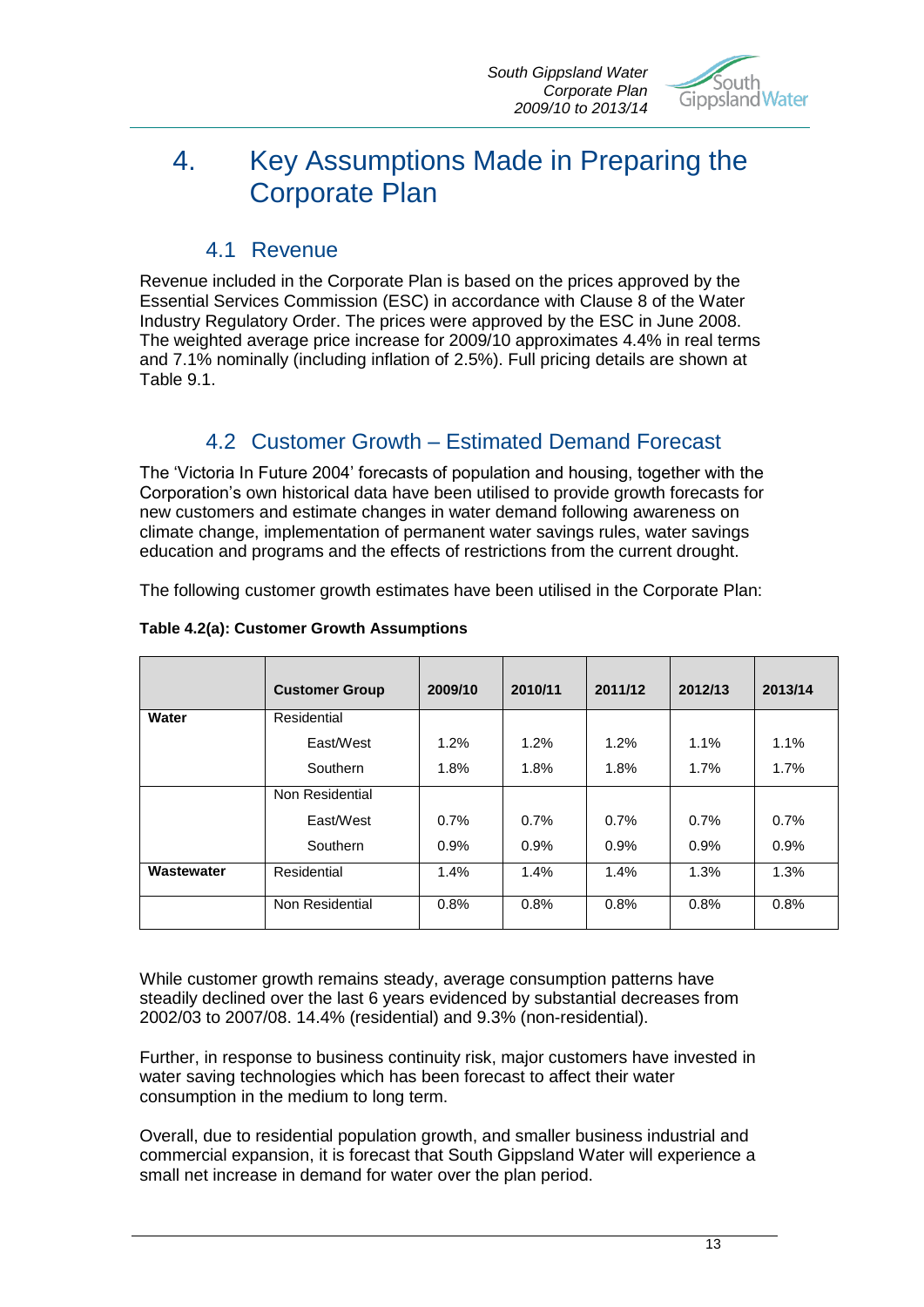# 4. Key Assumptions Made in Preparing the Corporate Plan

## 4.1 Revenue

Revenue included in the Corporate Plan is based on the prices approved by the Essential Services Commission (ESC) in accordance with Clause 8 of the Water Industry Regulatory Order. The prices were approved by the ESC in June 2008. The weighted average price increase for 2009/10 approximates 4.4% in real terms and 7.1% nominally (including inflation of 2.5%). Full pricing details are shown at Table 9.1.

## 4.2 Customer Growth – Estimated Demand Forecast

The 'Victoria In Future 2004' forecasts of population and housing, together with the Corporation's own historical data have been utilised to provide growth forecasts for new customers and estimate changes in water demand following awareness on climate change, implementation of permanent water savings rules, water savings education and programs and the effects of restrictions from the current drought.

The following customer growth estimates have been utilised in the Corporate Plan:

**Table 4.2(a): Customer Growth Assumptions**

| | Customer Group | 2009/10 | 2010/11 | 2011/12 | 2012/13 | 2013/14 |
|---|---|---|---|---|---|---|
| **Water** | Residential | | | | | |
| | East/West | 1.2% | 1.2% | 1.2% | 1.1% | 1.1% |
| | Southern | 1.8% | 1.8% | 1.8% | 1.7% | 1.7% |
| | Non Residential | | | | | |
| | East/West | 0.7% | 0.7% | 0.7% | 0.7% | 0.7% |
| | Southern | 0.9% | 0.9% | 0.9% | 0.9% | 0.9% |
| **Wastewater** | Residential | 1.4% | 1.4% | 1.4% | 1.3% | 1.3% |
| | Non Residential | 0.8% | 0.8% | 0.8% | 0.8% | 0.8% |

While customer growth remains steady, average consumption patterns have steadily declined over the last 6 years evidenced by substantial decreases from 2002/03 to 2007/08. 14.4% (residential) and 9.3% (non-residential).

Further, in response to business continuity risk, major customers have invested in water saving technologies which has been forecast to affect their water consumption in the medium to long term.

Overall, due to residential population growth, and smaller business industrial and commercial expansion, it is forecast that South Gippsland Water will experience a small net increase in demand for water over the plan period.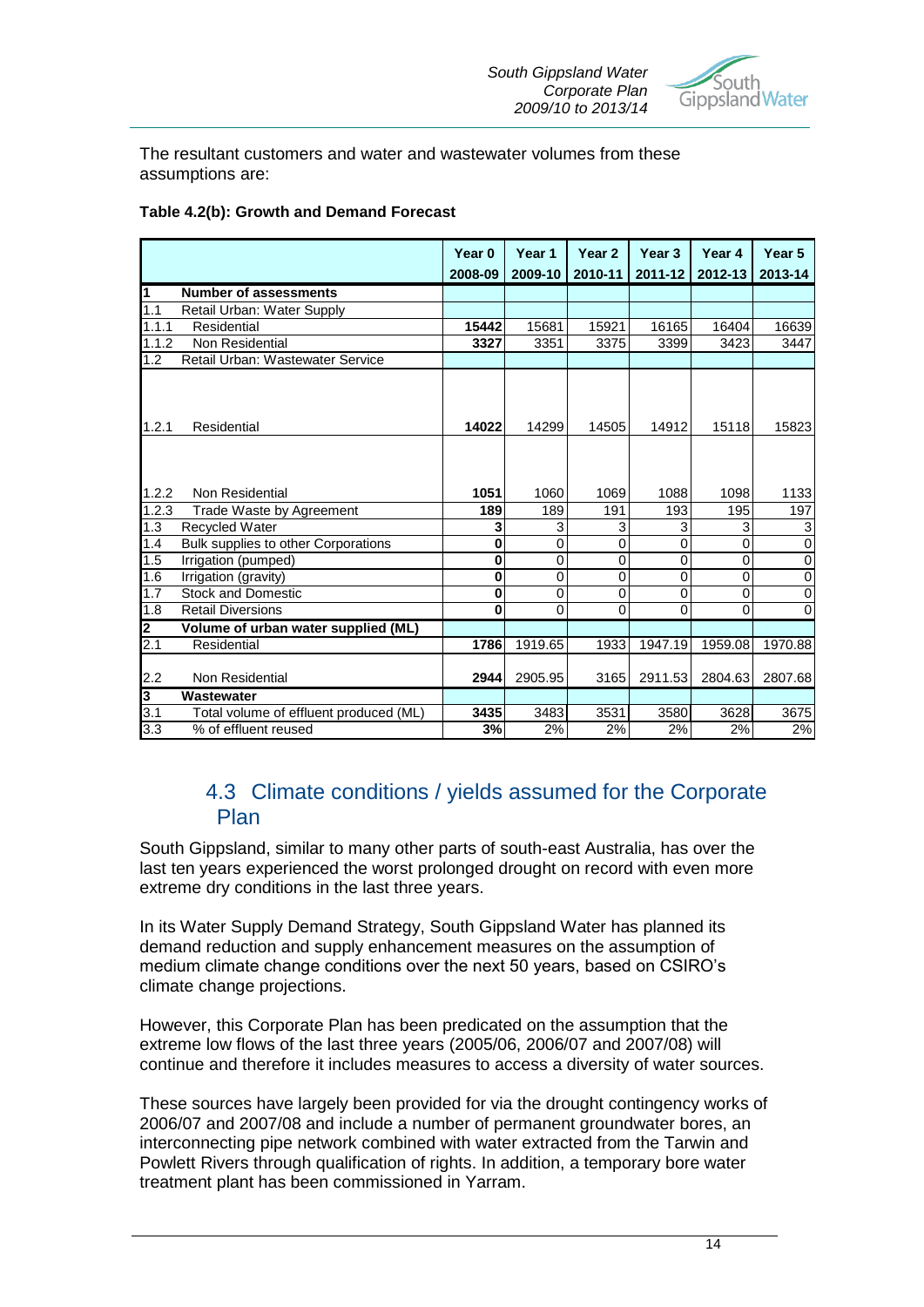The resultant customers and water and wastewater volumes from these assumptions are:

**Table 4.2(b): Growth and Demand Forecast**

| | | Year 0 2008-09 | Year 1 2009-10 | Year 2 2010-11 | Year 3 2011-12 | Year 4 2012-13 | Year 5 2013-14 |
|---|---|---|---|---|---|---|---|
| **1** | **Number of assessments** | | | | | | |
| 1.1 | Retail Urban: Water Supply | | | | | | |
| 1.1.1 | Residential | **15442** | 15681 | 15921 | 16165 | 16404 | 16639 |
| 1.1.2 | Non Residential | **3327** | 3351 | 3375 | 3399 | 3423 | 3447 |
| 1.2 | Retail Urban: Wastewater Service | | | | | | |
| 1.2.1 | Residential | **14022** | 14299 | 14505 | 14912 | 15118 | 15823 |
| 1.2.2 | Non Residential | **1051** | 1060 | 1069 | 1088 | 1098 | 1133 |
| 1.2.3 | Trade Waste by Agreement | **189** | 189 | 191 | 193 | 195 | 197 |
| 1.3 | Recycled Water | **3** | 3 | 3 | 3 | 3 | 3 |
| 1.4 | Bulk supplies to other Corporations | **0** | 0 | 0 | 0 | 0 | 0 |
| 1.5 | Irrigation (pumped) | **0** | 0 | 0 | 0 | 0 | 0 |
| 1.6 | Irrigation (gravity) | **0** | 0 | 0 | 0 | 0 | 0 |
| 1.7 | Stock and Domestic | **0** | 0 | 0 | 0 | 0 | 0 |
| 1.8 | Retail Diversions | **0** | 0 | 0 | 0 | 0 | 0 |
| **2** | **Volume of urban water supplied (ML)** | | | | | | |
| 2.1 | Residential | **1786** | 1919.65 | 1933 | 1947.19 | 1959.08 | 1970.88 |
| 2.2 | Non Residential | **2944** | 2905.95 | 3165 | 2911.53 | 2804.63 | 2807.68 |
| **3** | **Wastewater** | | | | | | |
| 3.1 | Total volume of effluent produced (ML) | **3435** | 3483 | 3531 | 3580 | 3628 | 3675 |
| 3.3 | % of effluent reused | **3%** | 2% | 2% | 2% | 2% | 2% |

## 4.3 Climate conditions / yields assumed for the Corporate Plan

South Gippsland, similar to many other parts of south-east Australia, has over the last ten years experienced the worst prolonged drought on record with even more extreme dry conditions in the last three years.

In its Water Supply Demand Strategy, South Gippsland Water has planned its demand reduction and supply enhancement measures on the assumption of medium climate change conditions over the next 50 years, based on CSIRO's climate change projections.

However, this Corporate Plan has been predicated on the assumption that the extreme low flows of the last three years (2005/06, 2006/07 and 2007/08) will continue and therefore it includes measures to access a diversity of water sources.

These sources have largely been provided for via the drought contingency works of 2006/07 and 2007/08 and include a number of permanent groundwater bores, an interconnecting pipe network combined with water extracted from the Tarwin and Powlett Rivers through qualification of rights. In addition, a temporary bore water treatment plant has been commissioned in Yarram.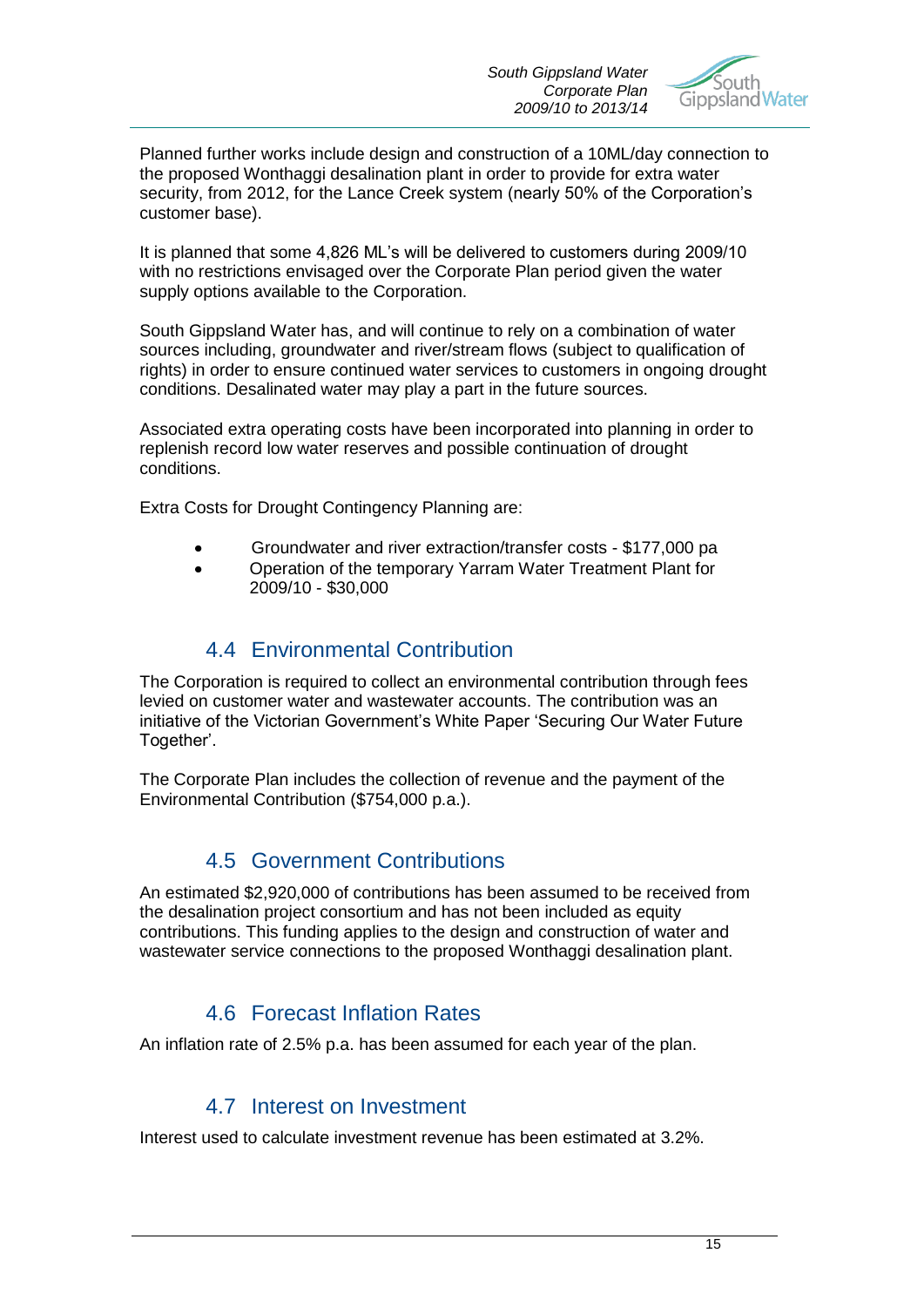Planned further works include design and construction of a 10ML/day connection to the proposed Wonthaggi desalination plant in order to provide for extra water security, from 2012, for the Lance Creek system (nearly 50% of the Corporation's customer base).

It is planned that some 4,826 ML's will be delivered to customers during 2009/10 with no restrictions envisaged over the Corporate Plan period given the water supply options available to the Corporation.

South Gippsland Water has, and will continue to rely on a combination of water sources including, groundwater and river/stream flows (subject to qualification of rights) in order to ensure continued water services to customers in ongoing drought conditions. Desalinated water may play a part in the future sources.

Associated extra operating costs have been incorporated into planning in order to replenish record low water reserves and possible continuation of drought conditions.

Extra Costs for Drought Contingency Planning are:

- Groundwater and river extraction/transfer costs - $177,000 pa
- Operation of the temporary Yarram Water Treatment Plant for 2009/10 - $30,000

## 4.4 Environmental Contribution

The Corporation is required to collect an environmental contribution through fees levied on customer water and wastewater accounts. The contribution was an initiative of the Victorian Government's White Paper 'Securing Our Water Future Together'.

The Corporate Plan includes the collection of revenue and the payment of the Environmental Contribution ($754,000 p.a.).

## 4.5 Government Contributions

An estimated $2,920,000 of contributions has been assumed to be received from the desalination project consortium and has not been included as equity contributions. This funding applies to the design and construction of water and wastewater service connections to the proposed Wonthaggi desalination plant.

## 4.6 Forecast Inflation Rates

An inflation rate of 2.5% p.a. has been assumed for each year of the plan.

## 4.7 Interest on Investment

Interest used to calculate investment revenue has been estimated at 3.2%.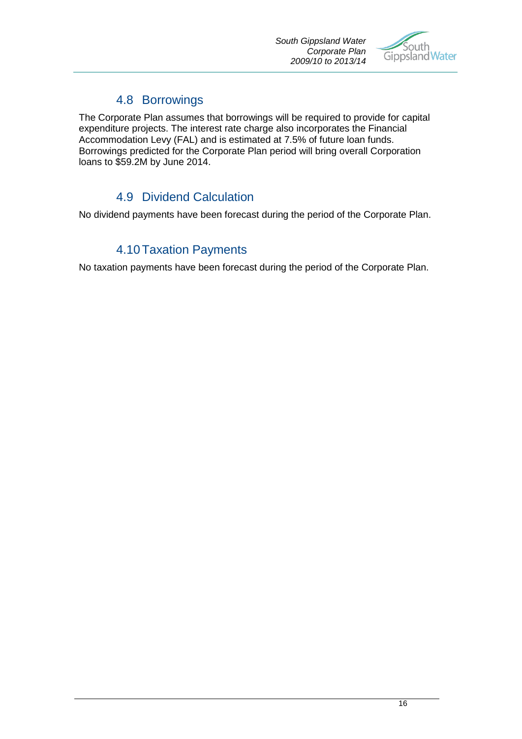## 4.8 Borrowings

The Corporate Plan assumes that borrowings will be required to provide for capital expenditure projects. The interest rate charge also incorporates the Financial Accommodation Levy (FAL) and is estimated at 7.5% of future loan funds. Borrowings predicted for the Corporate Plan period will bring overall Corporation loans to $59.2M by June 2014.

## 4.9 Dividend Calculation

No dividend payments have been forecast during the period of the Corporate Plan.

## 4.10 Taxation Payments

No taxation payments have been forecast during the period of the Corporate Plan.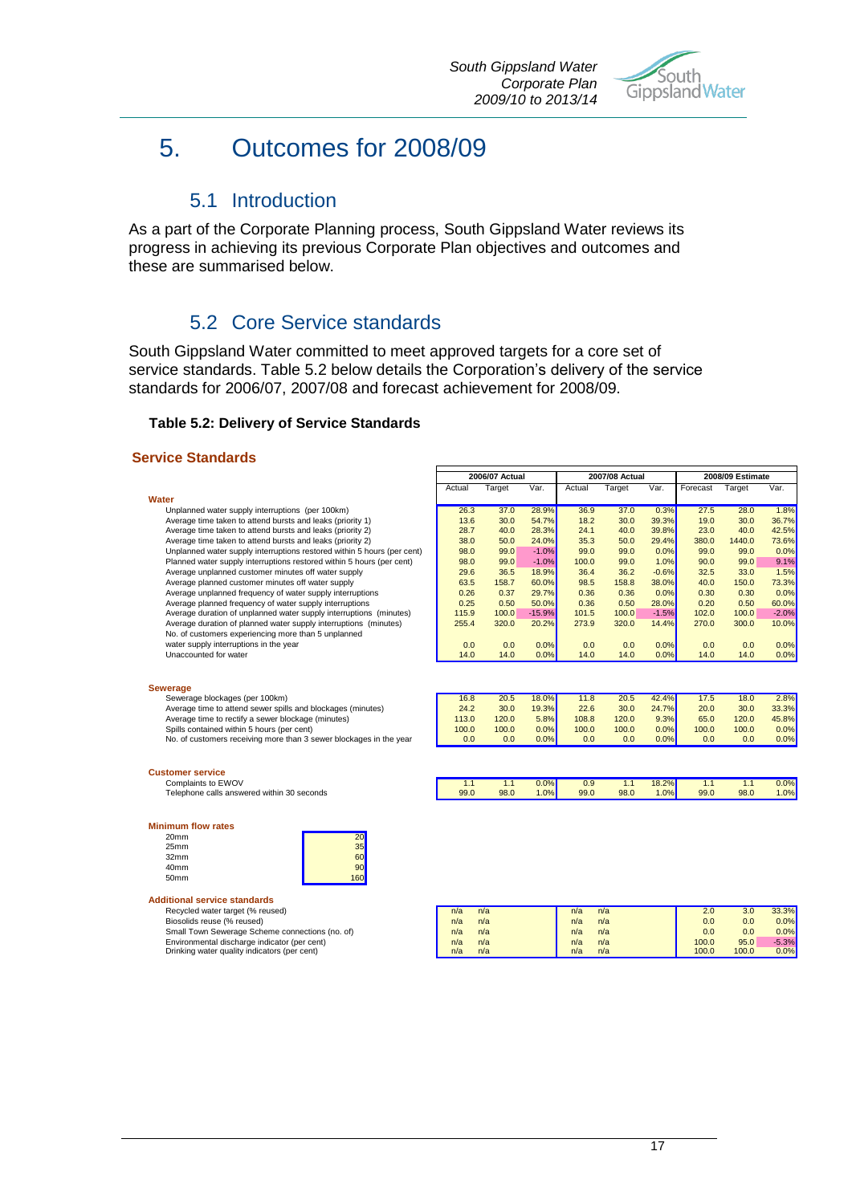# 5. Outcomes for 2008/09

## 5.1 Introduction

As a part of the Corporate Planning process, South Gippsland Water reviews its progress in achieving its previous Corporate Plan objectives and outcomes and these are summarised below.

## 5.2 Core Service standards

South Gippsland Water committed to meet approved targets for a core set of service standards. Table 5.2 below details the Corporation's delivery of the service standards for 2006/07, 2007/08 and forecast achievement for 2008/09.

#### Table 5.2: Delivery of Service Standards

### Service Standards

| | 2006/07 Actual | | | 2007/08 Actual | | | 2008/09 Estimate | | |
|---|---|---|---|---|---|---|---|---|---|
| | Actual | Target | Var. | Actual | Target | Var. | Forecast | Target | Var. |
| **Water** | | | | | | | | | |
| Unplanned water supply interruptions (per 100km) | 26.3 | 37.0 | 28.9% | 36.9 | 37.0 | 0.3% | 27.5 | 28.0 | 1.8% |
| Average time taken to attend bursts and leaks (priority 1) | 13.6 | 30.0 | 54.7% | 18.2 | 30.0 | 39.3% | 19.0 | 30.0 | 36.7% |
| Average time taken to attend bursts and leaks (priority 2) | 28.7 | 40.0 | 28.3% | 24.1 | 40.0 | 39.8% | 23.0 | 40.0 | 42.5% |
| Average time taken to attend bursts and leaks (priority 2) | 38.0 | 50.0 | 24.0% | 35.3 | 50.0 | 29.4% | 380.0 | 1440.0 | 73.6% |
| Unplanned water supply interruptions restored within 5 hours (per cent) | 98.0 | 99.0 | -1.0% | 99.0 | 99.0 | 0.0% | 99.0 | 99.0 | 0.0% |
| Planned water supply interruptions restored within 5 hours (per cent) | 98.0 | 99.0 | -1.0% | 100.0 | 99.0 | 1.0% | 90.0 | 99.0 | 9.1% |
| Average unplanned customer minutes off water supply | 29.6 | 36.5 | 18.9% | 36.4 | 36.2 | -0.6% | 32.5 | 33.0 | 1.5% |
| Average planned customer minutes off water supply | 63.5 | 158.7 | 60.0% | 98.5 | 158.8 | 38.0% | 40.0 | 150.0 | 73.3% |
| Average unplanned frequency of water supply interruptions | 0.26 | 0.37 | 29.7% | 0.36 | 0.36 | 0.0% | 0.30 | 0.30 | 0.0% |
| Average planned frequency of water supply interruptions | 0.25 | 0.50 | 50.0% | 0.36 | 0.50 | 28.0% | 0.20 | 0.50 | 60.0% |
| Average duration of unplanned water supply interruptions (minutes) | 115.9 | 100.0 | -15.9% | 101.5 | 100.0 | -1.5% | 102.0 | 100.0 | -2.0% |
| Average duration of planned water supply interruptions (minutes) | 255.4 | 320.0 | 20.2% | 273.9 | 320.0 | 14.4% | 270.0 | 300.0 | 10.0% |
| No. of customers experiencing more than 5 unplanned water supply interruptions in the year | 0.0 | 0.0 | 0.0% | 0.0 | 0.0 | 0.0% | 0.0 | 0.0 | 0.0% |
| Unaccounted for water | 14.0 | 14.0 | 0.0% | 14.0 | 14.0 | 0.0% | 14.0 | 14.0 | 0.0% |
| **Sewerage** | | | | | | | | | |
| Sewerage blockages (per 100km) | 16.8 | 20.5 | 18.0% | 11.8 | 20.5 | 42.4% | 17.5 | 18.0 | 2.8% |
| Average time to attend sewer spills and blockages (minutes) | 24.2 | 30.0 | 19.3% | 22.6 | 30.0 | 24.7% | 20.0 | 30.0 | 33.3% |
| Average time to rectify a sewer blockage (minutes) | 113.0 | 120.0 | 5.8% | 108.8 | 120.0 | 9.3% | 65.0 | 120.0 | 45.8% |
| Spills contained within 5 hours (per cent) | 100.0 | 100.0 | 0.0% | 100.0 | 100.0 | 0.0% | 100.0 | 100.0 | 0.0% |
| No. of customers receiving more than 3 sewer blockages in the year | 0.0 | 0.0 | 0.0% | 0.0 | 0.0 | 0.0% | 0.0 | 0.0 | 0.0% |
| **Customer service** | | | | | | | | | |
| Complaints to EWOV | 1.1 | 1.1 | 0.0% | 0.9 | 1.1 | 18.2% | 1.1 | 1.1 | 0.0% |
| Telephone calls answered within 30 seconds | 99.0 | 98.0 | 1.0% | 99.0 | 98.0 | 1.0% | 99.0 | 98.0 | 1.0% |

**Minimum flow rates**

| Size | Flow rate |
|---|---|
| 20mm | 20 |
| 25mm | 35 |
| 32mm | 60 |
| 40mm | 90 |
| 50mm | 160 |

**Additional service standards**

| | 2006/07 Actual | | | 2007/08 Actual | | | 2008/09 Estimate | | |
|---|---|---|---|---|---|---|---|---|---|
| | Actual | Target | Var. | Actual | Target | Var. | Forecast | Target | Var. |
| Recycled water target (% reused) | n/a | n/a | | n/a | n/a | | 2.0 | 3.0 | 33.3% |
| Biosolids reuse (% reused) | n/a | n/a | | n/a | n/a | | 0.0 | 0.0 | 0.0% |
| Small Town Sewerage Scheme connections (no. of) | n/a | n/a | | n/a | n/a | | 0.0 | 0.0 | 0.0% |
| Environmental discharge indicator (per cent) | n/a | n/a | | n/a | n/a | | 100.0 | 95.0 | -5.3% |
| Drinking water quality indicators (per cent) | n/a | n/a | | n/a | n/a | | 100.0 | 100.0 | 0.0% |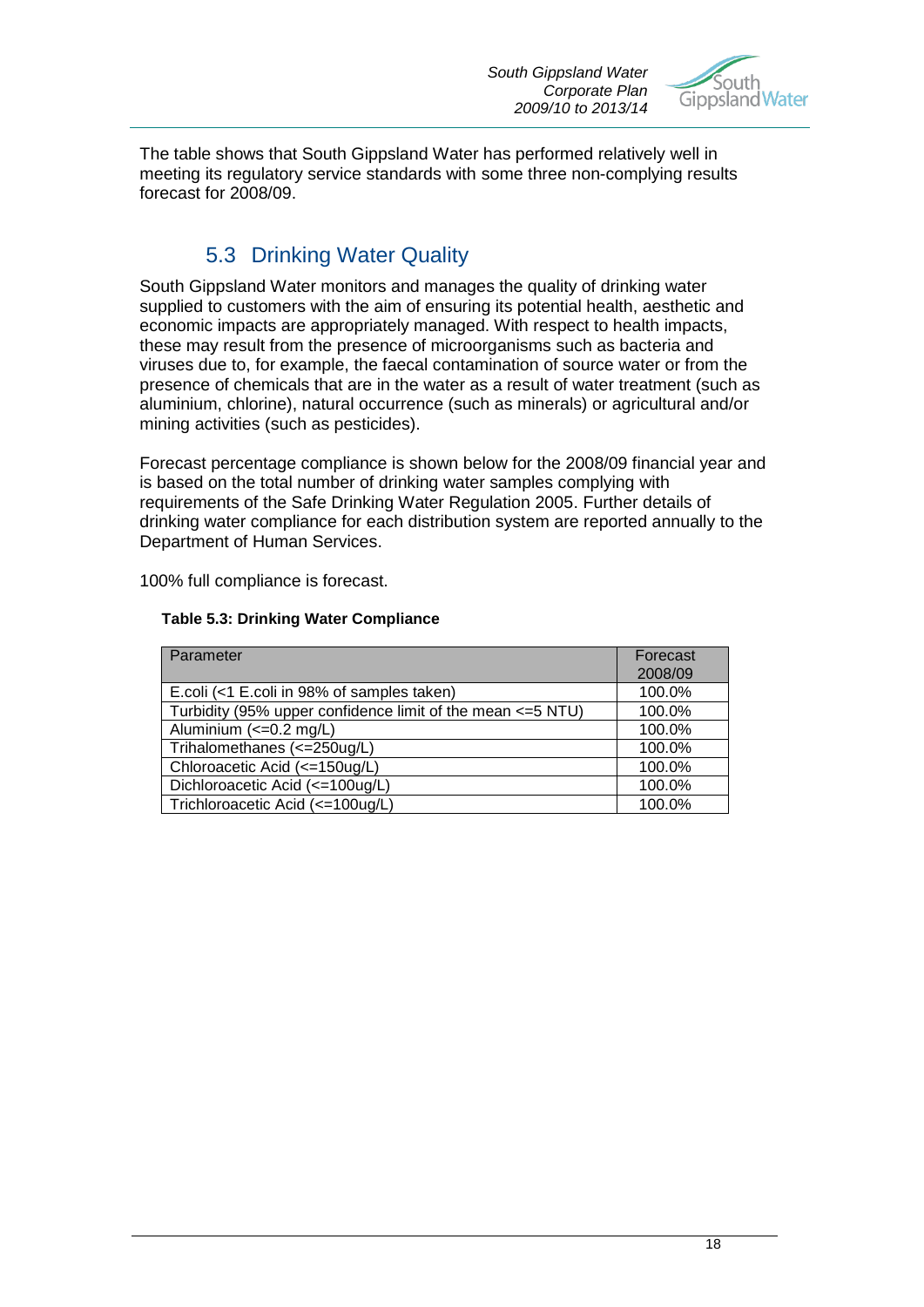The table shows that South Gippsland Water has performed relatively well in meeting its regulatory service standards with some three non-complying results forecast for 2008/09.

## 5.3 Drinking Water Quality

South Gippsland Water monitors and manages the quality of drinking water supplied to customers with the aim of ensuring its potential health, aesthetic and economic impacts are appropriately managed. With respect to health impacts, these may result from the presence of microorganisms such as bacteria and viruses due to, for example, the faecal contamination of source water or from the presence of chemicals that are in the water as a result of water treatment (such as aluminium, chlorine), natural occurrence (such as minerals) or agricultural and/or mining activities (such as pesticides).

Forecast percentage compliance is shown below for the 2008/09 financial year and is based on the total number of drinking water samples complying with requirements of the Safe Drinking Water Regulation 2005. Further details of drinking water compliance for each distribution system are reported annually to the Department of Human Services.

100% full compliance is forecast.

**Table 5.3: Drinking Water Compliance**

| Parameter | Forecast 2008/09 |
|---|---|
| E.coli (<1 E.coli in 98% of samples taken) | 100.0% |
| Turbidity (95% upper confidence limit of the mean <=5 NTU) | 100.0% |
| Aluminium (<=0.2 mg/L) | 100.0% |
| Trihalomethanes (<=250ug/L) | 100.0% |
| Chloroacetic Acid (<=150ug/L) | 100.0% |
| Dichloroacetic Acid (<=100ug/L) | 100.0% |
| Trichloroacetic Acid (<=100ug/L) | 100.0% |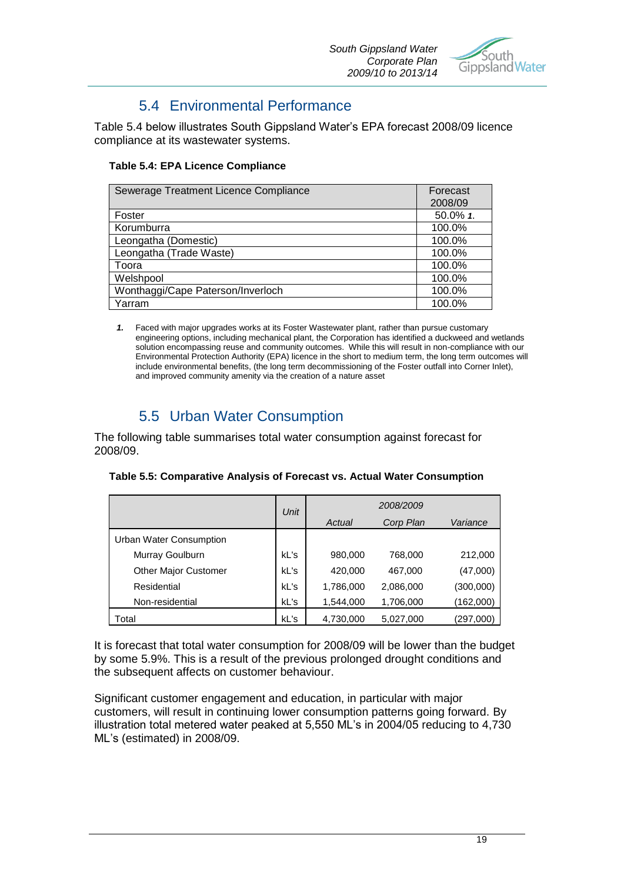## 5.4 Environmental Performance

Table 5.4 below illustrates South Gippsland Water's EPA forecast 2008/09 licence compliance at its wastewater systems.

**Table 5.4: EPA Licence Compliance**

| Sewerage Treatment Licence Compliance | Forecast 2008/09 |
|---|---|
| Foster | 50.0% ***1.*** |
| Korumburra | 100.0% |
| Leongatha (Domestic) | 100.0% |
| Leongatha (Trade Waste) | 100.0% |
| Toora | 100.0% |
| Welshpool | 100.0% |
| Wonthaggi/Cape Paterson/Inverloch | 100.0% |
| Yarram | 100.0% |

***1.*** Faced with major upgrades works at its Foster Wastewater plant, rather than pursue customary engineering options, including mechanical plant, the Corporation has identified a duckweed and wetlands solution encompassing reuse and community outcomes. While this will result in non-compliance with our Environmental Protection Authority (EPA) licence in the short to medium term, the long term outcomes will include environmental benefits, (the long term decommissioning of the Foster outfall into Corner Inlet), and improved community amenity via the creation of a nature asset

## 5.5 Urban Water Consumption

The following table summarises total water consumption against forecast for 2008/09.

**Table 5.5: Comparative Analysis of Forecast vs. Actual Water Consumption**

| | *Unit* | *2008/2009* | | |
|---|---|---|---|---|
| | | *Actual* | *Corp Plan* | *Variance* |
| Urban Water Consumption | | | | |
| Murray Goulburn | kL's | 980,000 | 768,000 | 212,000 |
| Other Major Customer | kL's | 420,000 | 467,000 | (47,000) |
| Residential | kL's | 1,786,000 | 2,086,000 | (300,000) |
| Non-residential | kL's | 1,544,000 | 1,706,000 | (162,000) |
| Total | kL's | 4,730,000 | 5,027,000 | (297,000) |

It is forecast that total water consumption for 2008/09 will be lower than the budget by some 5.9%. This is a result of the previous prolonged drought conditions and the subsequent affects on customer behaviour.

Significant customer engagement and education, in particular with major customers, will result in continuing lower consumption patterns going forward. By illustration total metered water peaked at 5,550 ML's in 2004/05 reducing to 4,730 ML's (estimated) in 2008/09.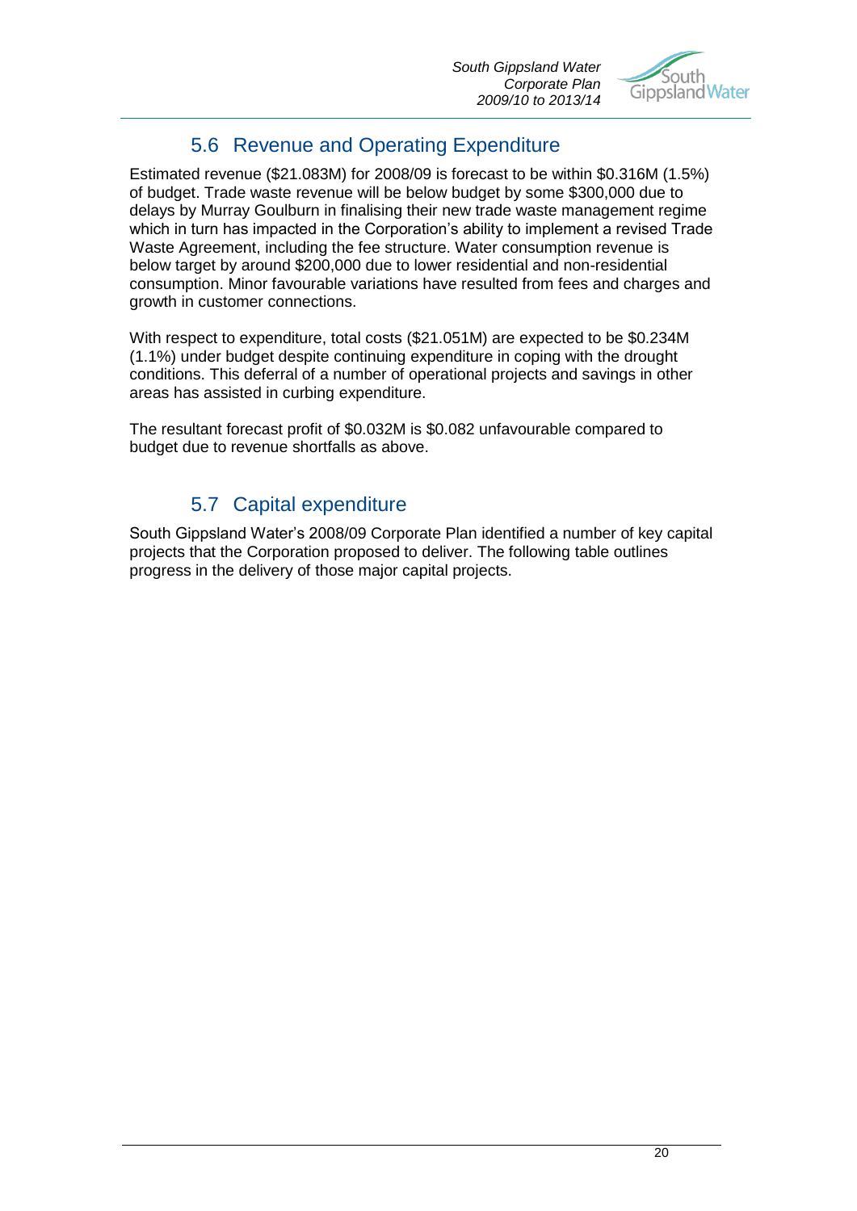## 5.6 Revenue and Operating Expenditure

Estimated revenue ($21.083M) for 2008/09 is forecast to be within $0.316M (1.5%) of budget. Trade waste revenue will be below budget by some $300,000 due to delays by Murray Goulburn in finalising their new trade waste management regime which in turn has impacted in the Corporation's ability to implement a revised Trade Waste Agreement, including the fee structure. Water consumption revenue is below target by around $200,000 due to lower residential and non-residential consumption. Minor favourable variations have resulted from fees and charges and growth in customer connections.

With respect to expenditure, total costs ($21.051M) are expected to be $0.234M (1.1%) under budget despite continuing expenditure in coping with the drought conditions. This deferral of a number of operational projects and savings in other areas has assisted in curbing expenditure.

The resultant forecast profit of $0.032M is $0.082 unfavourable compared to budget due to revenue shortfalls as above.

## 5.7 Capital expenditure

South Gippsland Water's 2008/09 Corporate Plan identified a number of key capital projects that the Corporation proposed to deliver. The following table outlines progress in the delivery of those major capital projects.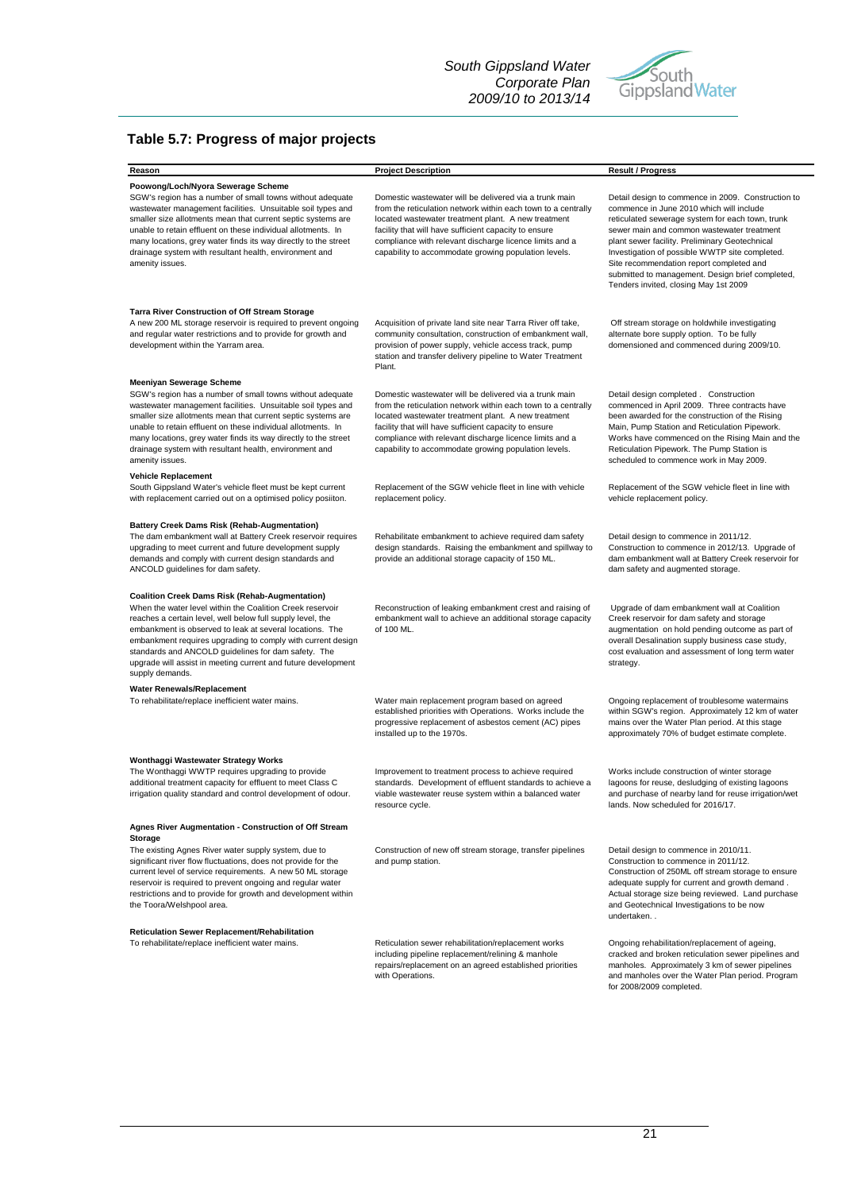## Table 5.7: Progress of major projects

| Reason | Project Description | Result / Progress |
|---|---|---|
| **Poowong/Loch/Nyora Sewerage Scheme**<br>SGW's region has a number of small towns without adequate wastewater management facilities. Unsuitable soil types and smaller size allotments mean that current septic systems are unable to retain effluent on these individual allotments. In many locations, grey water finds its way directly to the street drainage system with resultant health, environment and amenity issues. | Domestic wastewater will be delivered via a trunk main from the reticulation network within each town to a centrally located wastewater treatment plant. A new treatment facility that will have sufficient capacity to ensure compliance with relevant discharge licence limits and a capability to accommodate growing population levels. | Detail design to commence in 2009. Construction to commence in June 2010 which will include reticulated sewerage system for each town, trunk sewer main and common wastewater treatment plant sewer facility. Preliminary Geotechnical Investigation of possible WWTP site completed. Site recommendation report completed and submitted to management. Design brief completed, Tenders invited, closing May 1st 2009 |
| **Tarra River Construction of Off Stream Storage**<br>A new 200 ML storage reservoir is required to prevent ongoing and regular water restrictions and to provide for growth and development within the Yarram area. | Acquisition of private land site near Tarra River off take, community consultation, construction of embankment wall, provision of power supply, vehicle access track, pump station and transfer delivery pipeline to Water Treatment Plant. | Off stream storage on holdwhile investigating alternate bore supply option. To be fully domensioned and commenced during 2009/10. |
| **Meeniyan Sewerage Scheme**<br>SGW's region has a number of small towns without adequate wastewater management facilities. Unsuitable soil types and smaller size allotments mean that current septic systems are unable to retain effluent on these individual allotments. In many locations, grey water finds its way directly to the street drainage system with resultant health, environment and amenity issues. | Domestic wastewater will be delivered via a trunk main from the reticulation network within each town to a centrally located wastewater treatment plant. A new treatment facility that will have sufficient capacity to ensure compliance with relevant discharge licence limits and a capability to accommodate growing population levels. | Detail design completed . Construction commenced in April 2009. Three contracts have been awarded for the construction of the Rising Main, Pump Station and Reticulation Pipework. Works have commenced on the Rising Main and the Reticulation Pipework. The Pump Station is scheduled to commence work in May 2009. |
| **Vehicle Replacement**<br>South Gippsland Water's vehicle fleet must be kept current with replacement carried out on an optimised policy posiiton. | Replacement of the SGW vehicle fleet in line with vehicle replacement policy. | Replacement of the SGW vehicle fleet in line with vehicle replacement policy. |
| **Battery Creek Dams Risk (Rehab-Augmentation)**<br>The dam embankment wall at Battery Creek reservoir requires upgrading to meet current and future development supply demands and comply with current design standards and ANCOLD guidelines for dam safety. | Rehabilitate embankment to achieve required dam safety design standards. Raising the embankment and spillway to provide an additional storage capacity of 150 ML. | Detail design to commence in 2011/12. Construction to commence in 2012/13. Upgrade of dam embankment wall at Battery Creek reservoir for dam safety and augmented storage. |
| **Coalition Creek Dams Risk (Rehab-Augmentation)**<br>When the water level within the Coalition Creek reservoir reaches a certain level, well below full supply level, the embankment is observed to leak at several locations. The embankment requires upgrading to comply with current design standards and ANCOLD guidelines for dam safety. The upgrade will assist in meeting current and future development supply demands. | Reconstruction of leaking embankment crest and raising of embankment wall to achieve an additional storage capacity of 100 ML. | Upgrade of dam embankment wall at Coalition Creek reservoir for dam safety and storage augmentation on hold pending outcome as part of overall Desalination supply business case study, cost evaluation and assessment of long term water strategy. |
| **Water Renewals/Replacement**<br>To rehabilitate/replace inefficient water mains. | Water main replacement program based on agreed established priorities with Operations. Works include the progressive replacement of asbestos cement (AC) pipes installed up to the 1970s. | Ongoing replacement of troublesome watermains within SGW's region. Approximately 12 km of water mains over the Water Plan period. At this stage approximately 70% of budget estimate complete. |
| **Wonthaggi Wastewater Strategy Works**<br>The Wonthaggi WWTP requires upgrading to provide additional treatment capacity for effluent to meet Class C irrigation quality standard and control development of odour. | Improvement to treatment process to achieve required standards. Development of effluent standards to achieve a viable wastewater reuse system within a balanced water resource cycle. | Works include construction of winter storage lagoons for reuse, desludging of existing lagoons and purchase of nearby land for reuse irrigation/wet lands. Now scheduled for 2016/17. |
| **Agnes River Augmentation - Construction of Off Stream Storage**<br>The existing Agnes River water supply system, due to significant river flow fluctuations, does not provide for the current level of service requirements. A new 50 ML storage reservoir is required to prevent ongoing and regular water restrictions and to provide for growth and development within the Toora/Welshpool area. | Construction of new off stream storage, transfer pipelines and pump station. | Detail design to commence in 2010/11. Construction to commence in 2011/12. Construction of 250ML off stream storage to ensure adequate supply for current and growth demand . Actual storage size being reviewed. Land purchase and Geotechnical Investigations to be now undertaken. . |
| **Reticulation Sewer Replacement/Rehabilitation**<br>To rehabilitate/replace inefficient water mains. | Reticulation sewer rehabilitation/replacement works including pipeline replacement/relining & manhole repairs/replacement on an agreed established priorities with Operations. | Ongoing rehabilitation/replacement of ageing, cracked and broken reticulation sewer pipelines and manholes. Approximately 3 km of sewer pipelines and manholes over the Water Plan period. Program for 2008/2009 completed. |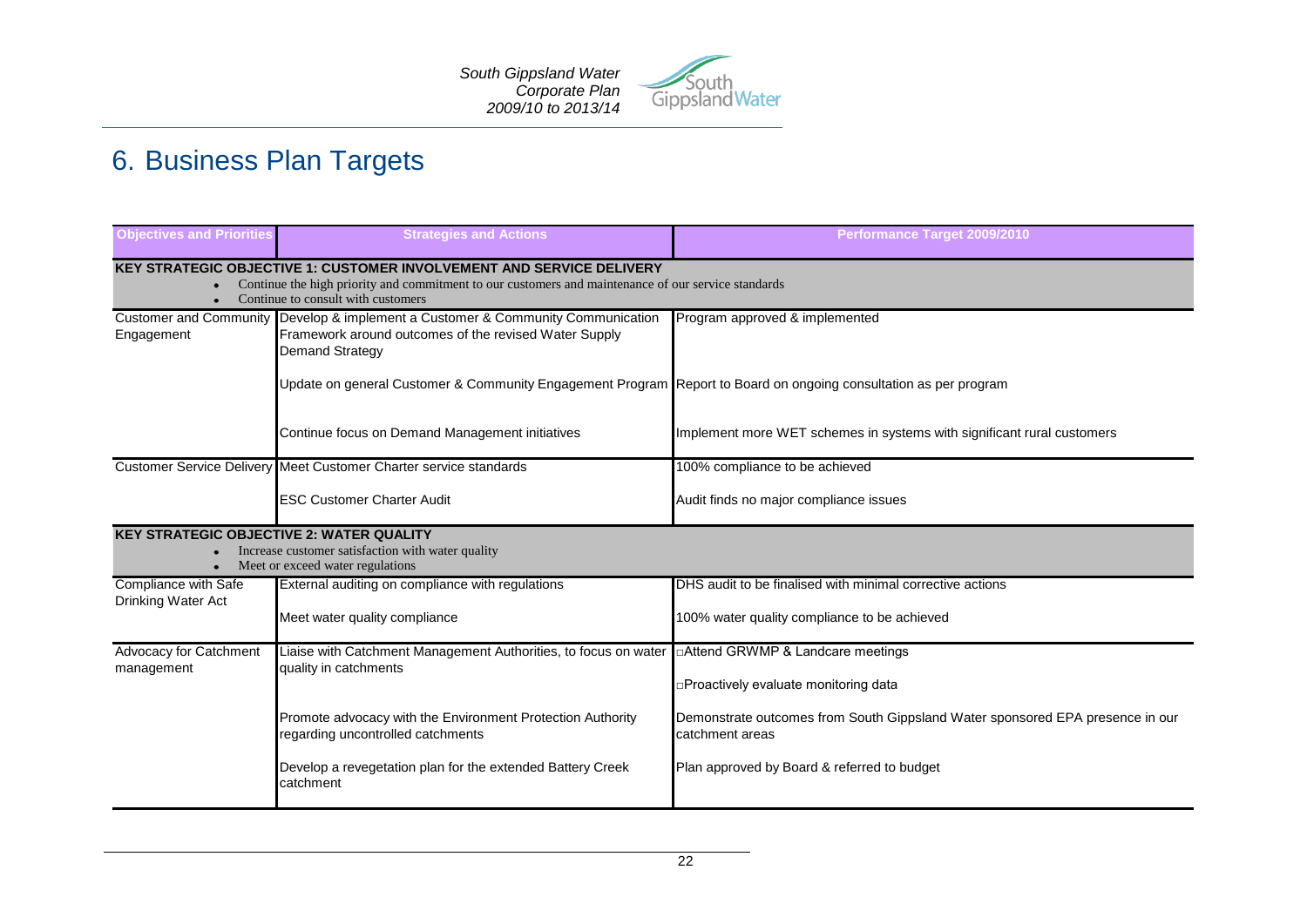# 6. Business Plan Targets

| Objectives and Priorities | Strategies and Actions | Performance Target 2009/2010 |
|---|---|---|
| **KEY STRATEGIC OBJECTIVE 1: CUSTOMER INVOLVEMENT AND SERVICE DELIVERY**<br>• Continue the high priority and commitment to our customers and maintenance of our service standards<br>• Continue to consult with customers | | |
| Customer and Community Engagement | Develop & implement a Customer & Community Communication Framework around outcomes of the revised Water Supply Demand Strategy | Program approved & implemented |
| | Update on general Customer & Community Engagement Program | Report to Board on ongoing consultation as per program |
| | Continue focus on Demand Management initiatives | Implement more WET schemes in systems with significant rural customers |
| Customer Service Delivery | Meet Customer Charter service standards | 100% compliance to be achieved |
| | ESC Customer Charter Audit | Audit finds no major compliance issues |
| **KEY STRATEGIC OBJECTIVE 2: WATER QUALITY**<br>• Increase customer satisfaction with water quality<br>• Meet or exceed water regulations | | |
| Compliance with Safe Drinking Water Act | External auditing on compliance with regulations | DHS audit to be finalised with minimal corrective actions |
| | Meet water quality compliance | 100% water quality compliance to be achieved |
| Advocacy for Catchment management | Liaise with Catchment Management Authorities, to focus on water quality in catchments | □Attend GRWMP & Landcare meetings<br>□Proactively evaluate monitoring data |
| | Promote advocacy with the Environment Protection Authority regarding uncontrolled catchments | Demonstrate outcomes from South Gippsland Water sponsored EPA presence in our catchment areas |
| | Develop a revegetation plan for the extended Battery Creek catchment | Plan approved by Board & referred to budget |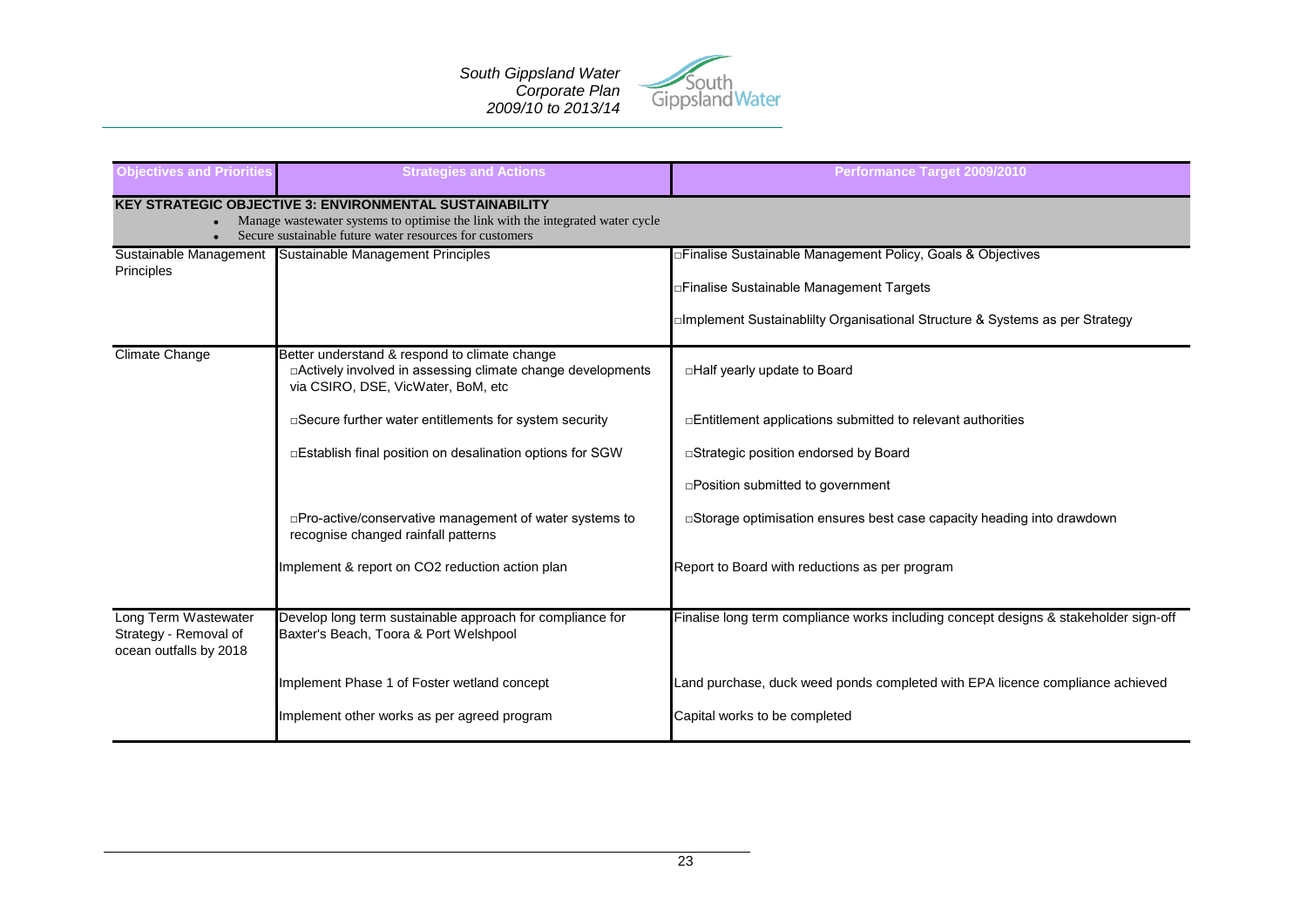| Objectives and Priorities | Strategies and Actions | Performance Target 2009/2010 |
|---|---|---|
| **KEY STRATEGIC OBJECTIVE 3: ENVIRONMENTAL SUSTAINABILITY**<br>• Manage wastewater systems to optimise the link with the integrated water cycle<br>• Secure sustainable future water resources for customers | | |
| Sustainable Management Principles | Sustainable Management Principles | □Finalise Sustainable Management Policy, Goals & Objectives<br>□Finalise Sustainable Management Targets<br>□Implement Sustainablilty Organisational Structure & Systems as per Strategy |
| Climate Change | Better understand & respond to climate change<br>□Actively involved in assessing climate change developments via CSIRO, DSE, VicWater, BoM, etc | □Half yearly update to Board |
| | □Secure further water entitlements for system security | □Entitlement applications submitted to relevant authorities |
| | □Establish final position on desalination options for SGW | □Strategic position endorsed by Board<br>□Position submitted to government |
| | □Pro-active/conservative management of water systems to recognise changed rainfall patterns | □Storage optimisation ensures best case capacity heading into drawdown |
| | Implement & report on CO2 reduction action plan | Report to Board with reductions as per program |
| Long Term Wastewater Strategy - Removal of ocean outfalls by 2018 | Develop long term sustainable approach for compliance for Baxter's Beach, Toora & Port Welshpool | Finalise long term compliance works including concept designs & stakeholder sign-off |
| | Implement Phase 1 of Foster wetland concept | Land purchase, duck weed ponds completed with EPA licence compliance achieved |
| | Implement other works as per agreed program | Capital works to be completed |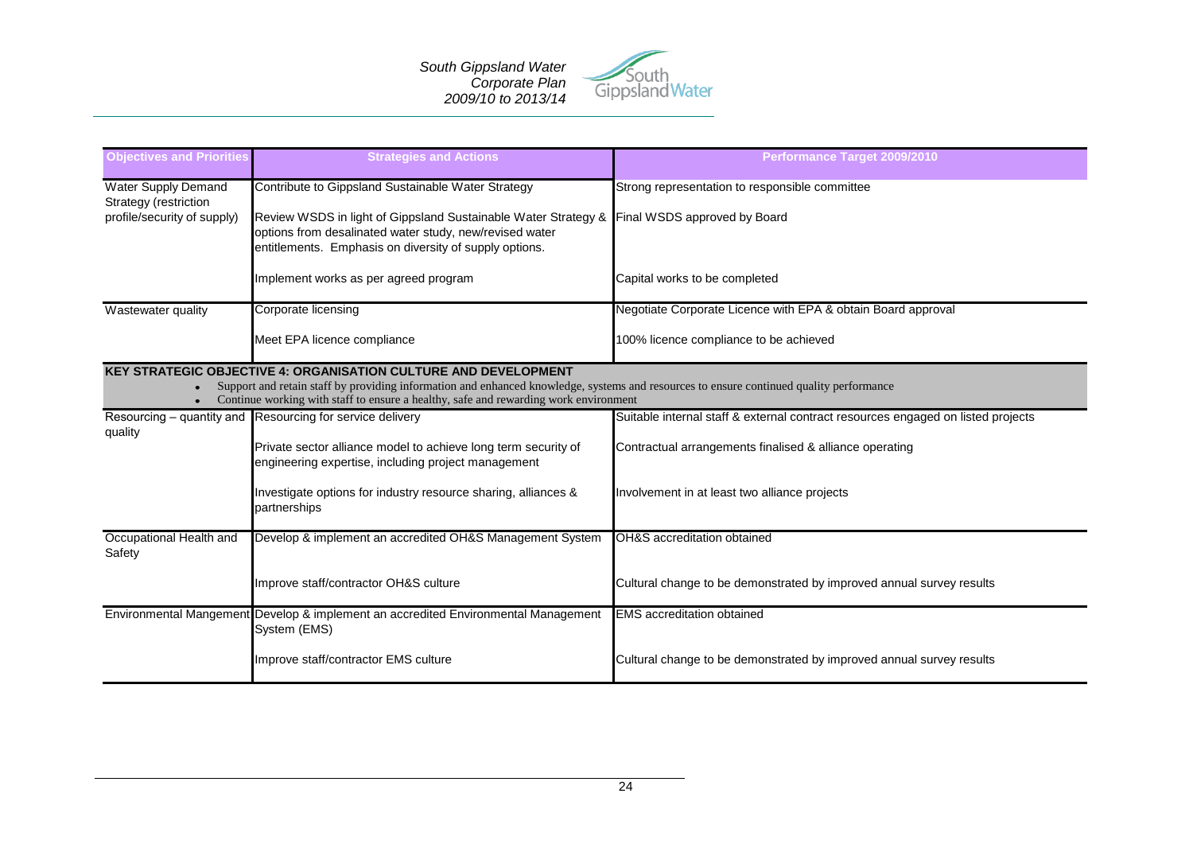| Objectives and Priorities | Strategies and Actions | Performance Target 2009/2010 |
| --- | --- | --- |
| Water Supply Demand Strategy (restriction profile/security of supply) | Contribute to Gippsland Sustainable Water Strategy | Strong representation to responsible committee |
| | Review WSDS in light of Gippsland Sustainable Water Strategy & options from desalinated water study, new/revised water entitlements. Emphasis on diversity of supply options. | Final WSDS approved by Board |
| | Implement works as per agreed program | Capital works to be completed |
| Wastewater quality | Corporate licensing | Negotiate Corporate Licence with EPA & obtain Board approval |
| | Meet EPA licence compliance | 100% licence compliance to be achieved |
| **KEY STRATEGIC OBJECTIVE 4: ORGANISATION CULTURE AND DEVELOPMENT**<br>• Support and retain staff by providing information and enhanced knowledge, systems and resources to ensure continued quality performance<br>• Continue working with staff to ensure a healthy, safe and rewarding work environment | | |
| Resourcing – quantity and quality | Resourcing for service delivery | Suitable internal staff & external contract resources engaged on listed projects |
| | Private sector alliance model to achieve long term security of engineering expertise, including project management | Contractual arrangements finalised & alliance operating |
| | Investigate options for industry resource sharing, alliances & partnerships | Involvement in at least two alliance projects |
| Occupational Health and Safety | Develop & implement an accredited OH&S Management System | OH&S accreditation obtained |
| | Improve staff/contractor OH&S culture | Cultural change to be demonstrated by improved annual survey results |
| Environmental Mangement | Develop & implement an accredited Environmental Management System (EMS) | EMS accreditation obtained |
| | Improve staff/contractor EMS culture | Cultural change to be demonstrated by improved annual survey results |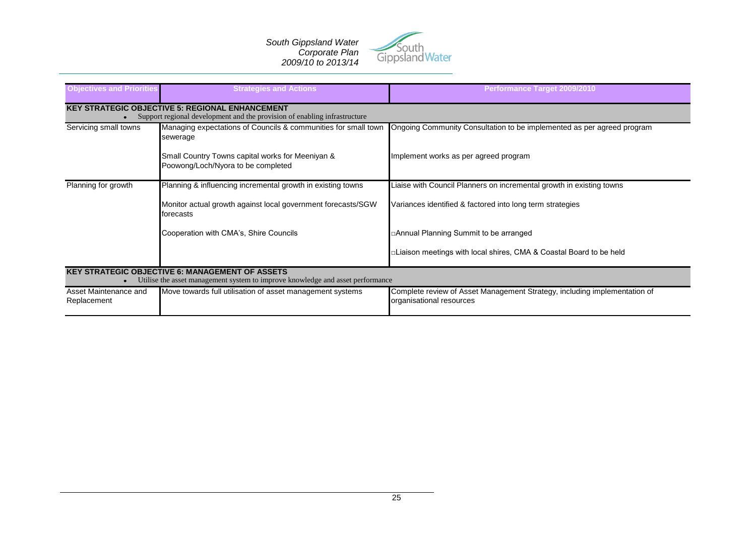| Objectives and Priorities | Strategies and Actions | Performance Target 2009/2010 |
|---|---|---|
| **KEY STRATEGIC OBJECTIVE 5: REGIONAL ENHANCEMENT**<br>• Support regional development and the provision of enabling infrastructure | | |
| Servicing small towns | Managing expectations of Councils & communities for small town sewerage | Ongoing Community Consultation to be implemented as per agreed program |
| | Small Country Towns capital works for Meeniyan & Poowong/Loch/Nyora to be completed | Implement works as per agreed program |
| Planning for growth | Planning & influencing incremental growth in existing towns | Liaise with Council Planners on incremental growth in existing towns |
| | Monitor actual growth against local government forecasts/SGW forecasts | Variances identified & factored into long term strategies |
| | Cooperation with CMA's, Shire Councils | □Annual Planning Summit to be arranged |
| | | □Liaison meetings with local shires, CMA & Coastal Board to be held |
| **KEY STRATEGIC OBJECTIVE 6: MANAGEMENT OF ASSETS**<br>• Utilise the asset management system to improve knowledge and asset performance | | |
| Asset Maintenance and Replacement | Move towards full utilisation of asset management systems | Complete review of Asset Management Strategy, including implementation of organisational resources |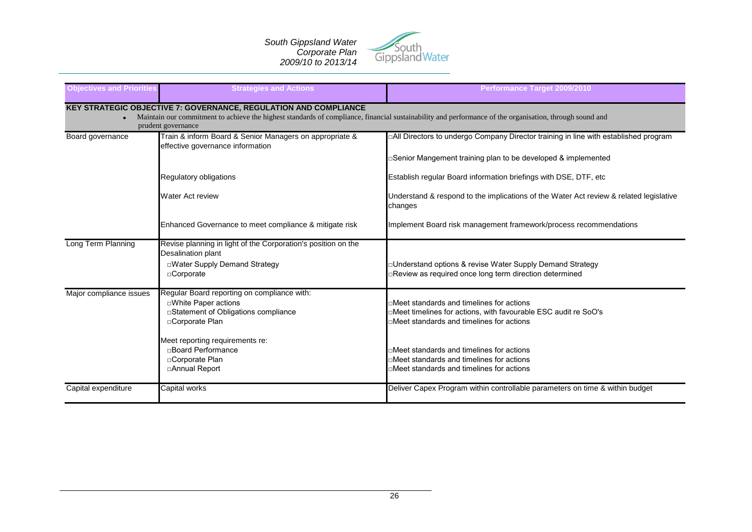| Objectives and Priorities | Strategies and Actions | Performance Target 2009/2010 |
|---|---|---|
| **KEY STRATEGIC OBJECTIVE 7: GOVERNANCE, REGULATION AND COMPLIANCE** • Maintain our commitment to achieve the highest standards of compliance, financial sustainability and performance of the organisation, through sound and prudent governance | | |
| Board governance | Train & inform Board & Senior Managers on appropriate & effective governance information | □All Directors to undergo Company Director training in line with established program<br>□Senior Mangement training plan to be developed & implemented |
| | Regulatory obligations | Establish regular Board information briefings with DSE, DTF, etc |
| | Water Act review | Understand & respond to the implications of the Water Act review & related legislative changes |
| | Enhanced Governance to meet compliance & mitigate risk | Implement Board risk management framework/process recommendations |
| Long Term Planning | Revise planning in light of the Corporation's position on the Desalination plant<br>□Water Supply Demand Strategy<br>□Corporate | <br>□Understand options & revise Water Supply Demand Strategy<br>□Review as required once long term direction determined |
| Major compliance issues | Regular Board reporting on compliance with:<br>□White Paper actions<br>□Statement of Obligations compliance<br>□Corporate Plan | <br>□Meet standards and timelines for actions<br>□Meet timelines for actions, with favourable ESC audit re SoO's<br>□Meet standards and timelines for actions |
| | Meet reporting requirements re:<br>□Board Performance<br>□Corporate Plan<br>□Annual Report | <br>□Meet standards and timelines for actions<br>□Meet standards and timelines for actions<br>□Meet standards and timelines for actions |
| Capital expenditure | Capital works | Deliver Capex Program within controllable parameters on time & within budget |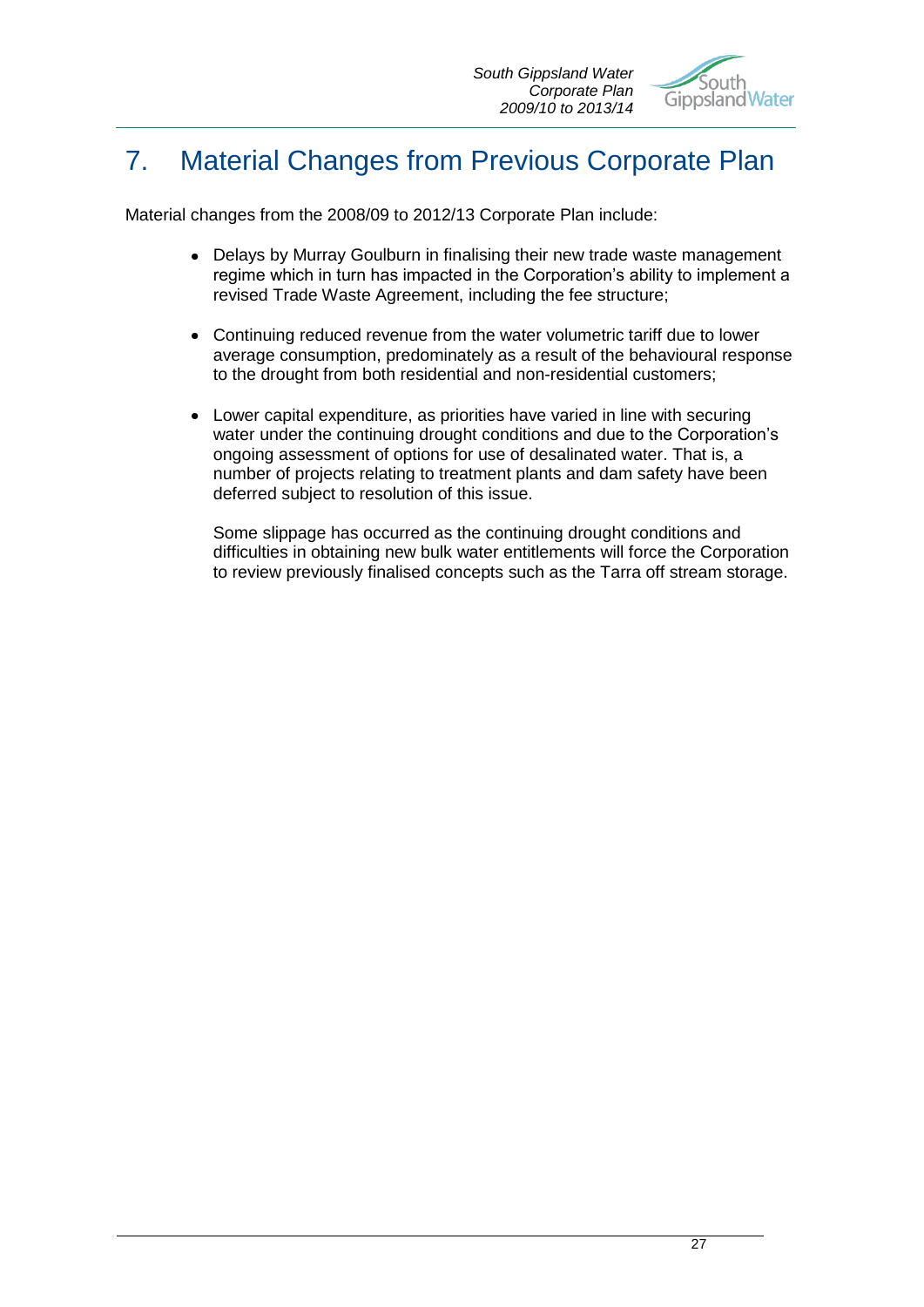# 7. Material Changes from Previous Corporate Plan

Material changes from the 2008/09 to 2012/13 Corporate Plan include:

- Delays by Murray Goulburn in finalising their new trade waste management regime which in turn has impacted in the Corporation's ability to implement a revised Trade Waste Agreement, including the fee structure;
- Continuing reduced revenue from the water volumetric tariff due to lower average consumption, predominately as a result of the behavioural response to the drought from both residential and non-residential customers;
- Lower capital expenditure, as priorities have varied in line with securing water under the continuing drought conditions and due to the Corporation's ongoing assessment of options for use of desalinated water. That is, a number of projects relating to treatment plants and dam safety have been deferred subject to resolution of this issue.

  Some slippage has occurred as the continuing drought conditions and difficulties in obtaining new bulk water entitlements will force the Corporation to review previously finalised concepts such as the Tarra off stream storage.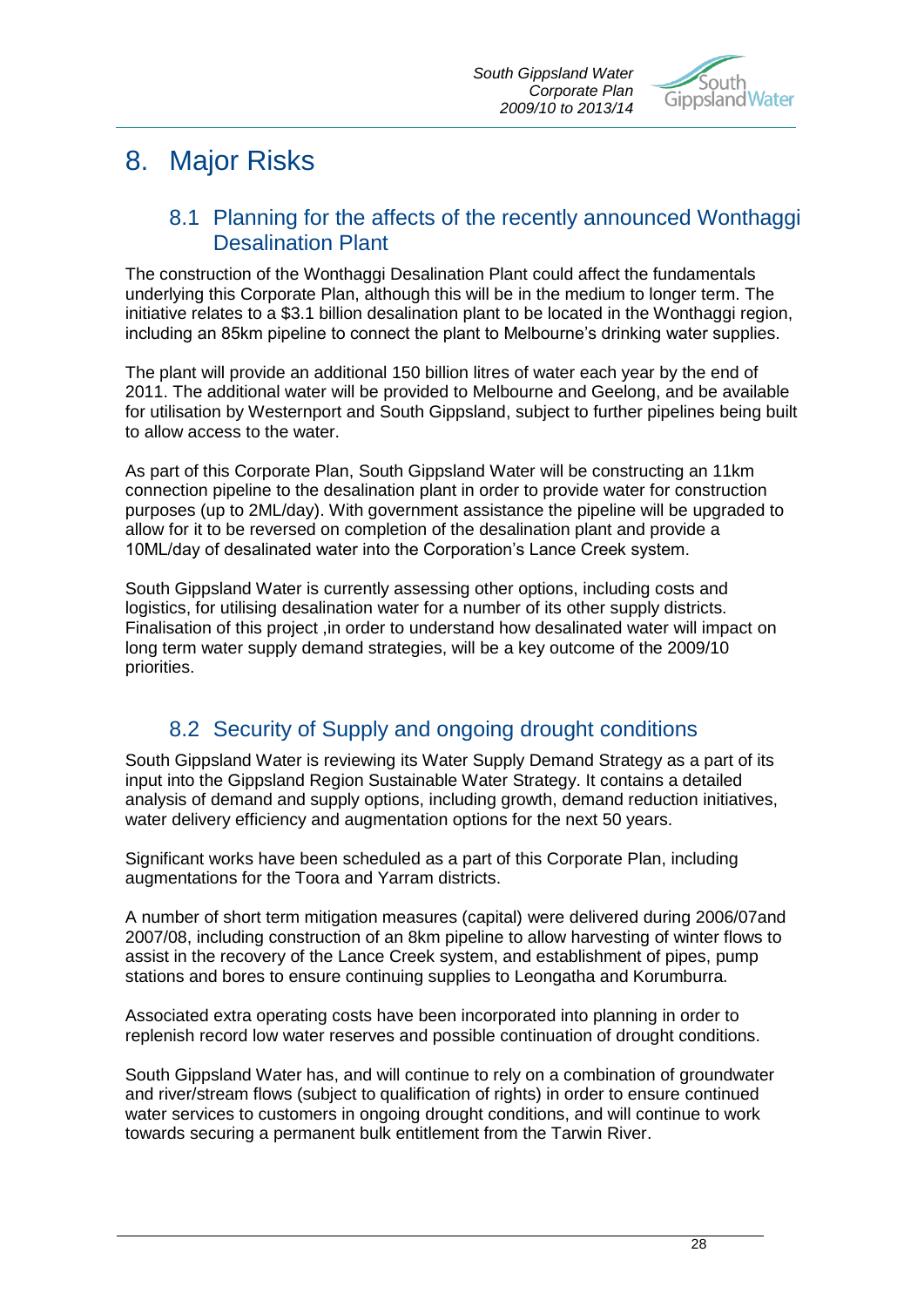# 8. Major Risks

## 8.1 Planning for the affects of the recently announced Wonthaggi Desalination Plant

The construction of the Wonthaggi Desalination Plant could affect the fundamentals underlying this Corporate Plan, although this will be in the medium to longer term. The initiative relates to a $3.1 billion desalination plant to be located in the Wonthaggi region, including an 85km pipeline to connect the plant to Melbourne's drinking water supplies.

The plant will provide an additional 150 billion litres of water each year by the end of 2011. The additional water will be provided to Melbourne and Geelong, and be available for utilisation by Westernport and South Gippsland, subject to further pipelines being built to allow access to the water.

As part of this Corporate Plan, South Gippsland Water will be constructing an 11km connection pipeline to the desalination plant in order to provide water for construction purposes (up to 2ML/day). With government assistance the pipeline will be upgraded to allow for it to be reversed on completion of the desalination plant and provide a 10ML/day of desalinated water into the Corporation's Lance Creek system.

South Gippsland Water is currently assessing other options, including costs and logistics, for utilising desalination water for a number of its other supply districts. Finalisation of this project ,in order to understand how desalinated water will impact on long term water supply demand strategies, will be a key outcome of the 2009/10 priorities.

## 8.2 Security of Supply and ongoing drought conditions

South Gippsland Water is reviewing its Water Supply Demand Strategy as a part of its input into the Gippsland Region Sustainable Water Strategy. It contains a detailed analysis of demand and supply options, including growth, demand reduction initiatives, water delivery efficiency and augmentation options for the next 50 years.

Significant works have been scheduled as a part of this Corporate Plan, including augmentations for the Toora and Yarram districts.

A number of short term mitigation measures (capital) were delivered during 2006/07and 2007/08, including construction of an 8km pipeline to allow harvesting of winter flows to assist in the recovery of the Lance Creek system, and establishment of pipes, pump stations and bores to ensure continuing supplies to Leongatha and Korumburra.

Associated extra operating costs have been incorporated into planning in order to replenish record low water reserves and possible continuation of drought conditions.

South Gippsland Water has, and will continue to rely on a combination of groundwater and river/stream flows (subject to qualification of rights) in order to ensure continued water services to customers in ongoing drought conditions, and will continue to work towards securing a permanent bulk entitlement from the Tarwin River.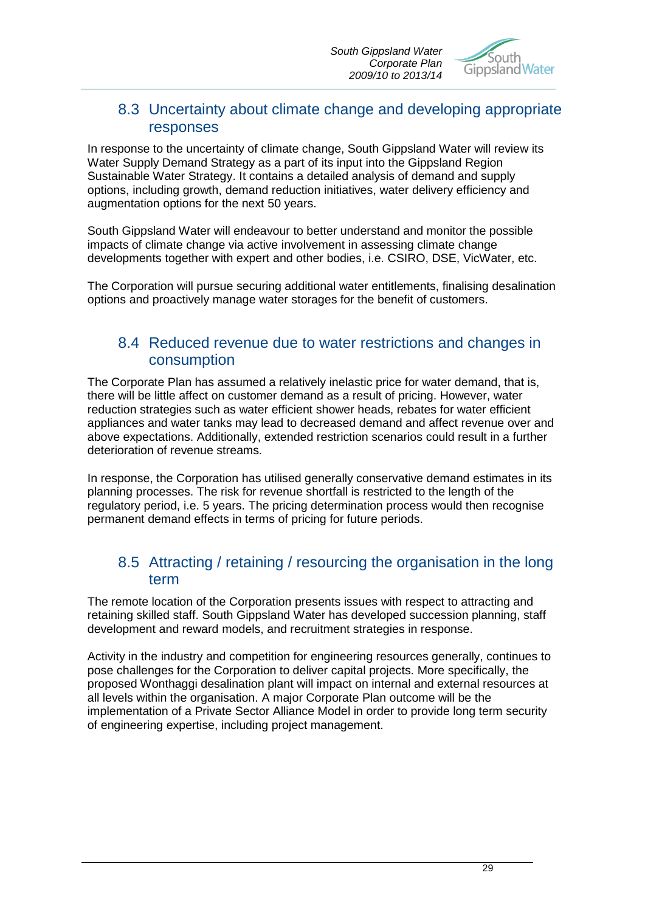## 8.3 Uncertainty about climate change and developing appropriate responses

In response to the uncertainty of climate change, South Gippsland Water will review its Water Supply Demand Strategy as a part of its input into the Gippsland Region Sustainable Water Strategy. It contains a detailed analysis of demand and supply options, including growth, demand reduction initiatives, water delivery efficiency and augmentation options for the next 50 years.

South Gippsland Water will endeavour to better understand and monitor the possible impacts of climate change via active involvement in assessing climate change developments together with expert and other bodies, i.e. CSIRO, DSE, VicWater, etc.

The Corporation will pursue securing additional water entitlements, finalising desalination options and proactively manage water storages for the benefit of customers.

## 8.4 Reduced revenue due to water restrictions and changes in consumption

The Corporate Plan has assumed a relatively inelastic price for water demand, that is, there will be little affect on customer demand as a result of pricing. However, water reduction strategies such as water efficient shower heads, rebates for water efficient appliances and water tanks may lead to decreased demand and affect revenue over and above expectations. Additionally, extended restriction scenarios could result in a further deterioration of revenue streams.

In response, the Corporation has utilised generally conservative demand estimates in its planning processes. The risk for revenue shortfall is restricted to the length of the regulatory period, i.e. 5 years. The pricing determination process would then recognise permanent demand effects in terms of pricing for future periods.

## 8.5 Attracting / retaining / resourcing the organisation in the long term

The remote location of the Corporation presents issues with respect to attracting and retaining skilled staff. South Gippsland Water has developed succession planning, staff development and reward models, and recruitment strategies in response.

Activity in the industry and competition for engineering resources generally, continues to pose challenges for the Corporation to deliver capital projects. More specifically, the proposed Wonthaggi desalination plant will impact on internal and external resources at all levels within the organisation. A major Corporate Plan outcome will be the implementation of a Private Sector Alliance Model in order to provide long term security of engineering expertise, including project management.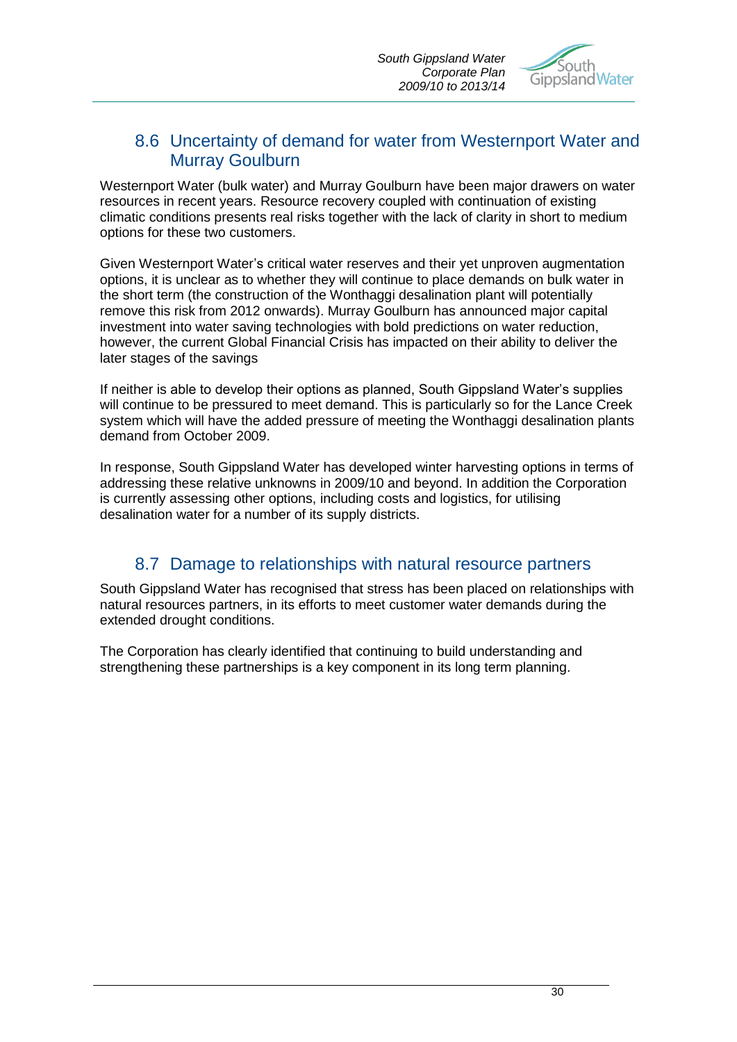## 8.6 Uncertainty of demand for water from Westernport Water and Murray Goulburn

Westernport Water (bulk water) and Murray Goulburn have been major drawers on water resources in recent years. Resource recovery coupled with continuation of existing climatic conditions presents real risks together with the lack of clarity in short to medium options for these two customers.

Given Westernport Water's critical water reserves and their yet unproven augmentation options, it is unclear as to whether they will continue to place demands on bulk water in the short term (the construction of the Wonthaggi desalination plant will potentially remove this risk from 2012 onwards). Murray Goulburn has announced major capital investment into water saving technologies with bold predictions on water reduction, however, the current Global Financial Crisis has impacted on their ability to deliver the later stages of the savings

If neither is able to develop their options as planned, South Gippsland Water's supplies will continue to be pressured to meet demand. This is particularly so for the Lance Creek system which will have the added pressure of meeting the Wonthaggi desalination plants demand from October 2009.

In response, South Gippsland Water has developed winter harvesting options in terms of addressing these relative unknowns in 2009/10 and beyond. In addition the Corporation is currently assessing other options, including costs and logistics, for utilising desalination water for a number of its supply districts.

## 8.7 Damage to relationships with natural resource partners

South Gippsland Water has recognised that stress has been placed on relationships with natural resources partners, in its efforts to meet customer water demands during the extended drought conditions.

The Corporation has clearly identified that continuing to build understanding and strengthening these partnerships is a key component in its long term planning.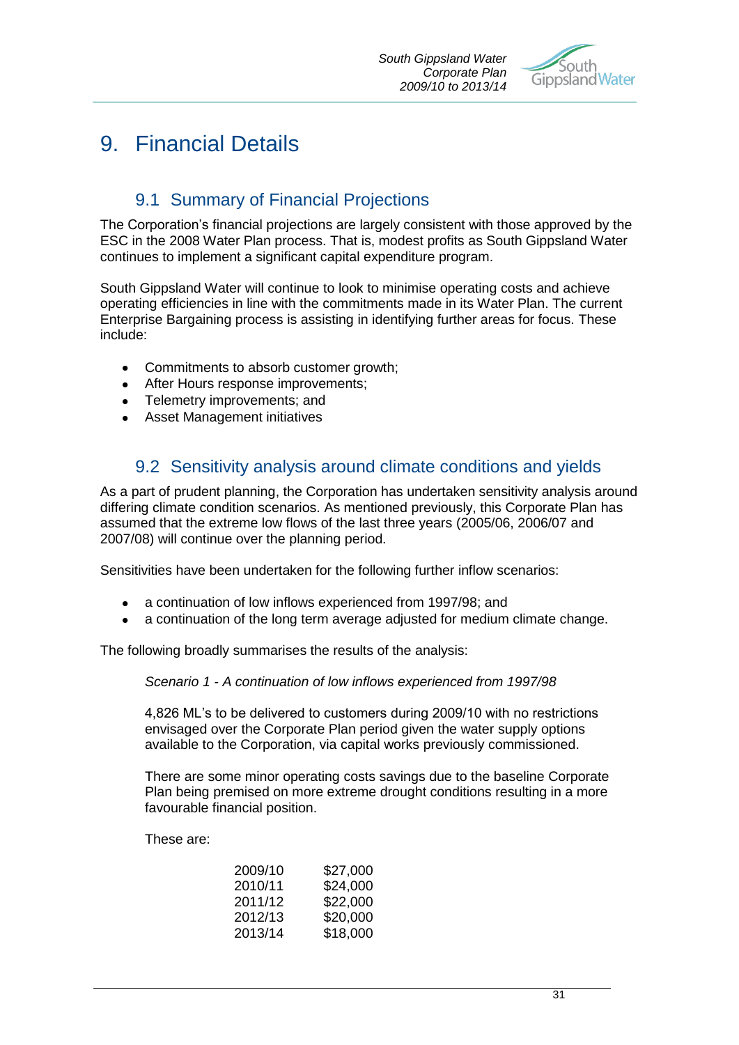# 9. Financial Details

## 9.1 Summary of Financial Projections

The Corporation's financial projections are largely consistent with those approved by the ESC in the 2008 Water Plan process. That is, modest profits as South Gippsland Water continues to implement a significant capital expenditure program.

South Gippsland Water will continue to look to minimise operating costs and achieve operating efficiencies in line with the commitments made in its Water Plan. The current Enterprise Bargaining process is assisting in identifying further areas for focus. These include:

- Commitments to absorb customer growth;
- After Hours response improvements;
- Telemetry improvements; and
- Asset Management initiatives

## 9.2 Sensitivity analysis around climate conditions and yields

As a part of prudent planning, the Corporation has undertaken sensitivity analysis around differing climate condition scenarios. As mentioned previously, this Corporate Plan has assumed that the extreme low flows of the last three years (2005/06, 2006/07 and 2007/08) will continue over the planning period.

Sensitivities have been undertaken for the following further inflow scenarios:

- a continuation of low inflows experienced from 1997/98; and
- a continuation of the long term average adjusted for medium climate change.

The following broadly summarises the results of the analysis:

*Scenario 1 - A continuation of low inflows experienced from 1997/98*

4,826 ML's to be delivered to customers during 2009/10 with no restrictions envisaged over the Corporate Plan period given the water supply options available to the Corporation, via capital works previously commissioned.

There are some minor operating costs savings due to the baseline Corporate Plan being premised on more extreme drought conditions resulting in a more favourable financial position.

These are:

| | |
|---|---|
| 2009/10 | $27,000 |
| 2010/11 | $24,000 |
| 2011/12 | $22,000 |
| 2012/13 | $20,000 |
| 2013/14 | $18,000 |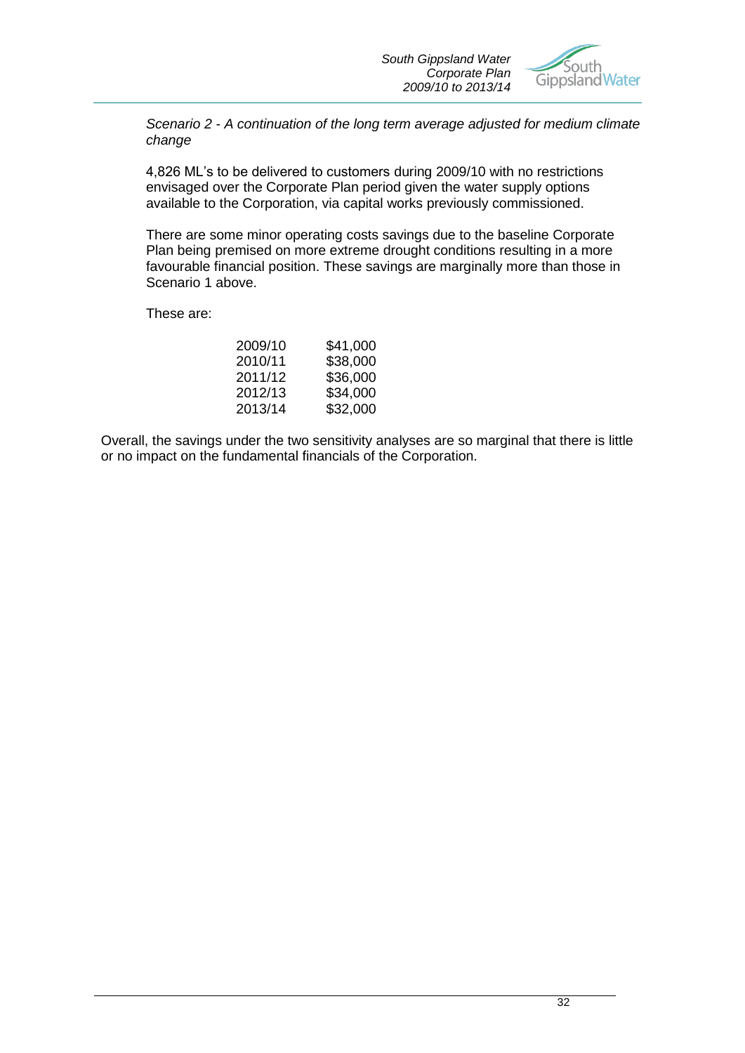*Scenario 2 - A continuation of the long term average adjusted for medium climate change*

4,826 ML's to be delivered to customers during 2009/10 with no restrictions envisaged over the Corporate Plan period given the water supply options available to the Corporation, via capital works previously commissioned.

There are some minor operating costs savings due to the baseline Corporate Plan being premised on more extreme drought conditions resulting in a more favourable financial position. These savings are marginally more than those in Scenario 1 above.

These are:

| | |
|---|---|
| 2009/10 | $41,000 |
| 2010/11 | $38,000 |
| 2011/12 | $36,000 |
| 2012/13 | $34,000 |
| 2013/14 | $32,000 |

Overall, the savings under the two sensitivity analyses are so marginal that there is little or no impact on the fundamental financials of the Corporation.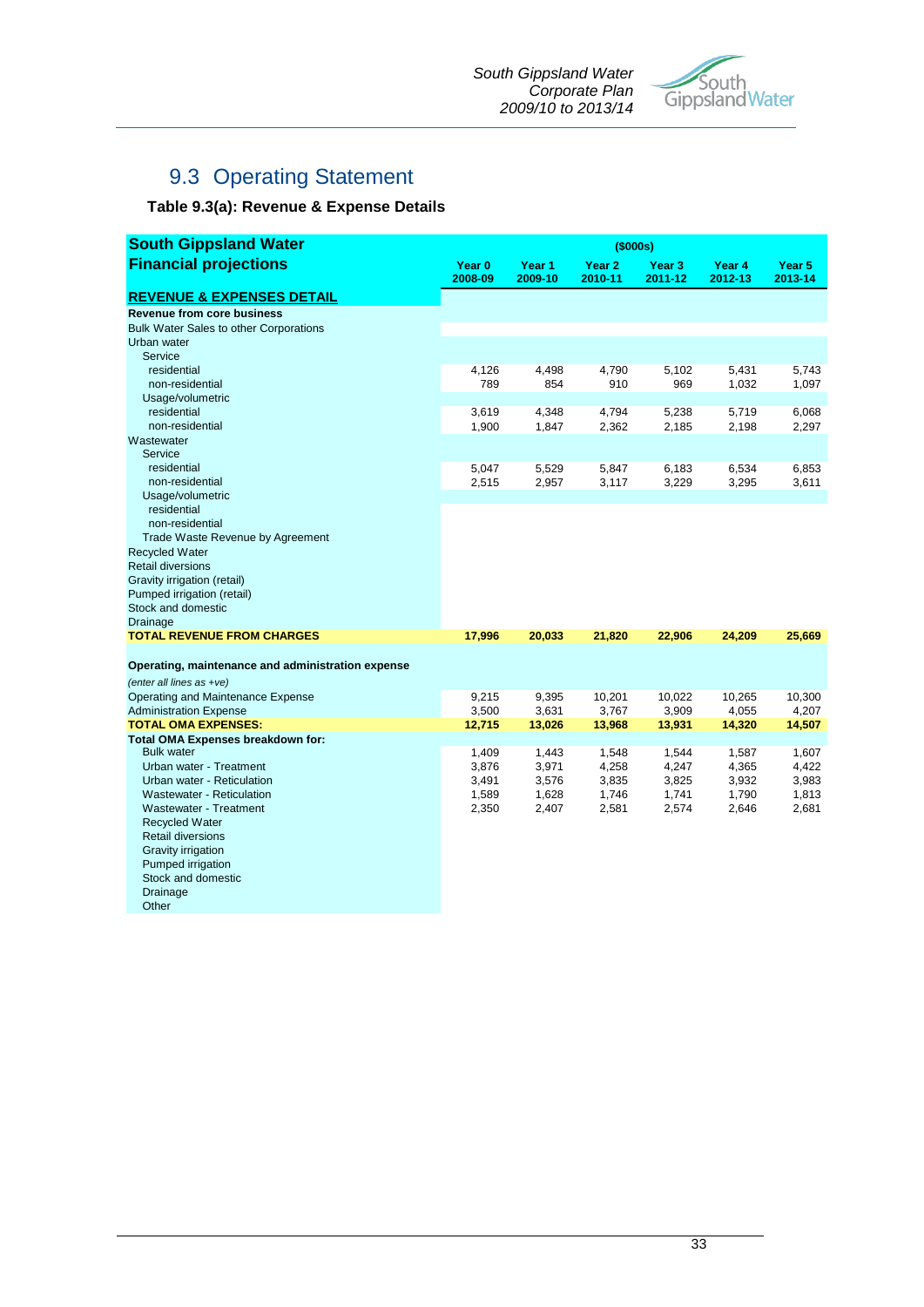## 9.3 Operating Statement

**Table 9.3(a): Revenue & Expense Details**

| **South Gippsland Water Financial projections** | ($000s) | | | | | |
|---|---|---|---|---|---|---|
| | **Year 0 2008-09** | **Year 1 2009-10** | **Year 2 2010-11** | **Year 3 2011-12** | **Year 4 2012-13** | **Year 5 2013-14** |
| **REVENUE & EXPENSES DETAIL** | | | | | | |
| **Revenue from core business** | | | | | | |
| Bulk Water Sales to other Corporations | | | | | | |
| Urban water | | | | | | |
| Service | | | | | | |
| residential | 4,126 | 4,498 | 4,790 | 5,102 | 5,431 | 5,743 |
| non-residential | 789 | 854 | 910 | 969 | 1,032 | 1,097 |
| Usage/volumetric | | | | | | |
| residential | 3,619 | 4,348 | 4,794 | 5,238 | 5,719 | 6,068 |
| non-residential | 1,900 | 1,847 | 2,362 | 2,185 | 2,198 | 2,297 |
| Wastewater | | | | | | |
| Service | | | | | | |
| residential | 5,047 | 5,529 | 5,847 | 6,183 | 6,534 | 6,853 |
| non-residential | 2,515 | 2,957 | 3,117 | 3,229 | 3,295 | 3,611 |
| Usage/volumetric | | | | | | |
| residential | | | | | | |
| non-residential | | | | | | |
| Trade Waste Revenue by Agreement | | | | | | |
| Recycled Water | | | | | | |
| Retail diversions | | | | | | |
| Gravity irrigation (retail) | | | | | | |
| Pumped irrigation (retail) | | | | | | |
| Stock and domestic | | | | | | |
| Drainage | | | | | | |
| **TOTAL REVENUE FROM CHARGES** | **17,996** | **20,033** | **21,820** | **22,906** | **24,209** | **25,669** |
| | | | | | | |
| **Operating, maintenance and administration expense** | | | | | | |
| *(enter all lines as +ve)* | | | | | | |
| Operating and Maintenance Expense | 9,215 | 9,395 | 10,201 | 10,022 | 10,265 | 10,300 |
| Administration Expense | 3,500 | 3,631 | 3,767 | 3,909 | 4,055 | 4,207 |
| **TOTAL OMA EXPENSES:** | **12,715** | **13,026** | **13,968** | **13,931** | **14,320** | **14,507** |
| **Total OMA Expenses breakdown for:** | | | | | | |
| Bulk water | 1,409 | 1,443 | 1,548 | 1,544 | 1,587 | 1,607 |
| Urban water - Treatment | 3,876 | 3,971 | 4,258 | 4,247 | 4,365 | 4,422 |
| Urban water - Reticulation | 3,491 | 3,576 | 3,835 | 3,825 | 3,932 | 3,983 |
| Wastewater - Reticulation | 1,589 | 1,628 | 1,746 | 1,741 | 1,790 | 1,813 |
| Wastewater - Treatment | 2,350 | 2,407 | 2,581 | 2,574 | 2,646 | 2,681 |
| Recycled Water | | | | | | |
| Retail diversions | | | | | | |
| Gravity irrigation | | | | | | |
| Pumped irrigation | | | | | | |
| Stock and domestic | | | | | | |
| Drainage | | | | | | |
| Other | | | | | | |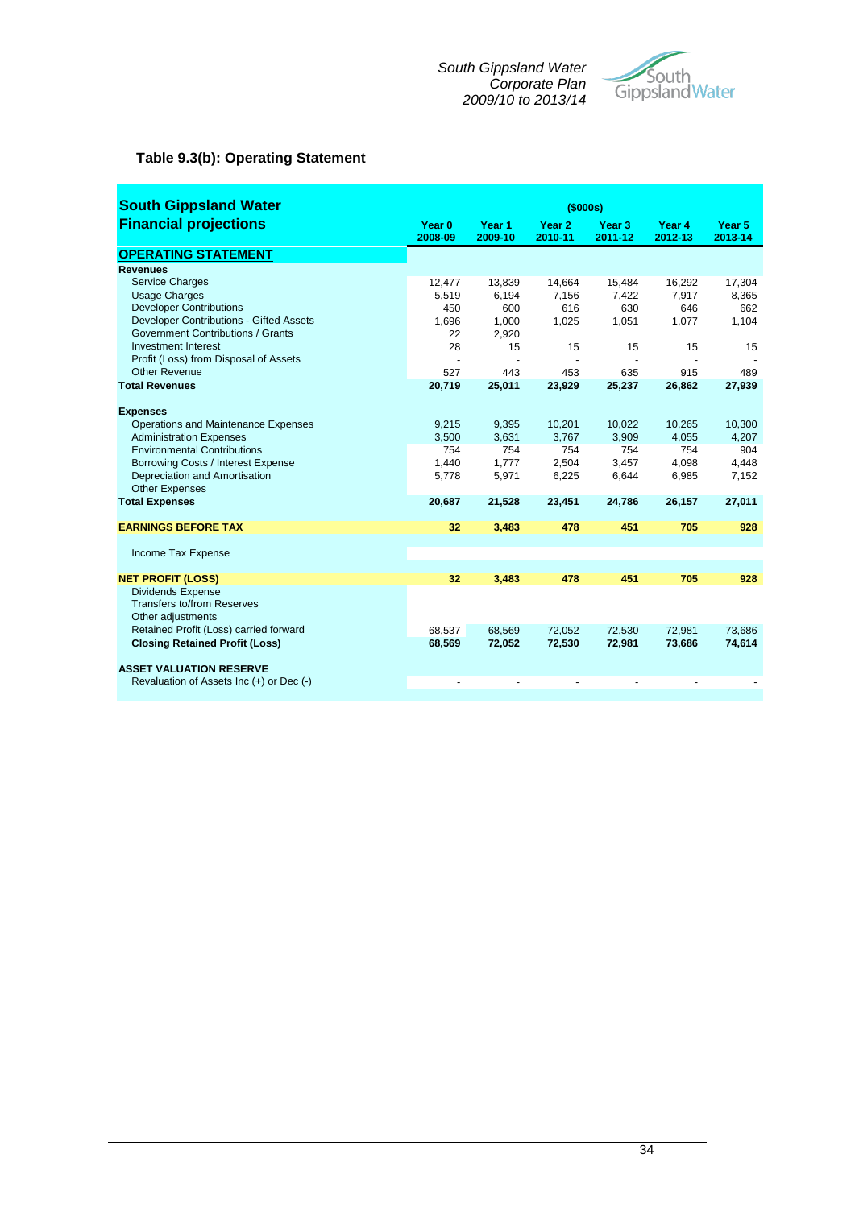## Table 9.3(b): Operating Statement

| South Gippsland Water Financial projections | ($000s) | | | | | |
|---|---|---|---|---|---|---|
| | Year 0 2008-09 | Year 1 2009-10 | Year 2 2010-11 | Year 3 2011-12 | Year 4 2012-13 | Year 5 2013-14 |
| **OPERATING STATEMENT** | | | | | | |
| **Revenues** | | | | | | |
| Service Charges | 12,477 | 13,839 | 14,664 | 15,484 | 16,292 | 17,304 |
| Usage Charges | 5,519 | 6,194 | 7,156 | 7,422 | 7,917 | 8,365 |
| Developer Contributions | 450 | 600 | 616 | 630 | 646 | 662 |
| Developer Contributions - Gifted Assets | 1,696 | 1,000 | 1,025 | 1,051 | 1,077 | 1,104 |
| Government Contributions / Grants | 22 | 2,920 | | | | |
| Investment Interest | 28 | 15 | 15 | 15 | 15 | 15 |
| Profit (Loss) from Disposal of Assets | - | - | - | - | - | - |
| Other Revenue | 527 | 443 | 453 | 635 | 915 | 489 |
| **Total Revenues** | **20,719** | **25,011** | **23,929** | **25,237** | **26,862** | **27,939** |
| **Expenses** | | | | | | |
| Operations and Maintenance Expenses | 9,215 | 9,395 | 10,201 | 10,022 | 10,265 | 10,300 |
| Administration Expenses | 3,500 | 3,631 | 3,767 | 3,909 | 4,055 | 4,207 |
| Environmental Contributions | 754 | 754 | 754 | 754 | 754 | 904 |
| Borrowing Costs / Interest Expense | 1,440 | 1,777 | 2,504 | 3,457 | 4,098 | 4,448 |
| Depreciation and Amortisation | 5,778 | 5,971 | 6,225 | 6,644 | 6,985 | 7,152 |
| Other Expenses | | | | | | |
| **Total Expenses** | **20,687** | **21,528** | **23,451** | **24,786** | **26,157** | **27,011** |
| **EARNINGS BEFORE TAX** | **32** | **3,483** | **478** | **451** | **705** | **928** |
| Income Tax Expense | | | | | | |
| **NET PROFIT (LOSS)** | **32** | **3,483** | **478** | **451** | **705** | **928** |
| Dividends Expense | | | | | | |
| Transfers to/from Reserves | | | | | | |
| Other adjustments | | | | | | |
| Retained Profit (Loss) carried forward | 68,537 | 68,569 | 72,052 | 72,530 | 72,981 | 73,686 |
| **Closing Retained Profit (Loss)** | **68,569** | **72,052** | **72,530** | **72,981** | **73,686** | **74,614** |
| **ASSET VALUATION RESERVE** | | | | | | |
| Revaluation of Assets Inc (+) or Dec (-) | - | - | - | - | - | - |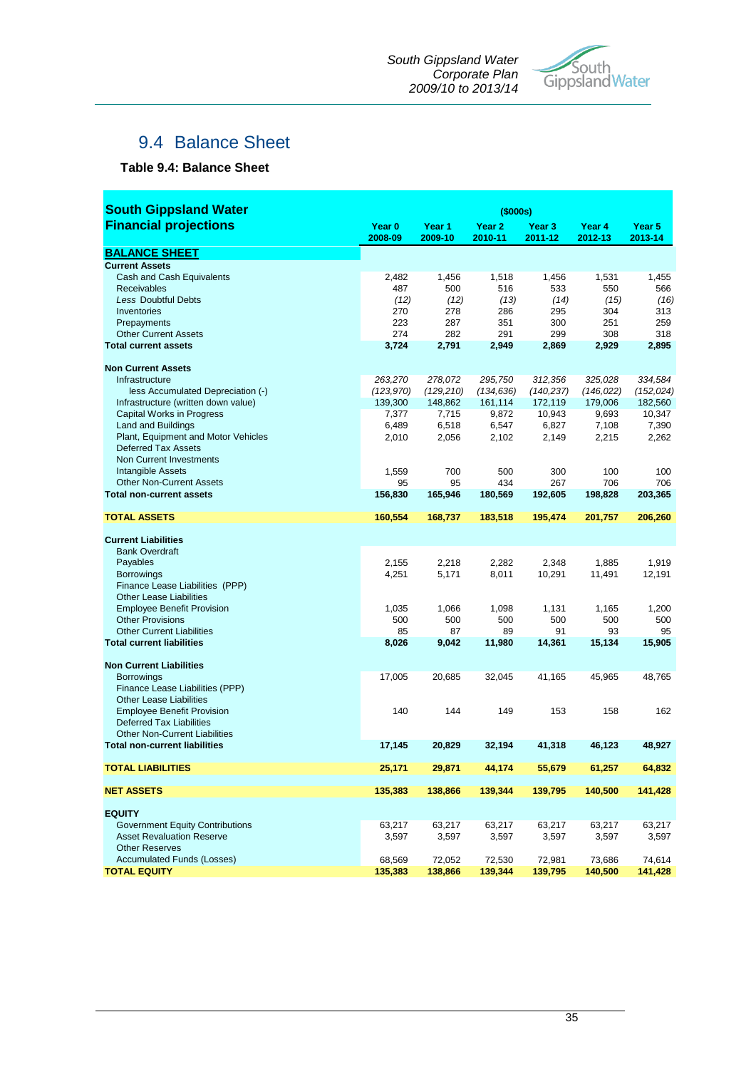## 9.4 Balance Sheet

**Table 9.4: Balance Sheet**

| South Gippsland Water Financial projections | ($000s) | | | | | |
|---|---|---|---|---|---|---|
| | Year 0 2008-09 | Year 1 2009-10 | Year 2 2010-11 | Year 3 2011-12 | Year 4 2012-13 | Year 5 2013-14 |
| **BALANCE SHEET** | | | | | | |
| **Current Assets** | | | | | | |
| Cash and Cash Equivalents | 2,482 | 1,456 | 1,518 | 1,456 | 1,531 | 1,455 |
| Receivables | 487 | 500 | 516 | 533 | 550 | 566 |
| *Less* Doubtful Debts | *(12)* | *(12)* | *(13)* | *(14)* | *(15)* | *(16)* |
| Inventories | 270 | 278 | 286 | 295 | 304 | 313 |
| Prepayments | 223 | 287 | 351 | 300 | 251 | 259 |
| Other Current Assets | 274 | 282 | 291 | 299 | 308 | 318 |
| **Total current assets** | **3,724** | **2,791** | **2,949** | **2,869** | **2,929** | **2,895** |
| **Non Current Assets** | | | | | | |
| Infrastructure | *263,270* | *278,072* | *295,750* | *312,356* | *325,028* | *334,584* |
| less Accumulated Depreciation (-) | *(123,970)* | *(129,210)* | *(134,636)* | *(140,237)* | *(146,022)* | *(152,024)* |
| Infrastructure (written down value) | 139,300 | 148,862 | 161,114 | 172,119 | 179,006 | 182,560 |
| Capital Works in Progress | 7,377 | 7,715 | 9,872 | 10,943 | 9,693 | 10,347 |
| Land and Buildings | 6,489 | 6,518 | 6,547 | 6,827 | 7,108 | 7,390 |
| Plant, Equipment and Motor Vehicles | 2,010 | 2,056 | 2,102 | 2,149 | 2,215 | 2,262 |
| Deferred Tax Assets | | | | | | |
| Non Current Investments | | | | | | |
| Intangible Assets | 1,559 | 700 | 500 | 300 | 100 | 100 |
| Other Non-Current Assets | 95 | 95 | 434 | 267 | 706 | 706 |
| **Total non-current assets** | **156,830** | **165,946** | **180,569** | **192,605** | **198,828** | **203,365** |
| **TOTAL ASSETS** | **160,554** | **168,737** | **183,518** | **195,474** | **201,757** | **206,260** |
| **Current Liabilities** | | | | | | |
| Bank Overdraft | | | | | | |
| Payables | 2,155 | 2,218 | 2,282 | 2,348 | 1,885 | 1,919 |
| Borrowings | 4,251 | 5,171 | 8,011 | 10,291 | 11,491 | 12,191 |
| Finance Lease Liabilities (PPP) | | | | | | |
| Other Lease Liabilities | | | | | | |
| Employee Benefit Provision | 1,035 | 1,066 | 1,098 | 1,131 | 1,165 | 1,200 |
| Other Provisions | 500 | 500 | 500 | 500 | 500 | 500 |
| Other Current Liabilities | 85 | 87 | 89 | 91 | 93 | 95 |
| **Total current liabilities** | **8,026** | **9,042** | **11,980** | **14,361** | **15,134** | **15,905** |
| **Non Current Liabilities** | | | | | | |
| Borrowings | 17,005 | 20,685 | 32,045 | 41,165 | 45,965 | 48,765 |
| Finance Lease Liabilities (PPP) | | | | | | |
| Other Lease Liabilities | | | | | | |
| Employee Benefit Provision | 140 | 144 | 149 | 153 | 158 | 162 |
| Deferred Tax Liabilities | | | | | | |
| Other Non-Current Liabilities | | | | | | |
| **Total non-current liabilities** | **17,145** | **20,829** | **32,194** | **41,318** | **46,123** | **48,927** |
| **TOTAL LIABILITIES** | **25,171** | **29,871** | **44,174** | **55,679** | **61,257** | **64,832** |
| **NET ASSETS** | **135,383** | **138,866** | **139,344** | **139,795** | **140,500** | **141,428** |
| **EQUITY** | | | | | | |
| Government Equity Contributions | 63,217 | 63,217 | 63,217 | 63,217 | 63,217 | 63,217 |
| Asset Revaluation Reserve | 3,597 | 3,597 | 3,597 | 3,597 | 3,597 | 3,597 |
| Other Reserves | | | | | | |
| Accumulated Funds (Losses) | 68,569 | 72,052 | 72,530 | 72,981 | 73,686 | 74,614 |
| **TOTAL EQUITY** | **135,383** | **138,866** | **139,344** | **139,795** | **140,500** | **141,428** |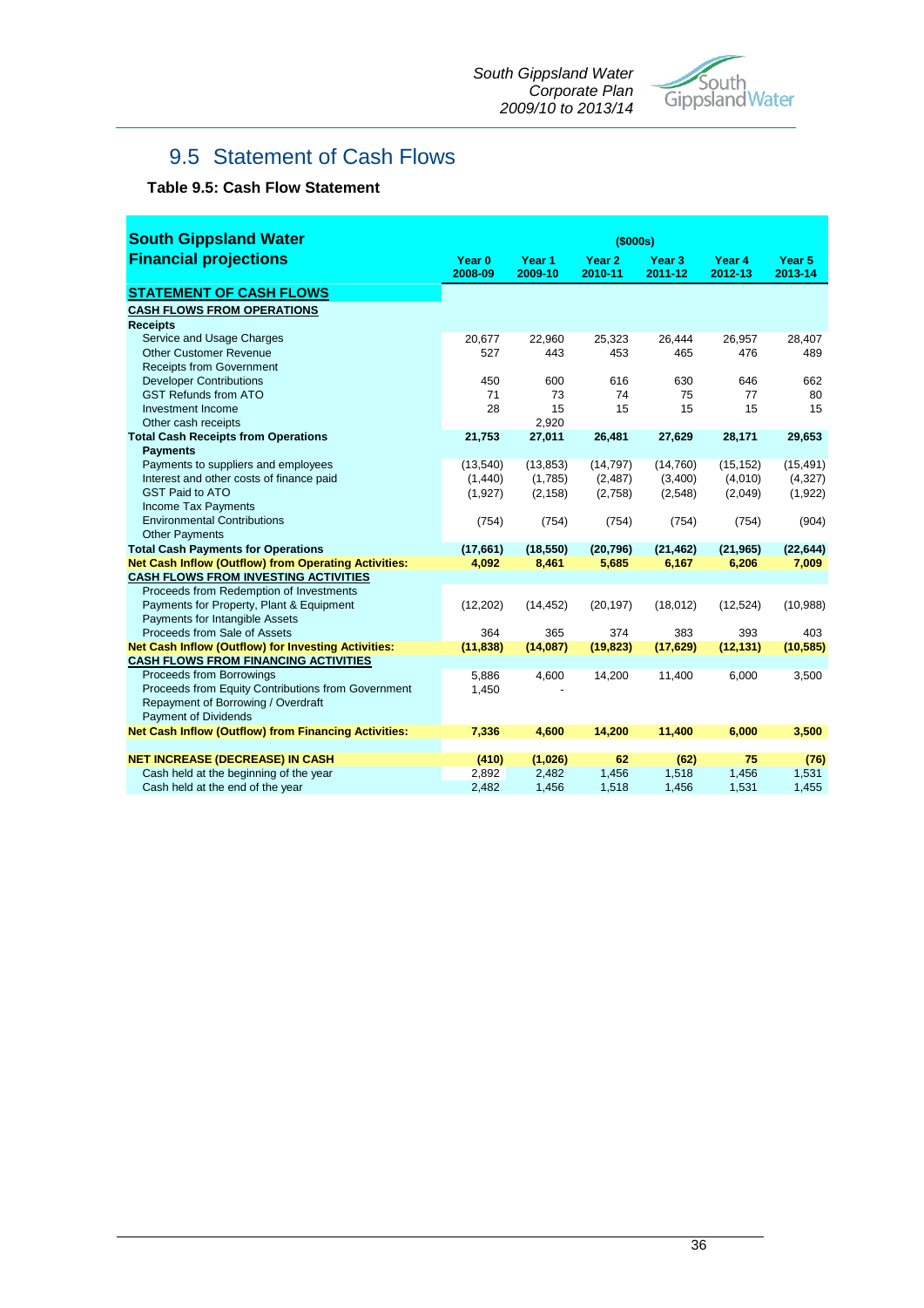## 9.5 Statement of Cash Flows

**Table 9.5: Cash Flow Statement**

| South Gippsland Water Financial projections | ($000s) | | | | | |
|---|---|---|---|---|---|---|
| | Year 0 2008-09 | Year 1 2009-10 | Year 2 2010-11 | Year 3 2011-12 | Year 4 2012-13 | Year 5 2013-14 |
| **STATEMENT OF CASH FLOWS** | | | | | | |
| **CASH FLOWS FROM OPERATIONS** | | | | | | |
| **Receipts** | | | | | | |
| Service and Usage Charges | 20,677 | 22,960 | 25,323 | 26,444 | 26,957 | 28,407 |
| Other Customer Revenue | 527 | 443 | 453 | 465 | 476 | 489 |
| Receipts from Government | | | | | | |
| Developer Contributions | 450 | 600 | 616 | 630 | 646 | 662 |
| GST Refunds from ATO | 71 | 73 | 74 | 75 | 77 | 80 |
| Investment Income | 28 | 15 | 15 | 15 | 15 | 15 |
| Other cash receipts | | 2,920 | | | | |
| **Total Cash Receipts from Operations** | **21,753** | **27,011** | **26,481** | **27,629** | **28,171** | **29,653** |
| **Payments** | | | | | | |
| Payments to suppliers and employees | (13,540) | (13,853) | (14,797) | (14,760) | (15,152) | (15,491) |
| Interest and other costs of finance paid | (1,440) | (1,785) | (2,487) | (3,400) | (4,010) | (4,327) |
| GST Paid to ATO | (1,927) | (2,158) | (2,758) | (2,548) | (2,049) | (1,922) |
| Income Tax Payments | | | | | | |
| Environmental Contributions | (754) | (754) | (754) | (754) | (754) | (904) |
| Other Payments | | | | | | |
| **Total Cash Payments for Operations** | **(17,661)** | **(18,550)** | **(20,796)** | **(21,462)** | **(21,965)** | **(22,644)** |
| **Net Cash Inflow (Outflow) from Operating Activities:** | **4,092** | **8,461** | **5,685** | **6,167** | **6,206** | **7,009** |
| **CASH FLOWS FROM INVESTING ACTIVITIES** | | | | | | |
| Proceeds from Redemption of Investments | | | | | | |
| Payments for Property, Plant & Equipment | (12,202) | (14,452) | (20,197) | (18,012) | (12,524) | (10,988) |
| Payments for Intangible Assets | | | | | | |
| Proceeds from Sale of Assets | 364 | 365 | 374 | 383 | 393 | 403 |
| **Net Cash Inflow (Outflow) for Investing Activities:** | **(11,838)** | **(14,087)** | **(19,823)** | **(17,629)** | **(12,131)** | **(10,585)** |
| **CASH FLOWS FROM FINANCING ACTIVITIES** | | | | | | |
| Proceeds from Borrowings | 5,886 | 4,600 | 14,200 | 11,400 | 6,000 | 3,500 |
| Proceeds from Equity Contributions from Government | 1,450 | - | | | | |
| Repayment of Borrowing / Overdraft | | | | | | |
| Payment of Dividends | | | | | | |
| **Net Cash Inflow (Outflow) from Financing Activities:** | **7,336** | **4,600** | **14,200** | **11,400** | **6,000** | **3,500** |
| | | | | | | |
| **NET INCREASE (DECREASE) IN CASH** | **(410)** | **(1,026)** | **62** | **(62)** | **75** | **(76)** |
| Cash held at the beginning of the year | 2,892 | 2,482 | 1,456 | 1,518 | 1,456 | 1,531 |
| Cash held at the end of the year | 2,482 | 1,456 | 1,518 | 1,456 | 1,531 | 1,455 |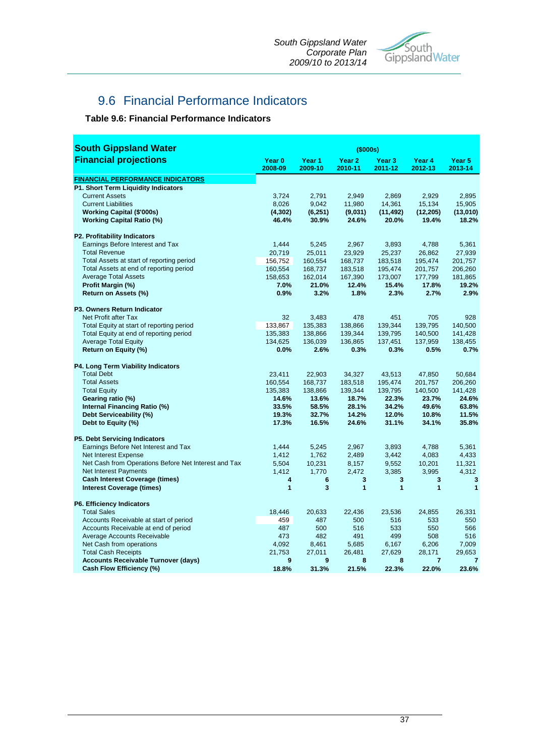## 9.6 Financial Performance Indicators

**Table 9.6: Financial Performance Indicators**

| South Gippsland Water Financial projections | ($000s) | | | | | |
|---|---|---|---|---|---|---|
| | Year 0 2008-09 | Year 1 2009-10 | Year 2 2010-11 | Year 3 2011-12 | Year 4 2012-13 | Year 5 2013-14 |
| **FINANCIAL PERFORMANCE INDICATORS** | | | | | | |
| **P1. Short Term Liquidity Indicators** | | | | | | |
| Current Assets | 3,724 | 2,791 | 2,949 | 2,869 | 2,929 | 2,895 |
| Current Liabilities | 8,026 | 9,042 | 11,980 | 14,361 | 15,134 | 15,905 |
| **Working Capital ($'000s)** | **(4,302)** | **(6,251)** | **(9,031)** | **(11,492)** | **(12,205)** | **(13,010)** |
| **Working Capital Ratio (%)** | **46.4%** | **30.9%** | **24.6%** | **20.0%** | **19.4%** | **18.2%** |
| **P2. Profitability Indicators** | | | | | | |
| Earnings Before Interest and Tax | 1,444 | 5,245 | 2,967 | 3,893 | 4,788 | 5,361 |
| Total Revenue | 20,719 | 25,011 | 23,929 | 25,237 | 26,862 | 27,939 |
| Total Assets at start of reporting period | 156,752 | 160,554 | 168,737 | 183,518 | 195,474 | 201,757 |
| Total Assets at end of reporting period | 160,554 | 168,737 | 183,518 | 195,474 | 201,757 | 206,260 |
| Average Total Assets | 158,653 | 162,014 | 167,390 | 173,007 | 177,799 | 181,865 |
| **Profit Margin (%)** | **7.0%** | **21.0%** | **12.4%** | **15.4%** | **17.8%** | **19.2%** |
| **Return on Assets (%)** | **0.9%** | **3.2%** | **1.8%** | **2.3%** | **2.7%** | **2.9%** |
| **P3. Owners Return Indicator** | | | | | | |
| Net Profit after Tax | 32 | 3,483 | 478 | 451 | 705 | 928 |
| Total Equity at start of reporting period | 133,867 | 135,383 | 138,866 | 139,344 | 139,795 | 140,500 |
| Total Equity at end of reporting period | 135,383 | 138,866 | 139,344 | 139,795 | 140,500 | 141,428 |
| Average Total Equity | 134,625 | 136,039 | 136,865 | 137,451 | 137,959 | 138,455 |
| **Return on Equity (%)** | **0.0%** | **2.6%** | **0.3%** | **0.3%** | **0.5%** | **0.7%** |
| **P4. Long Term Viability Indicators** | | | | | | |
| Total Debt | 23,411 | 22,903 | 34,327 | 43,513 | 47,850 | 50,684 |
| Total Assets | 160,554 | 168,737 | 183,518 | 195,474 | 201,757 | 206,260 |
| Total Equity | 135,383 | 138,866 | 139,344 | 139,795 | 140,500 | 141,428 |
| **Gearing ratio (%)** | **14.6%** | **13.6%** | **18.7%** | **22.3%** | **23.7%** | **24.6%** |
| **Internal Financing Ratio (%)** | **33.5%** | **58.5%** | **28.1%** | **34.2%** | **49.6%** | **63.8%** |
| **Debt Serviceability (%)** | **19.3%** | **32.7%** | **14.2%** | **12.0%** | **10.8%** | **11.5%** |
| **Debt to Equity (%)** | **17.3%** | **16.5%** | **24.6%** | **31.1%** | **34.1%** | **35.8%** |
| **P5. Debt Servicing Indicators** | | | | | | |
| Earnings Before Net Interest and Tax | 1,444 | 5,245 | 2,967 | 3,893 | 4,788 | 5,361 |
| Net Interest Expense | 1,412 | 1,762 | 2,489 | 3,442 | 4,083 | 4,433 |
| Net Cash from Operations Before Net Interest and Tax | 5,504 | 10,231 | 8,157 | 9,552 | 10,201 | 11,321 |
| Net Interest Payments | 1,412 | 1,770 | 2,472 | 3,385 | 3,995 | 4,312 |
| **Cash Interest Coverage (times)** | **4** | **6** | **3** | **3** | **3** | **3** |
| **Interest Coverage (times)** | **1** | **3** | **1** | **1** | **1** | **1** |
| **P6. Efficiency Indicators** | | | | | | |
| Total Sales | 18,446 | 20,633 | 22,436 | 23,536 | 24,855 | 26,331 |
| Accounts Receivable at start of period | 459 | 487 | 500 | 516 | 533 | 550 |
| Accounts Receivable at end of period | 487 | 500 | 516 | 533 | 550 | 566 |
| Average Accounts Receivable | 473 | 482 | 491 | 499 | 508 | 516 |
| Net Cash from operations | 4,092 | 8,461 | 5,685 | 6,167 | 6,206 | 7,009 |
| Total Cash Receipts | 21,753 | 27,011 | 26,481 | 27,629 | 28,171 | 29,653 |
| **Accounts Receivable Turnover (days)** | **9** | **9** | **8** | **8** | **7** | **7** |
| **Cash Flow Efficiency (%)** | **18.8%** | **31.3%** | **21.5%** | **22.3%** | **22.0%** | **23.6%** |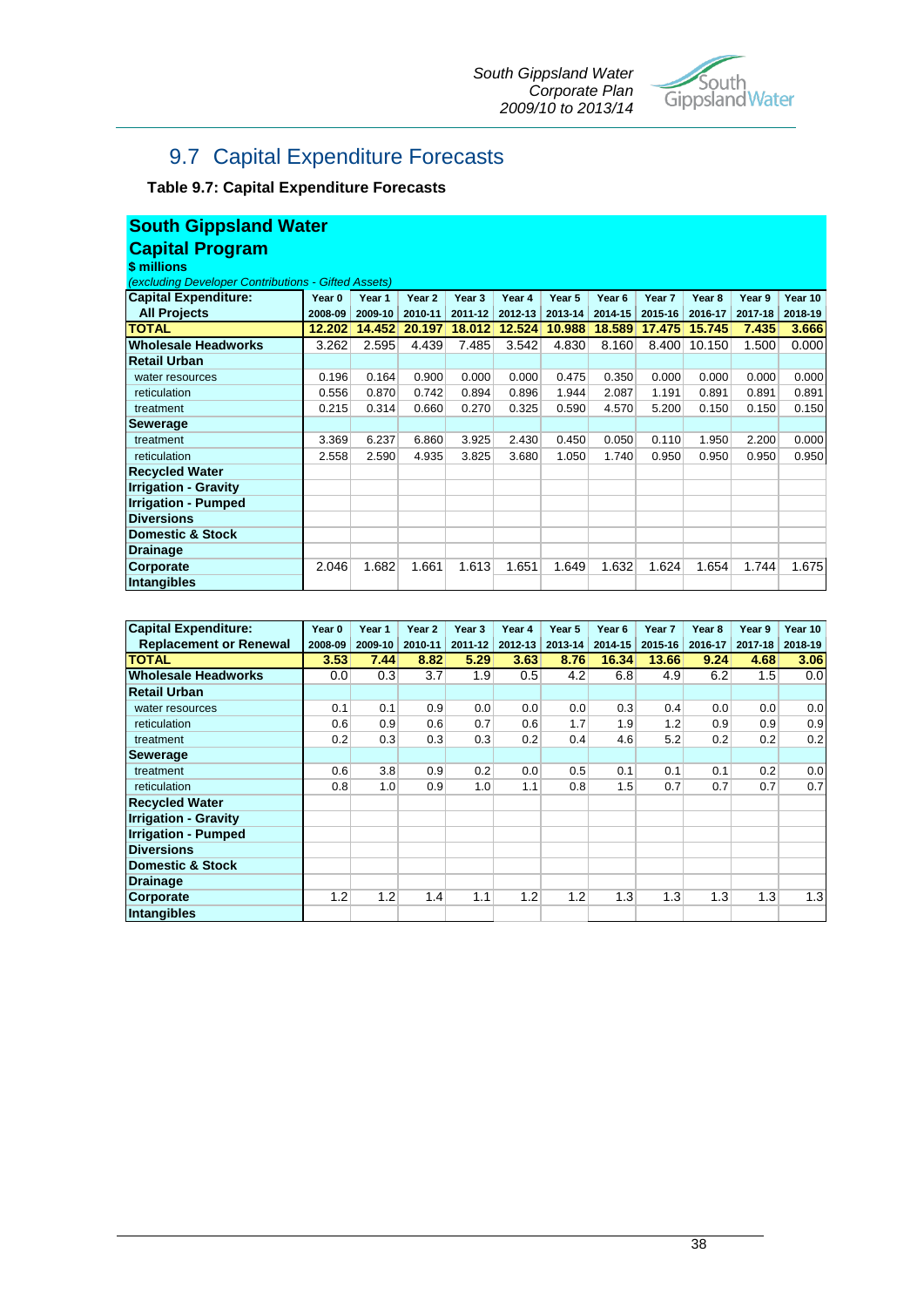## 9.7 Capital Expenditure Forecasts

**Table 9.7: Capital Expenditure Forecasts**

**South Gippsland Water**
**Capital Program**
**$ millions**
*(excluding Developer Contributions - Gifted Assets)*

| **Capital Expenditure: All Projects** | Year 0 2008-09 | Year 1 2009-10 | Year 2 2010-11 | Year 3 2011-12 | Year 4 2012-13 | Year 5 2013-14 | Year 6 2014-15 | Year 7 2015-16 | Year 8 2016-17 | Year 9 2017-18 | Year 10 2018-19 |
|---|---|---|---|---|---|---|---|---|---|---|---|
| **TOTAL** | **12.202** | **14.452** | **20.197** | **18.012** | **12.524** | **10.988** | **18.589** | **17.475** | **15.745** | **7.435** | **3.666** |
| **Wholesale Headworks** | 3.262 | 2.595 | 4.439 | 7.485 | 3.542 | 4.830 | 8.160 | 8.400 | 10.150 | 1.500 | 0.000 |
| **Retail Urban** | | | | | | | | | | | |
| water resources | 0.196 | 0.164 | 0.900 | 0.000 | 0.000 | 0.475 | 0.350 | 0.000 | 0.000 | 0.000 | 0.000 |
| reticulation | 0.556 | 0.870 | 0.742 | 0.894 | 0.896 | 1.944 | 2.087 | 1.191 | 0.891 | 0.891 | 0.891 |
| treatment | 0.215 | 0.314 | 0.660 | 0.270 | 0.325 | 0.590 | 4.570 | 5.200 | 0.150 | 0.150 | 0.150 |
| **Sewerage** | | | | | | | | | | | |
| treatment | 3.369 | 6.237 | 6.860 | 3.925 | 2.430 | 0.450 | 0.050 | 0.110 | 1.950 | 2.200 | 0.000 |
| reticulation | 2.558 | 2.590 | 4.935 | 3.825 | 3.680 | 1.050 | 1.740 | 0.950 | 0.950 | 0.950 | 0.950 |
| **Recycled Water** | | | | | | | | | | | |
| **Irrigation - Gravity** | | | | | | | | | | | |
| **Irrigation - Pumped** | | | | | | | | | | | |
| **Diversions** | | | | | | | | | | | |
| **Domestic & Stock** | | | | | | | | | | | |
| **Drainage** | | | | | | | | | | | |
| **Corporate** | 2.046 | 1.682 | 1.661 | 1.613 | 1.651 | 1.649 | 1.632 | 1.624 | 1.654 | 1.744 | 1.675 |
| **Intangibles** | | | | | | | | | | | |

| **Capital Expenditure: Replacement or Renewal** | Year 0 2008-09 | Year 1 2009-10 | Year 2 2010-11 | Year 3 2011-12 | Year 4 2012-13 | Year 5 2013-14 | Year 6 2014-15 | Year 7 2015-16 | Year 8 2016-17 | Year 9 2017-18 | Year 10 2018-19 |
|---|---|---|---|---|---|---|---|---|---|---|---|
| **TOTAL** | **3.53** | **7.44** | **8.82** | **5.29** | **3.63** | **8.76** | **16.34** | **13.66** | **9.24** | **4.68** | **3.06** |
| **Wholesale Headworks** | 0.0 | 0.3 | 3.7 | 1.9 | 0.5 | 4.2 | 6.8 | 4.9 | 6.2 | 1.5 | 0.0 |
| **Retail Urban** | | | | | | | | | | | |
| water resources | 0.1 | 0.1 | 0.9 | 0.0 | 0.0 | 0.0 | 0.3 | 0.4 | 0.0 | 0.0 | 0.0 |
| reticulation | 0.6 | 0.9 | 0.6 | 0.7 | 0.6 | 1.7 | 1.9 | 1.2 | 0.9 | 0.9 | 0.9 |
| treatment | 0.2 | 0.3 | 0.3 | 0.3 | 0.2 | 0.4 | 4.6 | 5.2 | 0.2 | 0.2 | 0.2 |
| **Sewerage** | | | | | | | | | | | |
| treatment | 0.6 | 3.8 | 0.9 | 0.2 | 0.0 | 0.5 | 0.1 | 0.1 | 0.1 | 0.2 | 0.0 |
| reticulation | 0.8 | 1.0 | 0.9 | 1.0 | 1.1 | 0.8 | 1.5 | 0.7 | 0.7 | 0.7 | 0.7 |
| **Recycled Water** | | | | | | | | | | | |
| **Irrigation - Gravity** | | | | | | | | | | | |
| **Irrigation - Pumped** | | | | | | | | | | | |
| **Diversions** | | | | | | | | | | | |
| **Domestic & Stock** | | | | | | | | | | | |
| **Drainage** | | | | | | | | | | | |
| **Corporate** | 1.2 | 1.2 | 1.4 | 1.1 | 1.2 | 1.2 | 1.3 | 1.3 | 1.3 | 1.3 | 1.3 |
| **Intangibles** | | | | | | | | | | | |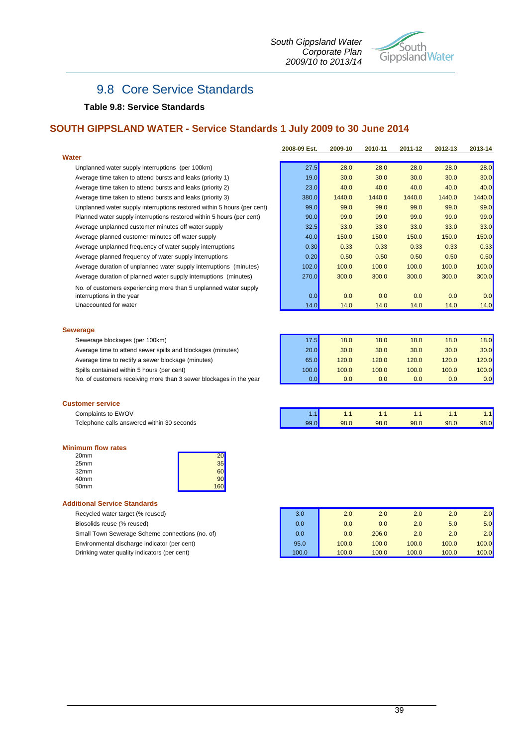## 9.8 Core Service Standards

**Table 9.8: Service Standards**

### SOUTH GIPPSLAND WATER - Service Standards 1 July 2009 to 30 June 2014

| | 2008-09 Est. | 2009-10 | 2010-11 | 2011-12 | 2012-13 | 2013-14 |
|---|---|---|---|---|---|---|
| **Water** | | | | | | |
| Unplanned water supply interruptions (per 100km) | 27.5 | 28.0 | 28.0 | 28.0 | 28.0 | 28.0 |
| Average time taken to attend bursts and leaks (priority 1) | 19.0 | 30.0 | 30.0 | 30.0 | 30.0 | 30.0 |
| Average time taken to attend bursts and leaks (priority 2) | 23.0 | 40.0 | 40.0 | 40.0 | 40.0 | 40.0 |
| Average time taken to attend bursts and leaks (priority 3) | 380.0 | 1440.0 | 1440.0 | 1440.0 | 1440.0 | 1440.0 |
| Unplanned water supply interruptions restored within 5 hours (per cent) | 99.0 | 99.0 | 99.0 | 99.0 | 99.0 | 99.0 |
| Planned water supply interruptions restored within 5 hours (per cent) | 90.0 | 99.0 | 99.0 | 99.0 | 99.0 | 99.0 |
| Average unplanned customer minutes off water supply | 32.5 | 33.0 | 33.0 | 33.0 | 33.0 | 33.0 |
| Average planned customer minutes off water supply | 40.0 | 150.0 | 150.0 | 150.0 | 150.0 | 150.0 |
| Average unplanned frequency of water supply interruptions | 0.30 | 0.33 | 0.33 | 0.33 | 0.33 | 0.33 |
| Average planned frequency of water supply interruptions | 0.20 | 0.50 | 0.50 | 0.50 | 0.50 | 0.50 |
| Average duration of unplanned water supply interruptions (minutes) | 102.0 | 100.0 | 100.0 | 100.0 | 100.0 | 100.0 |
| Average duration of planned water supply interruptions (minutes) | 270.0 | 300.0 | 300.0 | 300.0 | 300.0 | 300.0 |
| No. of customers experiencing more than 5 unplanned water supply interruptions in the year | 0.0 | 0.0 | 0.0 | 0.0 | 0.0 | 0.0 |
| Unaccounted for water | 14.0 | 14.0 | 14.0 | 14.0 | 14.0 | 14.0 |
| **Sewerage** | | | | | | |
| Sewerage blockages (per 100km) | 17.5 | 18.0 | 18.0 | 18.0 | 18.0 | 18.0 |
| Average time to attend sewer spills and blockages (minutes) | 20.0 | 30.0 | 30.0 | 30.0 | 30.0 | 30.0 |
| Average time to rectify a sewer blockage (minutes) | 65.0 | 120.0 | 120.0 | 120.0 | 120.0 | 120.0 |
| Spills contained within 5 hours (per cent) | 100.0 | 100.0 | 100.0 | 100.0 | 100.0 | 100.0 |
| No. of customers receiving more than 3 sewer blockages in the year | 0.0 | 0.0 | 0.0 | 0.0 | 0.0 | 0.0 |
| **Customer service** | | | | | | |
| Complaints to EWOV | 1.1 | 1.1 | 1.1 | 1.1 | 1.1 | 1.1 |
| Telephone calls answered within 30 seconds | 99.0 | 98.0 | 98.0 | 98.0 | 98.0 | 98.0 |

**Minimum flow rates**

| Size | Flow rate |
|---|---|
| 20mm | 20 |
| 25mm | 35 |
| 32mm | 60 |
| 40mm | 90 |
| 50mm | 160 |

**Additional Service Standards**

| | 2008-09 Est. | 2009-10 | 2010-11 | 2011-12 | 2012-13 | 2013-14 |
|---|---|---|---|---|---|---|
| Recycled water target (% reused) | 3.0 | 2.0 | 2.0 | 2.0 | 2.0 | 2.0 |
| Biosolids reuse (% reused) | 0.0 | 0.0 | 0.0 | 2.0 | 5.0 | 5.0 |
| Small Town Sewerage Scheme connections (no. of) | 0.0 | 0.0 | 206.0 | 2.0 | 2.0 | 2.0 |
| Environmental discharge indicator (per cent) | 95.0 | 100.0 | 100.0 | 100.0 | 100.0 | 100.0 |
| Drinking water quality indicators (per cent) | 100.0 | 100.0 | 100.0 | 100.0 | 100.0 | 100.0 |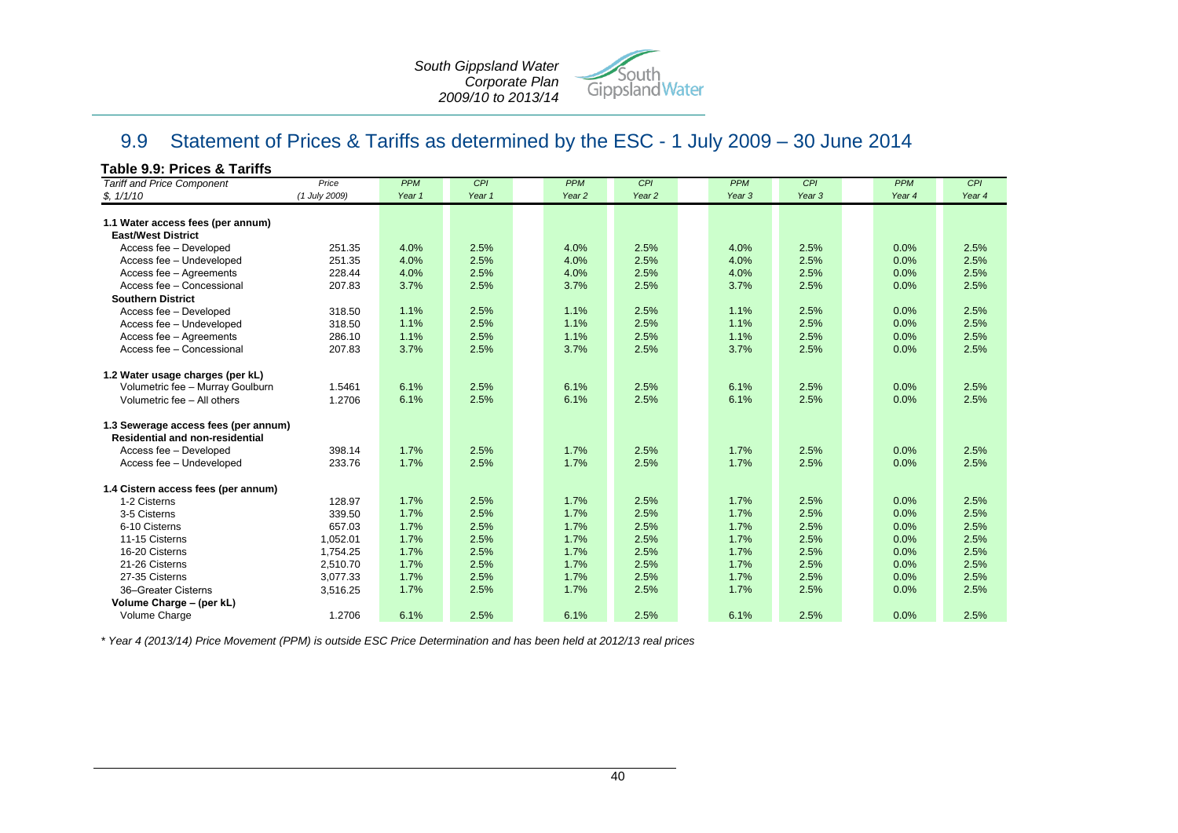## 9.9 Statement of Prices & Tariffs as determined by the ESC - 1 July 2009 – 30 June 2014

**Table 9.9: Prices & Tariffs**

| *Tariff and Price Component* *$, 1/1/10* | *Price* *(1 July 2009)* | *PPM* *Year 1* | *CPI* *Year 1* | *PPM* *Year 2* | *CPI* *Year 2* | *PPM* *Year 3* | *CPI* *Year 3* | *PPM* *Year 4* | *CPI* *Year 4* |
|---|---|---|---|---|---|---|---|---|---|
| **1.1 Water access fees (per annum)** | | | | | | | | | |
| **East/West District** | | | | | | | | | |
| Access fee – Developed | 251.35 | 4.0% | 2.5% | 4.0% | 2.5% | 4.0% | 2.5% | 0.0% | 2.5% |
| Access fee – Undeveloped | 251.35 | 4.0% | 2.5% | 4.0% | 2.5% | 4.0% | 2.5% | 0.0% | 2.5% |
| Access fee – Agreements | 228.44 | 4.0% | 2.5% | 4.0% | 2.5% | 4.0% | 2.5% | 0.0% | 2.5% |
| Access fee – Concessional | 207.83 | 3.7% | 2.5% | 3.7% | 2.5% | 3.7% | 2.5% | 0.0% | 2.5% |
| **Southern District** | | | | | | | | | |
| Access fee – Developed | 318.50 | 1.1% | 2.5% | 1.1% | 2.5% | 1.1% | 2.5% | 0.0% | 2.5% |
| Access fee – Undeveloped | 318.50 | 1.1% | 2.5% | 1.1% | 2.5% | 1.1% | 2.5% | 0.0% | 2.5% |
| Access fee – Agreements | 286.10 | 1.1% | 2.5% | 1.1% | 2.5% | 1.1% | 2.5% | 0.0% | 2.5% |
| Access fee – Concessional | 207.83 | 3.7% | 2.5% | 3.7% | 2.5% | 3.7% | 2.5% | 0.0% | 2.5% |
| **1.2 Water usage charges (per kL)** | | | | | | | | | |
| Volumetric fee – Murray Goulburn | 1.5461 | 6.1% | 2.5% | 6.1% | 2.5% | 6.1% | 2.5% | 0.0% | 2.5% |
| Volumetric fee – All others | 1.2706 | 6.1% | 2.5% | 6.1% | 2.5% | 6.1% | 2.5% | 0.0% | 2.5% |
| **1.3 Sewerage access fees (per annum)** | | | | | | | | | |
| **Residential and non-residential** | | | | | | | | | |
| Access fee – Developed | 398.14 | 1.7% | 2.5% | 1.7% | 2.5% | 1.7% | 2.5% | 0.0% | 2.5% |
| Access fee – Undeveloped | 233.76 | 1.7% | 2.5% | 1.7% | 2.5% | 1.7% | 2.5% | 0.0% | 2.5% |
| **1.4 Cistern access fees (per annum)** | | | | | | | | | |
| 1-2 Cisterns | 128.97 | 1.7% | 2.5% | 1.7% | 2.5% | 1.7% | 2.5% | 0.0% | 2.5% |
| 3-5 Cisterns | 339.50 | 1.7% | 2.5% | 1.7% | 2.5% | 1.7% | 2.5% | 0.0% | 2.5% |
| 6-10 Cisterns | 657.03 | 1.7% | 2.5% | 1.7% | 2.5% | 1.7% | 2.5% | 0.0% | 2.5% |
| 11-15 Cisterns | 1,052.01 | 1.7% | 2.5% | 1.7% | 2.5% | 1.7% | 2.5% | 0.0% | 2.5% |
| 16-20 Cisterns | 1,754.25 | 1.7% | 2.5% | 1.7% | 2.5% | 1.7% | 2.5% | 0.0% | 2.5% |
| 21-26 Cisterns | 2,510.70 | 1.7% | 2.5% | 1.7% | 2.5% | 1.7% | 2.5% | 0.0% | 2.5% |
| 27-35 Cisterns | 3,077.33 | 1.7% | 2.5% | 1.7% | 2.5% | 1.7% | 2.5% | 0.0% | 2.5% |
| 36–Greater Cisterns | 3,516.25 | 1.7% | 2.5% | 1.7% | 2.5% | 1.7% | 2.5% | 0.0% | 2.5% |
| **Volume Charge – (per kL)** | | | | | | | | | |
| Volume Charge | 1.2706 | 6.1% | 2.5% | 6.1% | 2.5% | 6.1% | 2.5% | 0.0% | 2.5% |

*\* Year 4 (2013/14) Price Movement (PPM) is outside ESC Price Determination and has been held at 2012/13 real prices*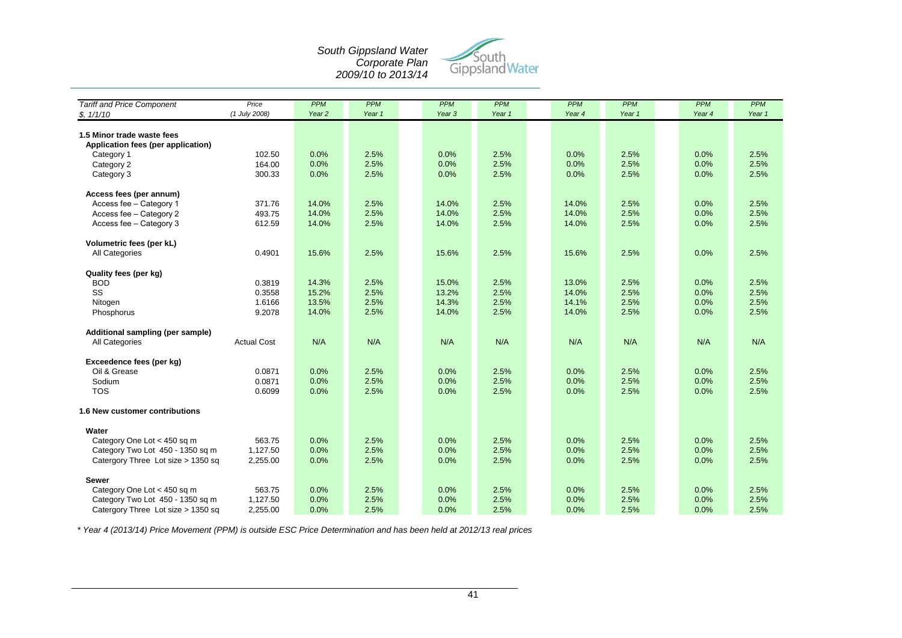| *Tariff and Price Component* | *Price* | *PPM* | *PPM* | *PPM* | *PPM* | *PPM* | *PPM* | *PPM* | *PPM* |
|---|---|---|---|---|---|---|---|---|---|
| *$, 1/1/10* | *(1 July 2008)* | *Year 2* | *Year 1* | *Year 3* | *Year 1* | *Year 4* | *Year 1* | *Year 4* | *Year 1* |
| **1.5 Minor trade waste fees** | | | | | | | | | |
| **Application fees (per application)** | | | | | | | | | |
| Category 1 | 102.50 | 0.0% | 2.5% | 0.0% | 2.5% | 0.0% | 2.5% | 0.0% | 2.5% |
| Category 2 | 164.00 | 0.0% | 2.5% | 0.0% | 2.5% | 0.0% | 2.5% | 0.0% | 2.5% |
| Category 3 | 300.33 | 0.0% | 2.5% | 0.0% | 2.5% | 0.0% | 2.5% | 0.0% | 2.5% |
| **Access fees (per annum)** | | | | | | | | | |
| Access fee – Category 1 | 371.76 | 14.0% | 2.5% | 14.0% | 2.5% | 14.0% | 2.5% | 0.0% | 2.5% |
| Access fee – Category 2 | 493.75 | 14.0% | 2.5% | 14.0% | 2.5% | 14.0% | 2.5% | 0.0% | 2.5% |
| Access fee – Category 3 | 612.59 | 14.0% | 2.5% | 14.0% | 2.5% | 14.0% | 2.5% | 0.0% | 2.5% |
| **Volumetric fees (per kL)** | | | | | | | | | |
| All Categories | 0.4901 | 15.6% | 2.5% | 15.6% | 2.5% | 15.6% | 2.5% | 0.0% | 2.5% |
| **Quality fees (per kg)** | | | | | | | | | |
| BOD | 0.3819 | 14.3% | 2.5% | 15.0% | 2.5% | 13.0% | 2.5% | 0.0% | 2.5% |
| SS | 0.3558 | 15.2% | 2.5% | 13.2% | 2.5% | 14.0% | 2.5% | 0.0% | 2.5% |
| Nitogen | 1.6166 | 13.5% | 2.5% | 14.3% | 2.5% | 14.1% | 2.5% | 0.0% | 2.5% |
| Phosphorus | 9.2078 | 14.0% | 2.5% | 14.0% | 2.5% | 14.0% | 2.5% | 0.0% | 2.5% |
| **Additional sampling (per sample)** | | | | | | | | | |
| All Categories | Actual Cost | N/A | N/A | N/A | N/A | N/A | N/A | N/A | N/A |
| **Exceedence fees (per kg)** | | | | | | | | | |
| Oil & Grease | 0.0871 | 0.0% | 2.5% | 0.0% | 2.5% | 0.0% | 2.5% | 0.0% | 2.5% |
| Sodium | 0.0871 | 0.0% | 2.5% | 0.0% | 2.5% | 0.0% | 2.5% | 0.0% | 2.5% |
| TOS | 0.6099 | 0.0% | 2.5% | 0.0% | 2.5% | 0.0% | 2.5% | 0.0% | 2.5% |
| **1.6 New customer contributions** | | | | | | | | | |
| **Water** | | | | | | | | | |
| Category One Lot < 450 sq m | 563.75 | 0.0% | 2.5% | 0.0% | 2.5% | 0.0% | 2.5% | 0.0% | 2.5% |
| Category Two Lot 450 - 1350 sq m | 1,127.50 | 0.0% | 2.5% | 0.0% | 2.5% | 0.0% | 2.5% | 0.0% | 2.5% |
| Catergory Three Lot size > 1350 sq | 2,255.00 | 0.0% | 2.5% | 0.0% | 2.5% | 0.0% | 2.5% | 0.0% | 2.5% |
| **Sewer** | | | | | | | | | |
| Category One Lot < 450 sq m | 563.75 | 0.0% | 2.5% | 0.0% | 2.5% | 0.0% | 2.5% | 0.0% | 2.5% |
| Category Two Lot 450 - 1350 sq m | 1,127.50 | 0.0% | 2.5% | 0.0% | 2.5% | 0.0% | 2.5% | 0.0% | 2.5% |
| Catergory Three Lot size > 1350 sq | 2,255.00 | 0.0% | 2.5% | 0.0% | 2.5% | 0.0% | 2.5% | 0.0% | 2.5% |

*\* Year 4 (2013/14) Price Movement (PPM) is outside ESC Price Determination and has been held at 2012/13 real prices*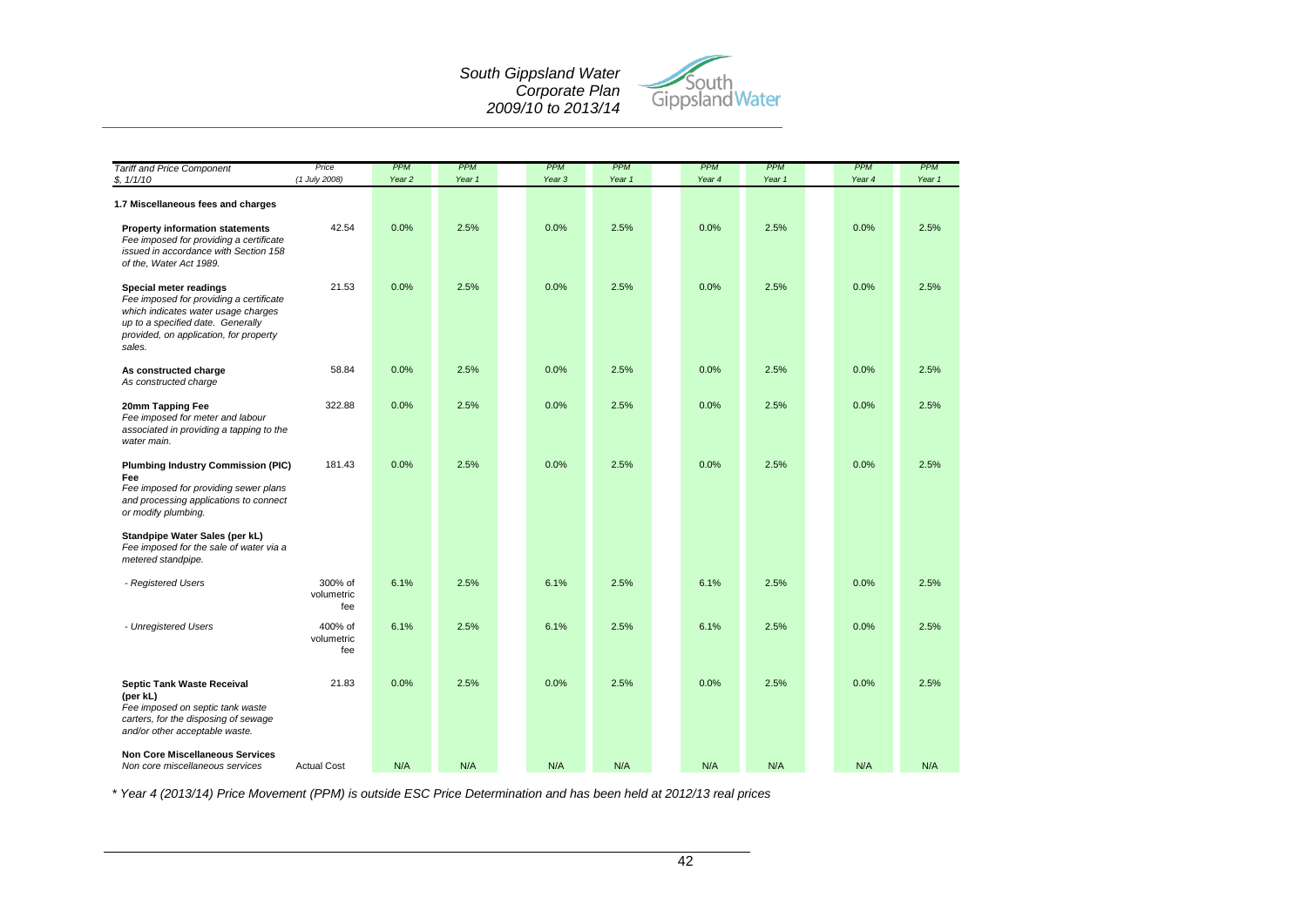| Tariff and Price Component $, 1/1/10 | Price (1 July 2008) | PPM Year 2 | PPM Year 1 | PPM Year 3 | PPM Year 1 | PPM Year 4 | PPM Year 1 | PPM Year 4 | PPM Year 1 |
|---|---|---|---|---|---|---|---|---|---|
| **1.7 Miscellaneous fees and charges** | | | | | | | | | |
| **Property information statements** *Fee imposed for providing a certificate issued in accordance with Section 158 of the, Water Act 1989.* | 42.54 | 0.0% | 2.5% | 0.0% | 2.5% | 0.0% | 2.5% | 0.0% | 2.5% |
| **Special meter readings** *Fee imposed for providing a certificate which indicates water usage charges up to a specified date. Generally provided, on application, for property sales.* | 21.53 | 0.0% | 2.5% | 0.0% | 2.5% | 0.0% | 2.5% | 0.0% | 2.5% |
| **As constructed charge** *As constructed charge* | 58.84 | 0.0% | 2.5% | 0.0% | 2.5% | 0.0% | 2.5% | 0.0% | 2.5% |
| **20mm Tapping Fee** *Fee imposed for meter and labour associated in providing a tapping to the water main.* | 322.88 | 0.0% | 2.5% | 0.0% | 2.5% | 0.0% | 2.5% | 0.0% | 2.5% |
| **Plumbing Industry Commission (PIC) Fee** *Fee imposed for providing sewer plans and processing applications to connect or modify plumbing.* | 181.43 | 0.0% | 2.5% | 0.0% | 2.5% | 0.0% | 2.5% | 0.0% | 2.5% |
| **Standpipe Water Sales (per kL)** *Fee imposed for the sale of water via a metered standpipe.* | | | | | | | | | |
| *- Registered Users* | 300% of volumetric fee | 6.1% | 2.5% | 6.1% | 2.5% | 6.1% | 2.5% | 0.0% | 2.5% |
| *- Unregistered Users* | 400% of volumetric fee | 6.1% | 2.5% | 6.1% | 2.5% | 6.1% | 2.5% | 0.0% | 2.5% |
| **Septic Tank Waste Receival (per kL)** *Fee imposed on septic tank waste carters, for the disposing of sewage and/or other acceptable waste.* | 21.83 | 0.0% | 2.5% | 0.0% | 2.5% | 0.0% | 2.5% | 0.0% | 2.5% |
| **Non Core Miscellaneous Services** *Non core miscellaneous services* | Actual Cost | N/A | N/A | N/A | N/A | N/A | N/A | N/A | N/A |

*\* Year 4 (2013/14) Price Movement (PPM) is outside ESC Price Determination and has been held at 2012/13 real prices*